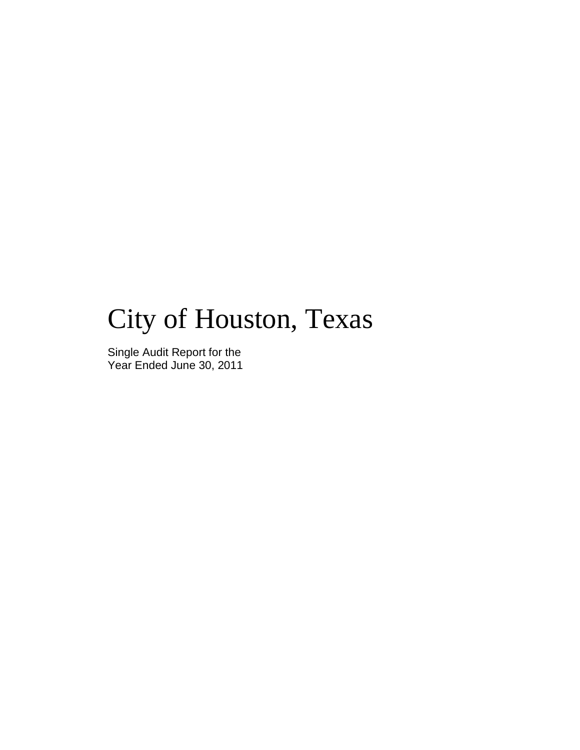# City of Houston, Texas

Single Audit Report for the
Year Ended June 30, 2011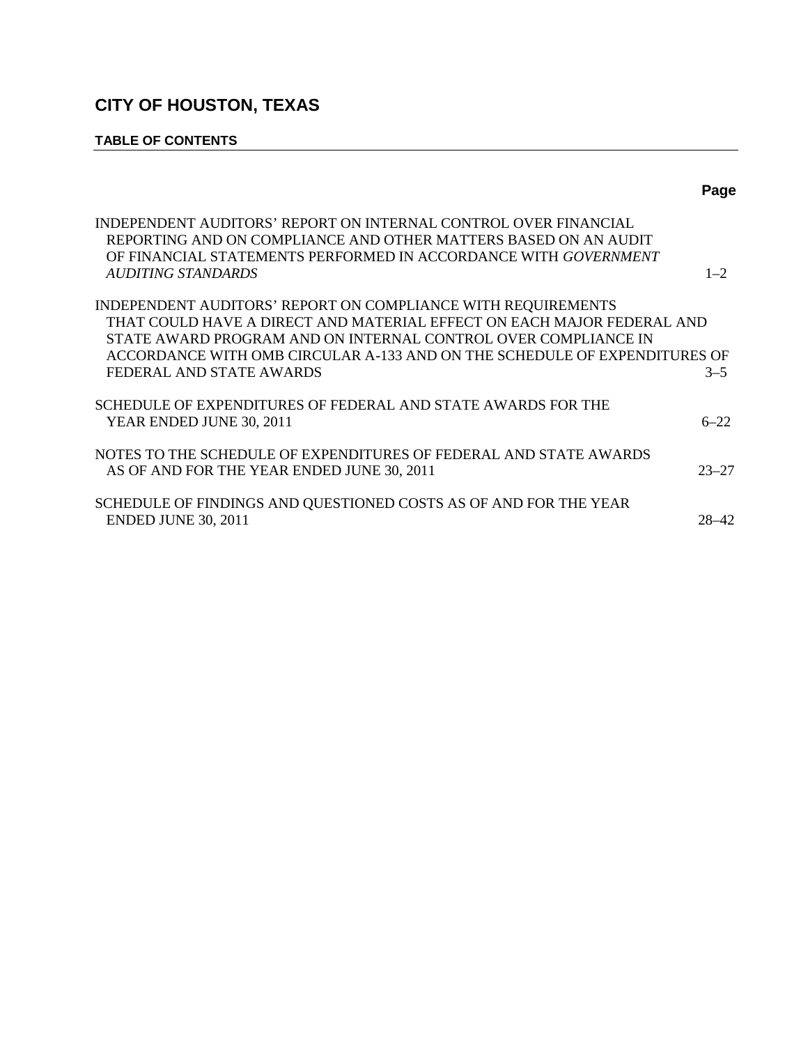# CITY OF HOUSTON, TEXAS

## TABLE OF CONTENTS

| | Page |
|---|---|
| INDEPENDENT AUDITORS' REPORT ON INTERNAL CONTROL OVER FINANCIAL REPORTING AND ON COMPLIANCE AND OTHER MATTERS BASED ON AN AUDIT OF FINANCIAL STATEMENTS PERFORMED IN ACCORDANCE WITH *GOVERNMENT AUDITING STANDARDS* | 1–2 |
| INDEPENDENT AUDITORS' REPORT ON COMPLIANCE WITH REQUIREMENTS THAT COULD HAVE A DIRECT AND MATERIAL EFFECT ON EACH MAJOR FEDERAL AND STATE AWARD PROGRAM AND ON INTERNAL CONTROL OVER COMPLIANCE IN ACCORDANCE WITH OMB CIRCULAR A-133 AND ON THE SCHEDULE OF EXPENDITURES OF FEDERAL AND STATE AWARDS | 3–5 |
| SCHEDULE OF EXPENDITURES OF FEDERAL AND STATE AWARDS FOR THE YEAR ENDED JUNE 30, 2011 | 6–22 |
| NOTES TO THE SCHEDULE OF EXPENDITURES OF FEDERAL AND STATE AWARDS AS OF AND FOR THE YEAR ENDED JUNE 30, 2011 | 23–27 |
| SCHEDULE OF FINDINGS AND QUESTIONED COSTS AS OF AND FOR THE YEAR ENDED JUNE 30, 2011 | 28–42 |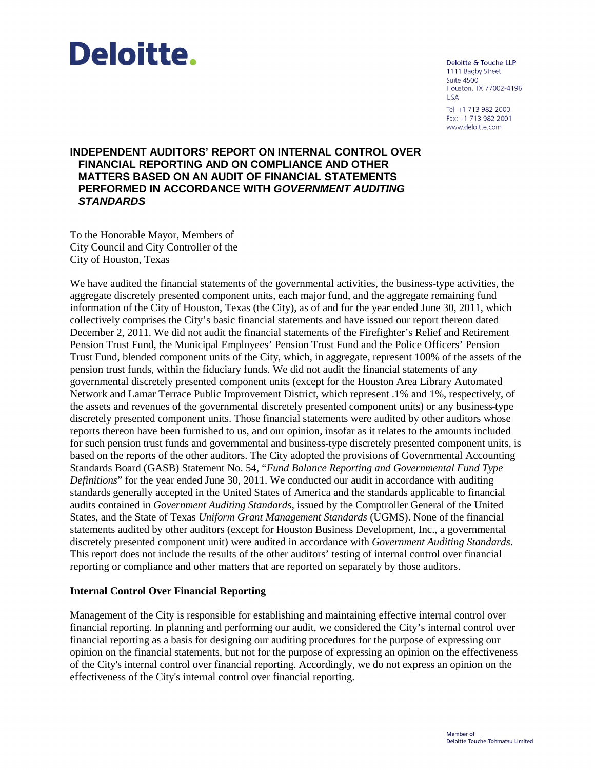**Deloitte.**

Deloitte & Touche LLP
1111 Bagby Street
Suite 4500
Houston, TX 77002-4196
USA

Tel: +1 713 982 2000
Fax: +1 713 982 2001
www.deloitte.com

## INDEPENDENT AUDITORS' REPORT ON INTERNAL CONTROL OVER FINANCIAL REPORTING AND ON COMPLIANCE AND OTHER MATTERS BASED ON AN AUDIT OF FINANCIAL STATEMENTS PERFORMED IN ACCORDANCE WITH *GOVERNMENT AUDITING STANDARDS*

To the Honorable Mayor, Members of
City Council and City Controller of the
City of Houston, Texas

We have audited the financial statements of the governmental activities, the business-type activities, the aggregate discretely presented component units, each major fund, and the aggregate remaining fund information of the City of Houston, Texas (the City), as of and for the year ended June 30, 2011, which collectively comprises the City's basic financial statements and have issued our report thereon dated December 2, 2011. We did not audit the financial statements of the Firefighter's Relief and Retirement Pension Trust Fund, the Municipal Employees' Pension Trust Fund and the Police Officers' Pension Trust Fund, blended component units of the City, which, in aggregate, represent 100% of the assets of the pension trust funds, within the fiduciary funds. We did not audit the financial statements of any governmental discretely presented component units (except for the Houston Area Library Automated Network and Lamar Terrace Public Improvement District, which represent .1% and 1%, respectively, of the assets and revenues of the governmental discretely presented component units) or any business-type discretely presented component units. Those financial statements were audited by other auditors whose reports thereon have been furnished to us, and our opinion, insofar as it relates to the amounts included for such pension trust funds and governmental and business-type discretely presented component units, is based on the reports of the other auditors. The City adopted the provisions of Governmental Accounting Standards Board (GASB) Statement No. 54, "*Fund Balance Reporting and Governmental Fund Type Definitions*" for the year ended June 30, 2011. We conducted our audit in accordance with auditing standards generally accepted in the United States of America and the standards applicable to financial audits contained in *Government Auditing Standards*, issued by the Comptroller General of the United States, and the State of Texas *Uniform Grant Management Standards* (UGMS). None of the financial statements audited by other auditors (except for Houston Business Development, Inc., a governmental discretely presented component unit) were audited in accordance with *Government Auditing Standards*. This report does not include the results of the other auditors' testing of internal control over financial reporting or compliance and other matters that are reported on separately by those auditors.

### Internal Control Over Financial Reporting

Management of the City is responsible for establishing and maintaining effective internal control over financial reporting. In planning and performing our audit, we considered the City's internal control over financial reporting as a basis for designing our auditing procedures for the purpose of expressing our opinion on the financial statements, but not for the purpose of expressing an opinion on the effectiveness of the City's internal control over financial reporting. Accordingly, we do not express an opinion on the effectiveness of the City's internal control over financial reporting.

Member of
Deloitte Touche Tohmatsu Limited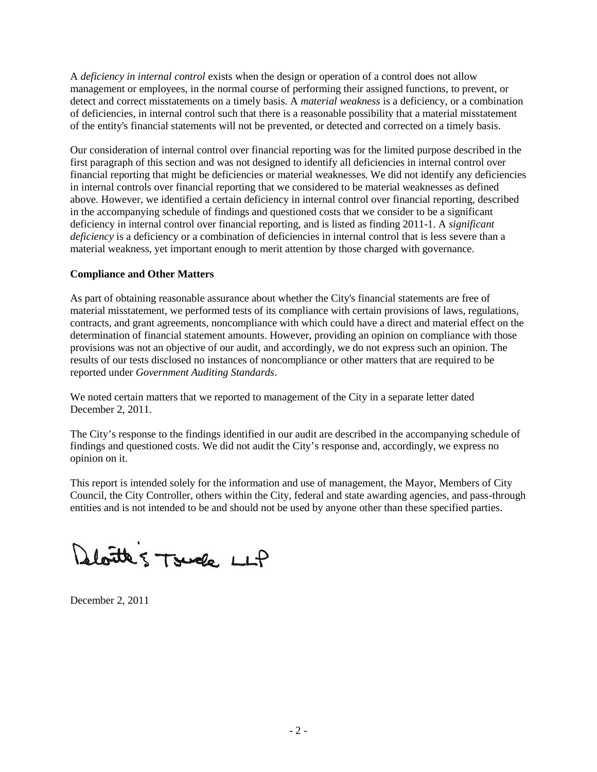A *deficiency in internal control* exists when the design or operation of a control does not allow management or employees, in the normal course of performing their assigned functions, to prevent, or detect and correct misstatements on a timely basis. A *material weakness* is a deficiency, or a combination of deficiencies, in internal control such that there is a reasonable possibility that a material misstatement of the entity's financial statements will not be prevented, or detected and corrected on a timely basis.

Our consideration of internal control over financial reporting was for the limited purpose described in the first paragraph of this section and was not designed to identify all deficiencies in internal control over financial reporting that might be deficiencies or material weaknesses. We did not identify any deficiencies in internal controls over financial reporting that we considered to be material weaknesses as defined above. However, we identified a certain deficiency in internal control over financial reporting, described in the accompanying schedule of findings and questioned costs that we consider to be a significant deficiency in internal control over financial reporting, and is listed as finding 2011-1. A *significant deficiency* is a deficiency or a combination of deficiencies in internal control that is less severe than a material weakness, yet important enough to merit attention by those charged with governance.

**Compliance and Other Matters**

As part of obtaining reasonable assurance about whether the City's financial statements are free of material misstatement, we performed tests of its compliance with certain provisions of laws, regulations, contracts, and grant agreements, noncompliance with which could have a direct and material effect on the determination of financial statement amounts. However, providing an opinion on compliance with those provisions was not an objective of our audit, and accordingly, we do not express such an opinion. The results of our tests disclosed no instances of noncompliance or other matters that are required to be reported under *Government Auditing Standards*.

We noted certain matters that we reported to management of the City in a separate letter dated December 2, 2011.

The City's response to the findings identified in our audit are described in the accompanying schedule of findings and questioned costs. We did not audit the City's response and, accordingly, we express no opinion on it.

This report is intended solely for the information and use of management, the Mayor, Members of City Council, the City Controller, others within the City, federal and state awarding agencies, and pass-through entities and is not intended to be and should not be used by anyone other than these specified parties.

Deloitte & Touche LLP

December 2, 2011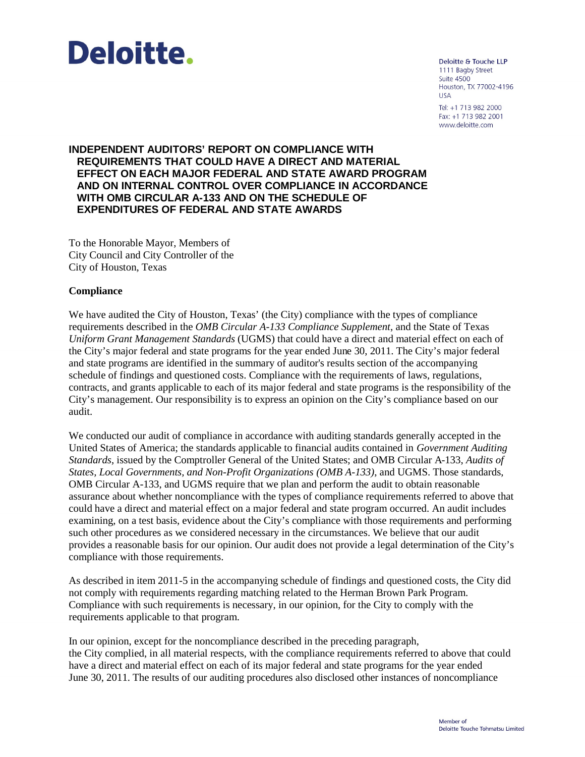**Deloitte.**

Deloitte & Touche LLP
1111 Bagby Street
Suite 4500
Houston, TX 77002-4196
USA

Tel: +1 713 982 2000
Fax: +1 713 982 2001
www.deloitte.com

# INDEPENDENT AUDITORS' REPORT ON COMPLIANCE WITH REQUIREMENTS THAT COULD HAVE A DIRECT AND MATERIAL EFFECT ON EACH MAJOR FEDERAL AND STATE AWARD PROGRAM AND ON INTERNAL CONTROL OVER COMPLIANCE IN ACCORDANCE WITH OMB CIRCULAR A-133 AND ON THE SCHEDULE OF EXPENDITURES OF FEDERAL AND STATE AWARDS

To the Honorable Mayor, Members of City Council and City Controller of the City of Houston, Texas

## Compliance

We have audited the City of Houston, Texas' (the City) compliance with the types of compliance requirements described in the *OMB Circular A-133 Compliance Supplement*, and the State of Texas *Uniform Grant Management Standards* (UGMS) that could have a direct and material effect on each of the City's major federal and state programs for the year ended June 30, 2011. The City's major federal and state programs are identified in the summary of auditor's results section of the accompanying schedule of findings and questioned costs. Compliance with the requirements of laws, regulations, contracts, and grants applicable to each of its major federal and state programs is the responsibility of the City's management. Our responsibility is to express an opinion on the City's compliance based on our audit.

We conducted our audit of compliance in accordance with auditing standards generally accepted in the United States of America; the standards applicable to financial audits contained in *Government Auditing Standards*, issued by the Comptroller General of the United States; and OMB Circular A-133, *Audits of States, Local Governments, and Non-Profit Organizations (OMB A-133)*, and UGMS. Those standards, OMB Circular A-133, and UGMS require that we plan and perform the audit to obtain reasonable assurance about whether noncompliance with the types of compliance requirements referred to above that could have a direct and material effect on a major federal and state program occurred. An audit includes examining, on a test basis, evidence about the City's compliance with those requirements and performing such other procedures as we considered necessary in the circumstances. We believe that our audit provides a reasonable basis for our opinion. Our audit does not provide a legal determination of the City's compliance with those requirements.

As described in item 2011-5 in the accompanying schedule of findings and questioned costs, the City did not comply with requirements regarding matching related to the Herman Brown Park Program. Compliance with such requirements is necessary, in our opinion, for the City to comply with the requirements applicable to that program.

In our opinion, except for the noncompliance described in the preceding paragraph, the City complied, in all material respects, with the compliance requirements referred to above that could have a direct and material effect on each of its major federal and state programs for the year ended June 30, 2011. The results of our auditing procedures also disclosed other instances of noncompliance

Member of
Deloitte Touche Tohmatsu Limited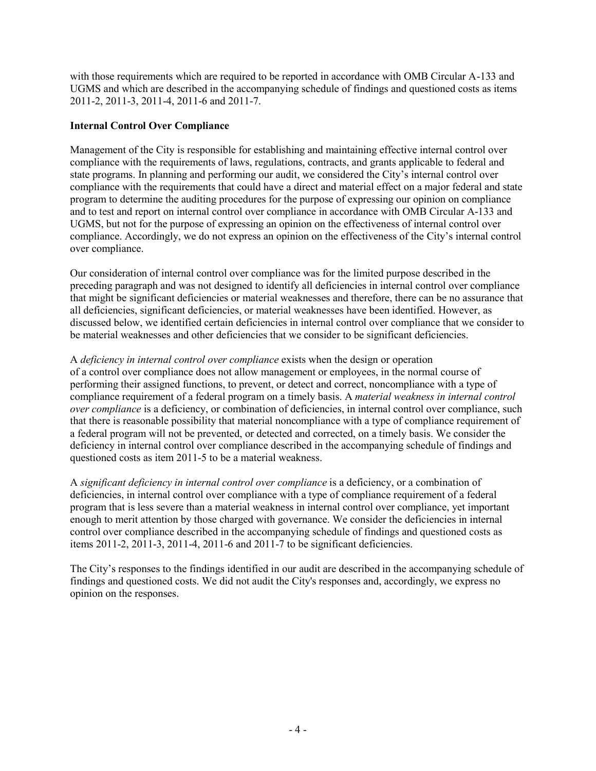with those requirements which are required to be reported in accordance with OMB Circular A-133 and UGMS and which are described in the accompanying schedule of findings and questioned costs as items 2011-2, 2011-3, 2011-4, 2011-6 and 2011-7.

**Internal Control Over Compliance**

Management of the City is responsible for establishing and maintaining effective internal control over compliance with the requirements of laws, regulations, contracts, and grants applicable to federal and state programs. In planning and performing our audit, we considered the City's internal control over compliance with the requirements that could have a direct and material effect on a major federal and state program to determine the auditing procedures for the purpose of expressing our opinion on compliance and to test and report on internal control over compliance in accordance with OMB Circular A-133 and UGMS, but not for the purpose of expressing an opinion on the effectiveness of internal control over compliance. Accordingly, we do not express an opinion on the effectiveness of the City's internal control over compliance.

Our consideration of internal control over compliance was for the limited purpose described in the preceding paragraph and was not designed to identify all deficiencies in internal control over compliance that might be significant deficiencies or material weaknesses and therefore, there can be no assurance that all deficiencies, significant deficiencies, or material weaknesses have been identified. However, as discussed below, we identified certain deficiencies in internal control over compliance that we consider to be material weaknesses and other deficiencies that we consider to be significant deficiencies.

A *deficiency in internal control over compliance* exists when the design or operation of a control over compliance does not allow management or employees, in the normal course of performing their assigned functions, to prevent, or detect and correct, noncompliance with a type of compliance requirement of a federal program on a timely basis. A *material weakness in internal control over compliance* is a deficiency, or combination of deficiencies, in internal control over compliance, such that there is reasonable possibility that material noncompliance with a type of compliance requirement of a federal program will not be prevented, or detected and corrected, on a timely basis. We consider the deficiency in internal control over compliance described in the accompanying schedule of findings and questioned costs as item 2011-5 to be a material weakness.

A *significant deficiency in internal control over compliance* is a deficiency, or a combination of deficiencies, in internal control over compliance with a type of compliance requirement of a federal program that is less severe than a material weakness in internal control over compliance, yet important enough to merit attention by those charged with governance. We consider the deficiencies in internal control over compliance described in the accompanying schedule of findings and questioned costs as items 2011-2, 2011-3, 2011-4, 2011-6 and 2011-7 to be significant deficiencies.

The City's responses to the findings identified in our audit are described in the accompanying schedule of findings and questioned costs. We did not audit the City's responses and, accordingly, we express no opinion on the responses.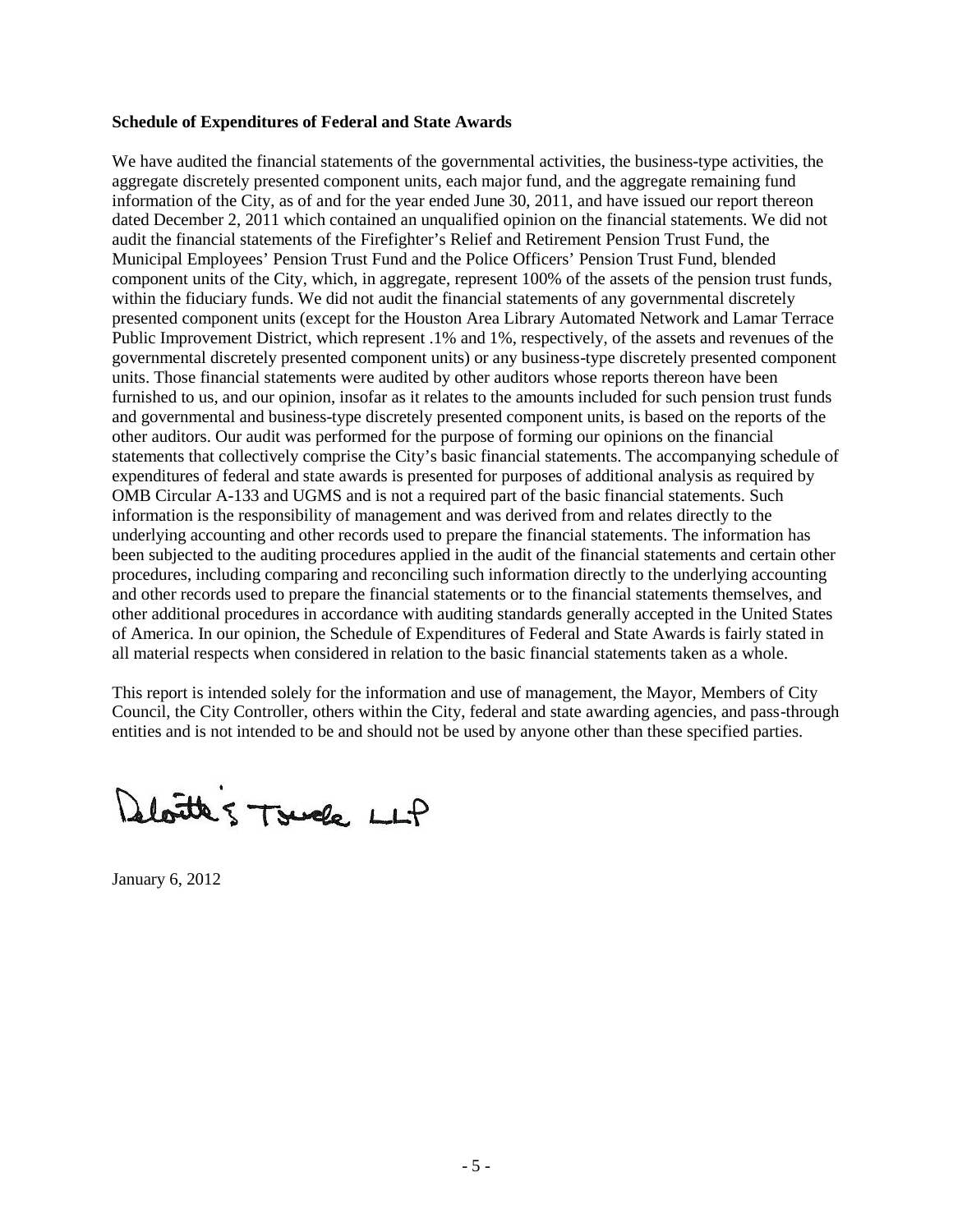**Schedule of Expenditures of Federal and State Awards**

We have audited the financial statements of the governmental activities, the business-type activities, the aggregate discretely presented component units, each major fund, and the aggregate remaining fund information of the City, as of and for the year ended June 30, 2011, and have issued our report thereon dated December 2, 2011 which contained an unqualified opinion on the financial statements. We did not audit the financial statements of the Firefighter's Relief and Retirement Pension Trust Fund, the Municipal Employees' Pension Trust Fund and the Police Officers' Pension Trust Fund, blended component units of the City, which, in aggregate, represent 100% of the assets of the pension trust funds, within the fiduciary funds. We did not audit the financial statements of any governmental discretely presented component units (except for the Houston Area Library Automated Network and Lamar Terrace Public Improvement District, which represent .1% and 1%, respectively, of the assets and revenues of the governmental discretely presented component units) or any business-type discretely presented component units. Those financial statements were audited by other auditors whose reports thereon have been furnished to us, and our opinion, insofar as it relates to the amounts included for such pension trust funds and governmental and business-type discretely presented component units, is based on the reports of the other auditors. Our audit was performed for the purpose of forming our opinions on the financial statements that collectively comprise the City's basic financial statements. The accompanying schedule of expenditures of federal and state awards is presented for purposes of additional analysis as required by OMB Circular A-133 and UGMS and is not a required part of the basic financial statements. Such information is the responsibility of management and was derived from and relates directly to the underlying accounting and other records used to prepare the financial statements. The information has been subjected to the auditing procedures applied in the audit of the financial statements and certain other procedures, including comparing and reconciling such information directly to the underlying accounting and other records used to prepare the financial statements or to the financial statements themselves, and other additional procedures in accordance with auditing standards generally accepted in the United States of America. In our opinion, the Schedule of Expenditures of Federal and State Awards is fairly stated in all material respects when considered in relation to the basic financial statements taken as a whole.

This report is intended solely for the information and use of management, the Mayor, Members of City Council, the City Controller, others within the City, federal and state awarding agencies, and pass-through entities and is not intended to be and should not be used by anyone other than these specified parties.

Deloitte & Touche LLP

January 6, 2012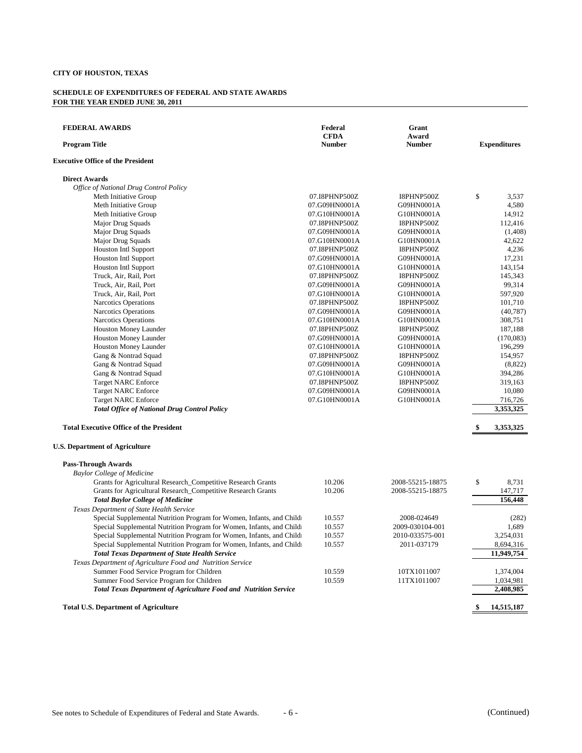**CITY OF HOUSTON, TEXAS**

**SCHEDULE OF EXPENDITURES OF FEDERAL AND STATE AWARDS**
**FOR THE YEAR ENDED JUNE 30, 2011**

| **FEDERAL AWARDS**<br>**Program Title** | **Federal CFDA Number** | **Grant Award Number** | **Expenditures** |
|---|---|---|---|
| **Executive Office of the President** | | | |
| **Direct Awards** | | | |
| *Office of National Drug Control Policy* | | | |
| Meth Initiative Group | 07.I8PHNP500Z | I8PHNP500Z | $ 3,537 |
| Meth Initiative Group | 07.G09HN0001A | G09HN0001A | 4,580 |
| Meth Initiative Group | 07.G10HN0001A | G10HN0001A | 14,912 |
| Major Drug Squads | 07.I8PHNP500Z | I8PHNP500Z | 112,416 |
| Major Drug Squads | 07.G09HN0001A | G09HN0001A | (1,408) |
| Major Drug Squads | 07.G10HN0001A | G10HN0001A | 42,622 |
| Houston Intl Support | 07.I8PHNP500Z | I8PHNP500Z | 4,236 |
| Houston Intl Support | 07.G09HN0001A | G09HN0001A | 17,231 |
| Houston Intl Support | 07.G10HN0001A | G10HN0001A | 143,154 |
| Truck, Air, Rail, Port | 07.I8PHNP500Z | I8PHNP500Z | 145,343 |
| Truck, Air, Rail, Port | 07.G09HN0001A | G09HN0001A | 99,314 |
| Truck, Air, Rail, Port | 07.G10HN0001A | G10HN0001A | 597,920 |
| Narcotics Operations | 07.I8PHNP500Z | I8PHNP500Z | 101,710 |
| Narcotics Operations | 07.G09HN0001A | G09HN0001A | (40,787) |
| Narcotics Operations | 07.G10HN0001A | G10HN0001A | 308,751 |
| Houston Money Launder | 07.I8PHNP500Z | I8PHNP500Z | 187,188 |
| Houston Money Launder | 07.G09HN0001A | G09HN0001A | (170,083) |
| Houston Money Launder | 07.G10HN0001A | G10HN0001A | 196,299 |
| Gang & Nontrad Squad | 07.I8PHNP500Z | I8PHNP500Z | 154,957 |
| Gang & Nontrad Squad | 07.G09HN0001A | G09HN0001A | (8,822) |
| Gang & Nontrad Squad | 07.G10HN0001A | G10HN0001A | 394,286 |
| Target NARC Enforce | 07.I8PHNP500Z | I8PHNP500Z | 319,163 |
| Target NARC Enforce | 07.G09HN0001A | G09HN0001A | 10,080 |
| Target NARC Enforce | 07.G10HN0001A | G10HN0001A | 716,726 |
| ***Total Office of National Drug Control Policy*** | | | **3,353,325** |
| **Total Executive Office of the President** | | | **$ 3,353,325** |
| **U.S. Department of Agriculture** | | | |
| **Pass-Through Awards** | | | |
| *Baylor College of Medicine* | | | |
| Grants for Agricultural Research_Competitive Research Grants | 10.206 | 2008-55215-18875 | $ 8,731 |
| Grants for Agricultural Research_Competitive Research Grants | 10.206 | 2008-55215-18875 | 147,717 |
| ***Total Baylor College of Medicine*** | | | **156,448** |
| *Texas Department of State Health Service* | | | |
| Special Supplemental Nutrition Program for Women, Infants, and Childr | 10.557 | 2008-024649 | (282) |
| Special Supplemental Nutrition Program for Women, Infants, and Childr | 10.557 | 2009-030104-001 | 1,689 |
| Special Supplemental Nutrition Program for Women, Infants, and Childr | 10.557 | 2010-033575-001 | 3,254,031 |
| Special Supplemental Nutrition Program for Women, Infants, and Childr | 10.557 | 2011-037179 | 8,694,316 |
| ***Total Texas Department of State Health Service*** | | | **11,949,754** |
| *Texas Department of Agriculture Food and Nutrition Service* | | | |
| Summer Food Service Program for Children | 10.559 | 10TX1011007 | 1,374,004 |
| Summer Food Service Program for Children | 10.559 | 11TX1011007 | 1,034,981 |
| ***Total Texas Department of Agriculture Food and Nutrition Service*** | | | **2,408,985** |
| **Total U.S. Department of Agriculture** | | | **$ 14,515,187** |

See notes to Schedule of Expenditures of Federal and State Awards. (Continued)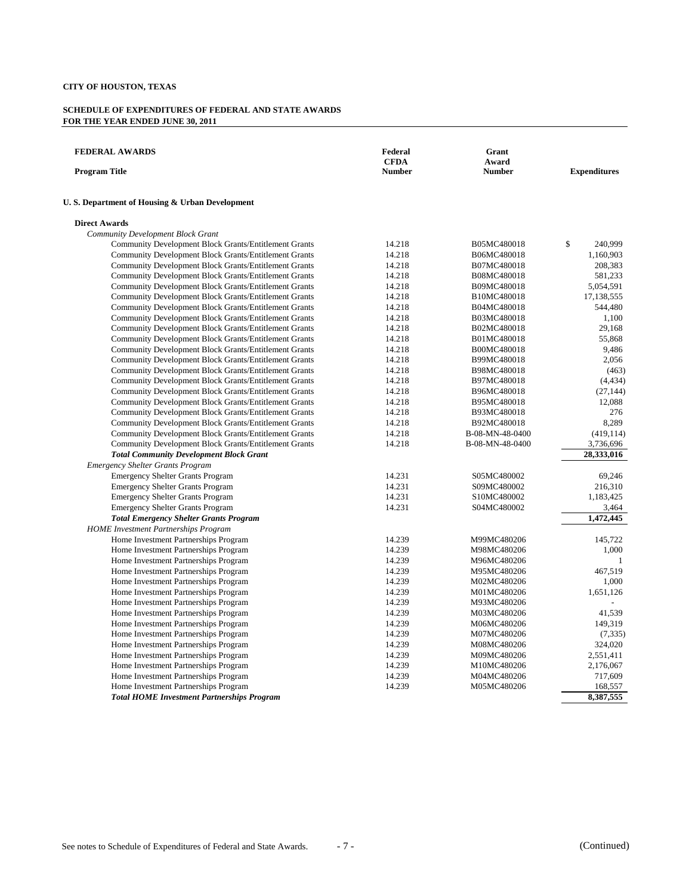**CITY OF HOUSTON, TEXAS**

**SCHEDULE OF EXPENDITURES OF FEDERAL AND STATE AWARDS**
**FOR THE YEAR ENDED JUNE 30, 2011**

| FEDERAL AWARDS<br>Program Title | Federal CFDA Number | Grant Award Number | Expenditures |
|---|---|---|---|
| **U. S. Department of Housing & Urban Development** | | | |
| **Direct Awards** | | | |
| *Community Development Block Grant* | | | |
| Community Development Block Grants/Entitlement Grants | 14.218 | B05MC480018 | $ 240,999 |
| Community Development Block Grants/Entitlement Grants | 14.218 | B06MC480018 | 1,160,903 |
| Community Development Block Grants/Entitlement Grants | 14.218 | B07MC480018 | 208,383 |
| Community Development Block Grants/Entitlement Grants | 14.218 | B08MC480018 | 581,233 |
| Community Development Block Grants/Entitlement Grants | 14.218 | B09MC480018 | 5,054,591 |
| Community Development Block Grants/Entitlement Grants | 14.218 | B10MC480018 | 17,138,555 |
| Community Development Block Grants/Entitlement Grants | 14.218 | B04MC480018 | 544,480 |
| Community Development Block Grants/Entitlement Grants | 14.218 | B03MC480018 | 1,100 |
| Community Development Block Grants/Entitlement Grants | 14.218 | B02MC480018 | 29,168 |
| Community Development Block Grants/Entitlement Grants | 14.218 | B01MC480018 | 55,868 |
| Community Development Block Grants/Entitlement Grants | 14.218 | B00MC480018 | 9,486 |
| Community Development Block Grants/Entitlement Grants | 14.218 | B99MC480018 | 2,056 |
| Community Development Block Grants/Entitlement Grants | 14.218 | B98MC480018 | (463) |
| Community Development Block Grants/Entitlement Grants | 14.218 | B97MC480018 | (4,434) |
| Community Development Block Grants/Entitlement Grants | 14.218 | B96MC480018 | (27,144) |
| Community Development Block Grants/Entitlement Grants | 14.218 | B95MC480018 | 12,088 |
| Community Development Block Grants/Entitlement Grants | 14.218 | B93MC480018 | 276 |
| Community Development Block Grants/Entitlement Grants | 14.218 | B92MC480018 | 8,289 |
| Community Development Block Grants/Entitlement Grants | 14.218 | B-08-MN-48-0400 | (419,114) |
| Community Development Block Grants/Entitlement Grants | 14.218 | B-08-MN-48-0400 | 3,736,696 |
| ***Total Community Development Block Grant*** | | | **28,333,016** |
| *Emergency Shelter Grants Program* | | | |
| Emergency Shelter Grants Program | 14.231 | S05MC480002 | 69,246 |
| Emergency Shelter Grants Program | 14.231 | S09MC480002 | 216,310 |
| Emergency Shelter Grants Program | 14.231 | S10MC480002 | 1,183,425 |
| Emergency Shelter Grants Program | 14.231 | S04MC480002 | 3,464 |
| ***Total Emergency Shelter Grants Program*** | | | **1,472,445** |
| *HOME Investment Partnerships Program* | | | |
| Home Investment Partnerships Program | 14.239 | M99MC480206 | 145,722 |
| Home Investment Partnerships Program | 14.239 | M98MC480206 | 1,000 |
| Home Investment Partnerships Program | 14.239 | M96MC480206 | 1 |
| Home Investment Partnerships Program | 14.239 | M95MC480206 | 467,519 |
| Home Investment Partnerships Program | 14.239 | M02MC480206 | 1,000 |
| Home Investment Partnerships Program | 14.239 | M01MC480206 | 1,651,126 |
| Home Investment Partnerships Program | 14.239 | M93MC480206 | - |
| Home Investment Partnerships Program | 14.239 | M03MC480206 | 41,539 |
| Home Investment Partnerships Program | 14.239 | M06MC480206 | 149,319 |
| Home Investment Partnerships Program | 14.239 | M07MC480206 | (7,335) |
| Home Investment Partnerships Program | 14.239 | M08MC480206 | 324,020 |
| Home Investment Partnerships Program | 14.239 | M09MC480206 | 2,551,411 |
| Home Investment Partnerships Program | 14.239 | M10MC480206 | 2,176,067 |
| Home Investment Partnerships Program | 14.239 | M04MC480206 | 717,609 |
| Home Investment Partnerships Program | 14.239 | M05MC480206 | 168,557 |
| ***Total HOME Investment Partnerships Program*** | | | **8,387,555** |

See notes to Schedule of Expenditures of Federal and State Awards.

(Continued)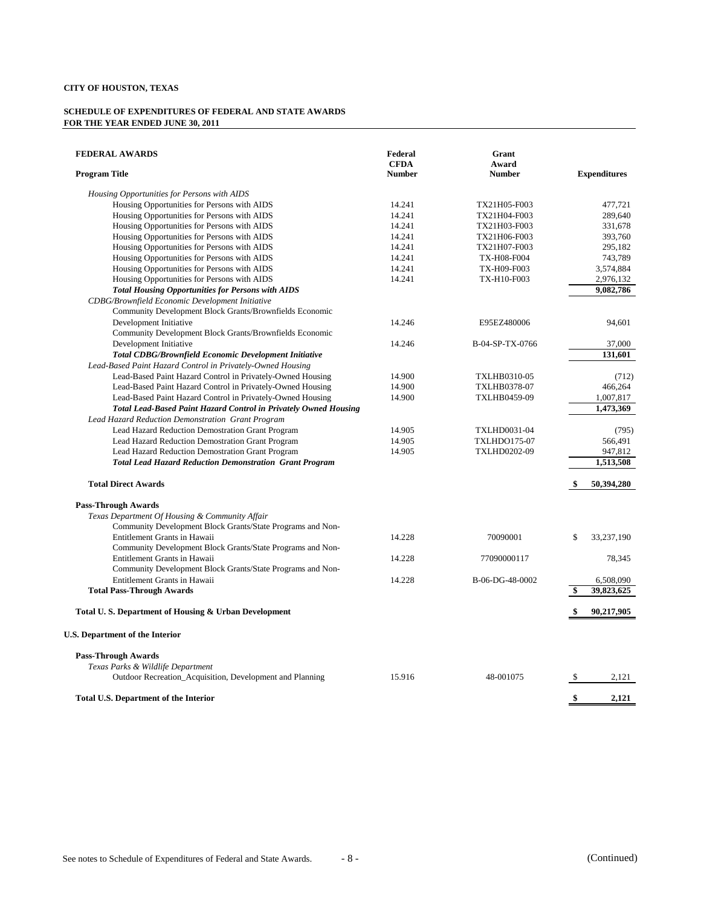**CITY OF HOUSTON, TEXAS**

**SCHEDULE OF EXPENDITURES OF FEDERAL AND STATE AWARDS**
**FOR THE YEAR ENDED JUNE 30, 2011**

| **FEDERAL AWARDS**<br>**Program Title** | **Federal CFDA Number** | **Grant Award Number** | **Expenditures** |
|---|---|---|---|
| *Housing Opportunities for Persons with AIDS* | | | |
| Housing Opportunities for Persons with AIDS | 14.241 | TX21H05-F003 | 477,721 |
| Housing Opportunities for Persons with AIDS | 14.241 | TX21H04-F003 | 289,640 |
| Housing Opportunities for Persons with AIDS | 14.241 | TX21H03-F003 | 331,678 |
| Housing Opportunities for Persons with AIDS | 14.241 | TX21H06-F003 | 393,760 |
| Housing Opportunities for Persons with AIDS | 14.241 | TX21H07-F003 | 295,182 |
| Housing Opportunities for Persons with AIDS | 14.241 | TX-H08-F004 | 743,789 |
| Housing Opportunities for Persons with AIDS | 14.241 | TX-H09-F003 | 3,574,884 |
| Housing Opportunities for Persons with AIDS | 14.241 | TX-H10-F003 | 2,976,132 |
| ***Total Housing Opportunities for Persons with AIDS*** | | | **9,082,786** |
| *CDBG/Brownfield Economic Development Initiative* | | | |
| Community Development Block Grants/Brownfields Economic Development Initiative | 14.246 | E95EZ480006 | 94,601 |
| Community Development Block Grants/Brownfields Economic Development Initiative | 14.246 | B-04-SP-TX-0766 | 37,000 |
| ***Total CDBG/Brownfield Economic Development Initiative*** | | | **131,601** |
| *Lead-Based Paint Hazard Control in Privately-Owned Housing* | | | |
| Lead-Based Paint Hazard Control in Privately-Owned Housing | 14.900 | TXLHB0310-05 | (712) |
| Lead-Based Paint Hazard Control in Privately-Owned Housing | 14.900 | TXLHB0378-07 | 466,264 |
| Lead-Based Paint Hazard Control in Privately-Owned Housing | 14.900 | TXLHB0459-09 | 1,007,817 |
| ***Total Lead-Based Paint Hazard Control in Privately Owned Housing*** | | | **1,473,369** |
| *Lead Hazard Reduction Demonstration Grant Program* | | | |
| Lead Hazard Reduction Demostration Grant Program | 14.905 | TXLHD0031-04 | (795) |
| Lead Hazard Reduction Demostration Grant Program | 14.905 | TXLHDO175-07 | 566,491 |
| Lead Hazard Reduction Demostration Grant Program | 14.905 | TXLHD0202-09 | 947,812 |
| ***Total Lead Hazard Reduction Demonstration Grant Program*** | | | **1,513,508** |
| **Total Direct Awards** | | | **$ 50,394,280** |
| **Pass-Through Awards** | | | |
| *Texas Department Of Housing & Community Affair* | | | |
| Community Development Block Grants/State Programs and Non-Entitlement Grants in Hawaii | 14.228 | 70090001 | $ 33,237,190 |
| Community Development Block Grants/State Programs and Non-Entitlement Grants in Hawaii | 14.228 | 77090000117 | 78,345 |
| Community Development Block Grants/State Programs and Non-Entitlement Grants in Hawaii | 14.228 | B-06-DG-48-0002 | 6,508,090 |
| **Total Pass-Through Awards** | | | **$ 39,823,625** |
| **Total U. S. Department of Housing & Urban Development** | | | **$ 90,217,905** |
| **U.S. Department of the Interior** | | | |
| **Pass-Through Awards** | | | |
| *Texas Parks & Wildlife Department* | | | |
| Outdoor Recreation_Acquisition, Development and Planning | 15.916 | 48-001075 | $ 2,121 |
| **Total U.S. Department of the Interior** | | | **$ 2,121** |

See notes to Schedule of Expenditures of Federal and State Awards. (Continued)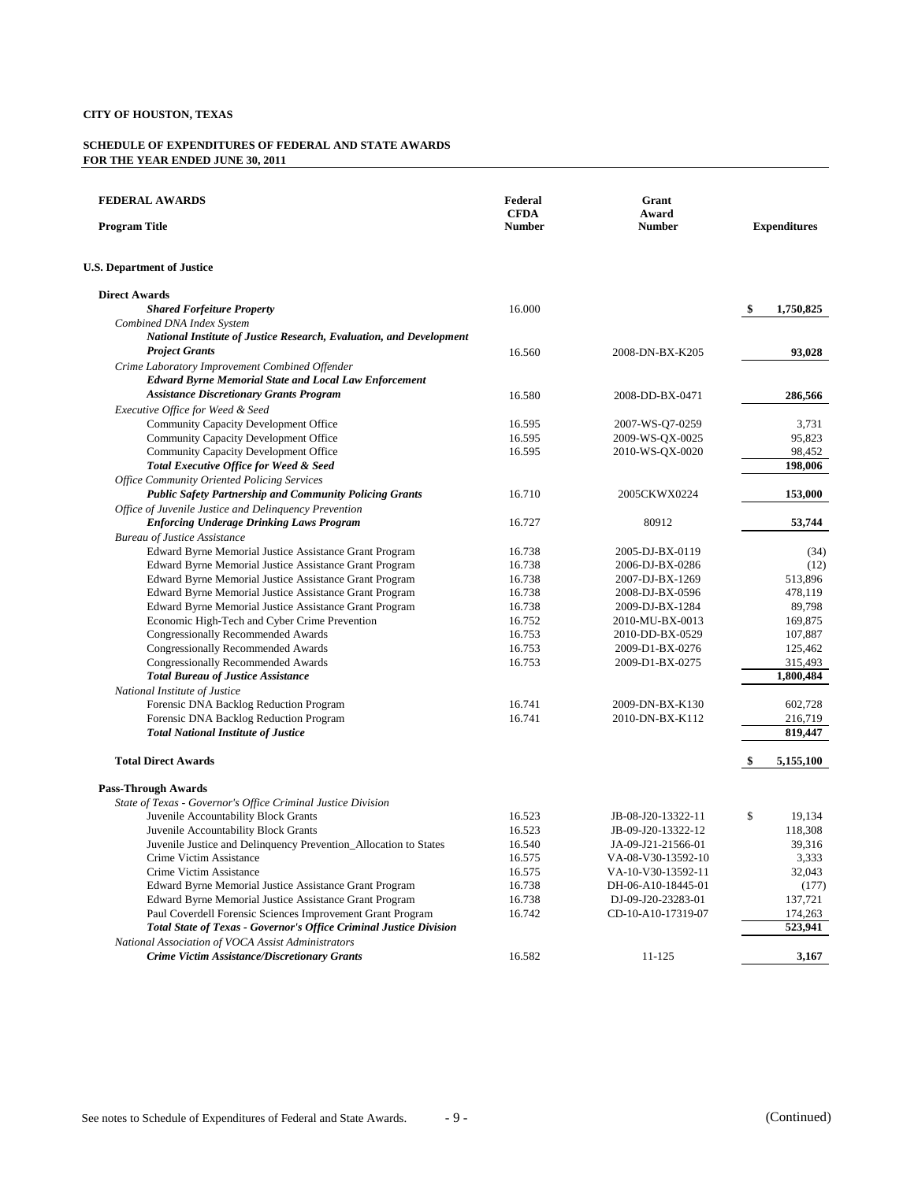**CITY OF HOUSTON, TEXAS**

**SCHEDULE OF EXPENDITURES OF FEDERAL AND STATE AWARDS**
**FOR THE YEAR ENDED JUNE 30, 2011**

| **FEDERAL AWARDS** <br> **Program Title** | **Federal CFDA Number** | **Grant Award Number** | **Expenditures** |
|---|---|---|---|
| **U.S. Department of Justice** | | | |
| **Direct Awards** | | | |
| ***Shared Forfeiture Property*** | 16.000 | | **$ 1,750,825** |
| *Combined DNA Index System* | | | |
| ***National Institute of Justice Research, Evaluation, and Development Project Grants*** | 16.560 | 2008-DN-BX-K205 | **93,028** |
| *Crime Laboratory Improvement Combined Offender* | | | |
| ***Edward Byrne Memorial State and Local Law Enforcement Assistance Discretionary Grants Program*** | 16.580 | 2008-DD-BX-0471 | **286,566** |
| *Executive Office for Weed & Seed* | | | |
| Community Capacity Development Office | 16.595 | 2007-WS-Q7-0259 | 3,731 |
| Community Capacity Development Office | 16.595 | 2009-WS-QX-0025 | 95,823 |
| Community Capacity Development Office | 16.595 | 2010-WS-QX-0020 | 98,452 |
| ***Total Executive Office for Weed & Seed*** | | | **198,006** |
| *Office Community Oriented Policing Services* | | | |
| ***Public Safety Partnership and Community Policing Grants*** | 16.710 | 2005CKWX0224 | **153,000** |
| *Office of Juvenile Justice and Delinquency Prevention* | | | |
| ***Enforcing Underage Drinking Laws Program*** | 16.727 | 80912 | **53,744** |
| *Bureau of Justice Assistance* | | | |
| Edward Byrne Memorial Justice Assistance Grant Program | 16.738 | 2005-DJ-BX-0119 | (34) |
| Edward Byrne Memorial Justice Assistance Grant Program | 16.738 | 2006-DJ-BX-0286 | (12) |
| Edward Byrne Memorial Justice Assistance Grant Program | 16.738 | 2007-DJ-BX-1269 | 513,896 |
| Edward Byrne Memorial Justice Assistance Grant Program | 16.738 | 2008-DJ-BX-0596 | 478,119 |
| Edward Byrne Memorial Justice Assistance Grant Program | 16.738 | 2009-DJ-BX-1284 | 89,798 |
| Economic High-Tech and Cyber Crime Prevention | 16.752 | 2010-MU-BX-0013 | 169,875 |
| Congressionally Recommended Awards | 16.753 | 2010-DD-BX-0529 | 107,887 |
| Congressionally Recommended Awards | 16.753 | 2009-D1-BX-0276 | 125,462 |
| Congressionally Recommended Awards | 16.753 | 2009-D1-BX-0275 | 315,493 |
| ***Total Bureau of Justice Assistance*** | | | **1,800,484** |
| *National Institute of Justice* | | | |
| Forensic DNA Backlog Reduction Program | 16.741 | 2009-DN-BX-K130 | 602,728 |
| Forensic DNA Backlog Reduction Program | 16.741 | 2010-DN-BX-K112 | 216,719 |
| ***Total National Institute of Justice*** | | | **819,447** |
| **Total Direct Awards** | | | **$ 5,155,100** |
| **Pass-Through Awards** | | | |
| *State of Texas - Governor's Office Criminal Justice Division* | | | |
| Juvenile Accountability Block Grants | 16.523 | JB-08-J20-13322-11 | $ 19,134 |
| Juvenile Accountability Block Grants | 16.523 | JB-09-J20-13322-12 | 118,308 |
| Juvenile Justice and Delinquency Prevention_Allocation to States | 16.540 | JA-09-J21-21566-01 | 39,316 |
| Crime Victim Assistance | 16.575 | VA-08-V30-13592-10 | 3,333 |
| Crime Victim Assistance | 16.575 | VA-10-V30-13592-11 | 32,043 |
| Edward Byrne Memorial Justice Assistance Grant Program | 16.738 | DH-06-A10-18445-01 | (177) |
| Edward Byrne Memorial Justice Assistance Grant Program | 16.738 | DJ-09-J20-23283-01 | 137,721 |
| Paul Coverdell Forensic Sciences Improvement Grant Program | 16.742 | CD-10-A10-17319-07 | 174,263 |
| ***Total State of Texas - Governor's Office Criminal Justice Division*** | | | **523,941** |
| *National Association of VOCA Assist Administrators* | | | |
| ***Crime Victim Assistance/Discretionary Grants*** | 16.582 | 11-125 | **3,167** |

See notes to Schedule of Expenditures of Federal and State Awards. (Continued)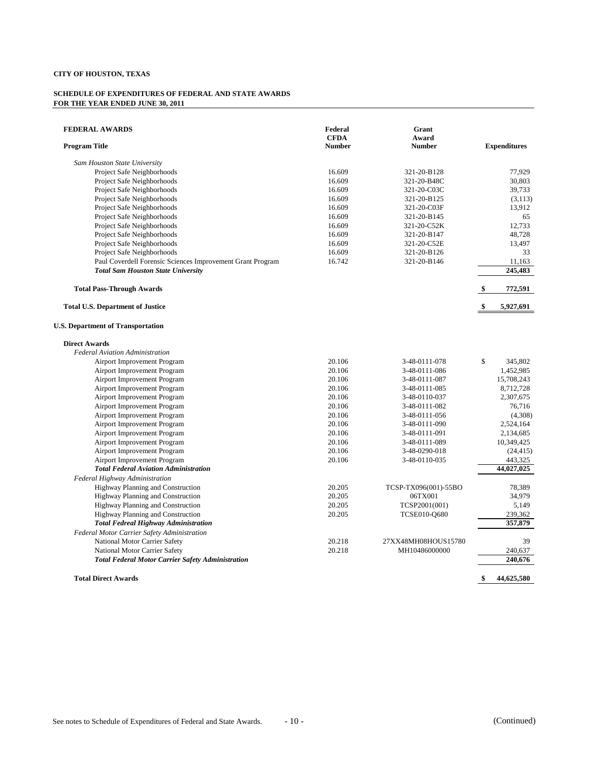**CITY OF HOUSTON, TEXAS**

**SCHEDULE OF EXPENDITURES OF FEDERAL AND STATE AWARDS**
**FOR THE YEAR ENDED JUNE 30, 2011**

| **FEDERAL AWARDS** <br> **Program Title** | **Federal CFDA Number** | **Grant Award Number** | **Expenditures** |
|---|---|---|---|
| *Sam Houston State University* | | | |
| Project Safe Neighborhoods | 16.609 | 321-20-B128 | 77,929 |
| Project Safe Neighborhoods | 16.609 | 321-20-B48C | 30,803 |
| Project Safe Neighborhoods | 16.609 | 321-20-C03C | 39,733 |
| Project Safe Neighborhoods | 16.609 | 321-20-B125 | (3,113) |
| Project Safe Neighborhoods | 16.609 | 321-20-C03F | 13,912 |
| Project Safe Neighborhoods | 16.609 | 321-20-B145 | 65 |
| Project Safe Neighborhoods | 16.609 | 321-20-C52K | 12,733 |
| Project Safe Neighborhoods | 16.609 | 321-20-B147 | 48,728 |
| Project Safe Neighborhoods | 16.609 | 321-20-C52E | 13,497 |
| Project Safe Neighborhoods | 16.609 | 321-20-B126 | 33 |
| Paul Coverdell Forensic Sciences Improvement Grant Program | 16.742 | 321-20-B146 | 11,163 |
| ***Total Sam Houston State University*** | | | **245,483** |
| **Total Pass-Through Awards** | | | **$ 772,591** |
| **Total U.S. Department of Justice** | | | **$ 5,927,691** |
| **U.S. Department of Transportation** | | | |
| **Direct Awards** | | | |
| *Federal Aviation Administration* | | | |
| Airport Improvement Program | 20.106 | 3-48-0111-078 | $ 345,802 |
| Airport Improvement Program | 20.106 | 3-48-0111-086 | 1,452,985 |
| Airport Improvement Program | 20.106 | 3-48-0111-087 | 15,708,243 |
| Airport Improvement Program | 20.106 | 3-48-0111-085 | 8,712,728 |
| Airport Improvement Program | 20.106 | 3-48-0110-037 | 2,307,675 |
| Airport Improvement Program | 20.106 | 3-48-0111-082 | 76,716 |
| Airport Improvement Program | 20.106 | 3-48-0111-056 | (4,308) |
| Airport Improvement Program | 20.106 | 3-48-0111-090 | 2,524,164 |
| Airport Improvement Program | 20.106 | 3-48-0111-091 | 2,134,685 |
| Airport Improvement Program | 20.106 | 3-48-0111-089 | 10,349,425 |
| Airport Improvement Program | 20.106 | 3-48-0290-018 | (24,415) |
| Airport Improvement Program | 20.106 | 3-48-0110-035 | 443,325 |
| ***Total Federal Aviation Administration*** | | | **44,027,025** |
| *Federal Highway Administration* | | | |
| Highway Planning and Construction | 20.205 | TCSP-TX096(001)-55BO | 78,389 |
| Highway Planning and Construction | 20.205 | 06TX001 | 34,979 |
| Highway Planning and Construction | 20.205 | TCSP2001(001) | 5,149 |
| Highway Planning and Construction | 20.205 | TCSE010-Q680 | 239,362 |
| ***Total Fedreal Highway Administration*** | | | **357,879** |
| *Federal Motor Carrier Safety Administration* | | | |
| National Motor Carrier Safety | 20.218 | 27XX48MH08HOUS15780 | 39 |
| National Motor Carrier Safety | 20.218 | MH10486000000 | 240,637 |
| ***Total Federal Motor Carrier Safety Administration*** | | | **240,676** |
| **Total Direct Awards** | | | **$ 44,625,580** |

See notes to Schedule of Expenditures of Federal and State Awards.

(Continued)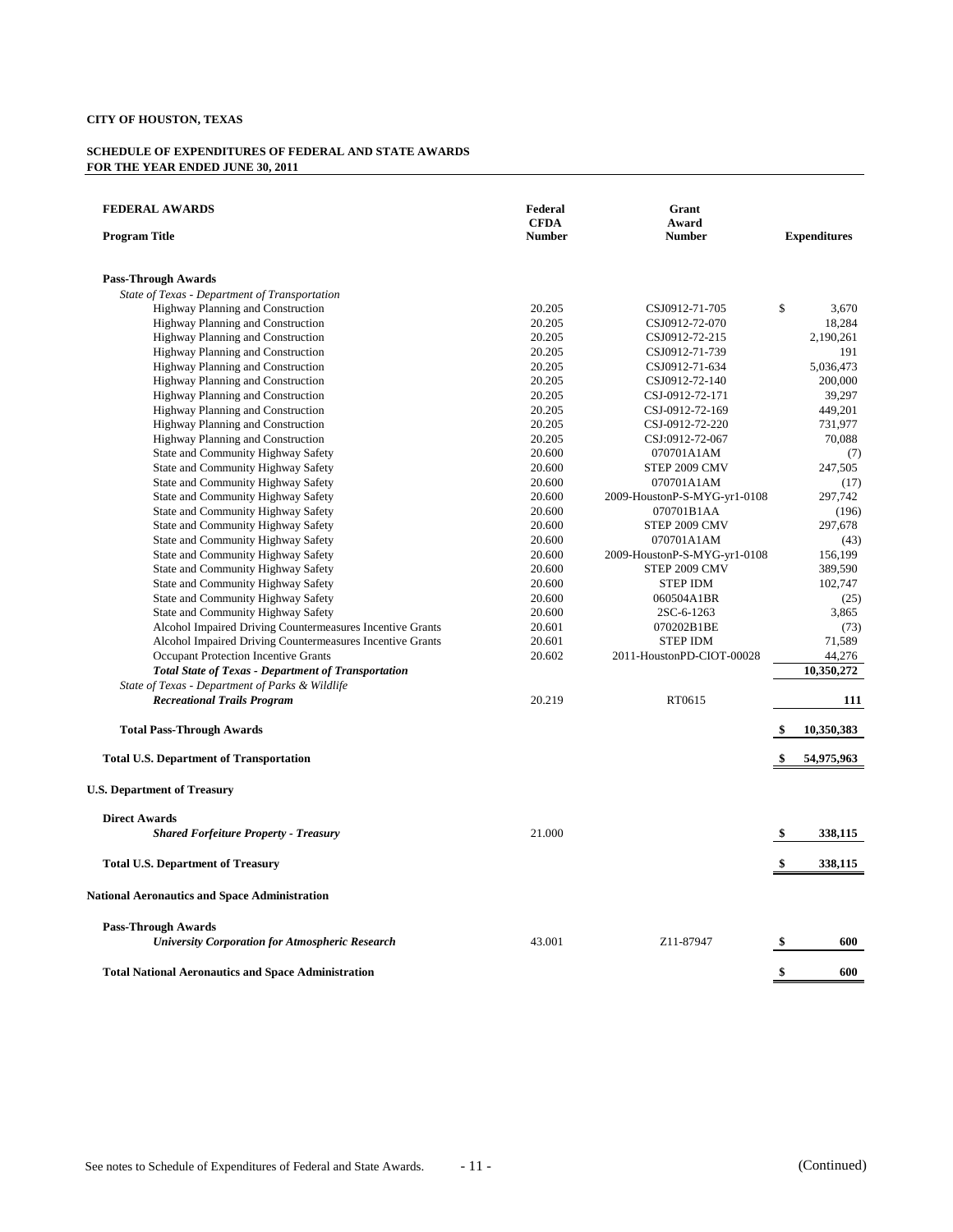**CITY OF HOUSTON, TEXAS**

**SCHEDULE OF EXPENDITURES OF FEDERAL AND STATE AWARDS**
**FOR THE YEAR ENDED JUNE 30, 2011**

| **FEDERAL AWARDS**<br>**Program Title** | **Federal CFDA Number** | **Grant Award Number** | **Expenditures** |
|---|---|---|---|
| **Pass-Through Awards** | | | |
| *State of Texas - Department of Transportation* | | | |
| Highway Planning and Construction | 20.205 | CSJ0912-71-705 | $ 3,670 |
| Highway Planning and Construction | 20.205 | CSJ0912-72-070 | 18,284 |
| Highway Planning and Construction | 20.205 | CSJ0912-72-215 | 2,190,261 |
| Highway Planning and Construction | 20.205 | CSJ0912-71-739 | 191 |
| Highway Planning and Construction | 20.205 | CSJ0912-71-634 | 5,036,473 |
| Highway Planning and Construction | 20.205 | CSJ0912-72-140 | 200,000 |
| Highway Planning and Construction | 20.205 | CSJ-0912-72-171 | 39,297 |
| Highway Planning and Construction | 20.205 | CSJ-0912-72-169 | 449,201 |
| Highway Planning and Construction | 20.205 | CSJ-0912-72-220 | 731,977 |
| Highway Planning and Construction | 20.205 | CSJ:0912-72-067 | 70,088 |
| State and Community Highway Safety | 20.600 | 070701A1AM | (7) |
| State and Community Highway Safety | 20.600 | STEP 2009 CMV | 247,505 |
| State and Community Highway Safety | 20.600 | 070701A1AM | (17) |
| State and Community Highway Safety | 20.600 | 2009-HoustonP-S-MYG-yr1-0108 | 297,742 |
| State and Community Highway Safety | 20.600 | 070701B1AA | (196) |
| State and Community Highway Safety | 20.600 | STEP 2009 CMV | 297,678 |
| State and Community Highway Safety | 20.600 | 070701A1AM | (43) |
| State and Community Highway Safety | 20.600 | 2009-HoustonP-S-MYG-yr1-0108 | 156,199 |
| State and Community Highway Safety | 20.600 | STEP 2009 CMV | 389,590 |
| State and Community Highway Safety | 20.600 | STEP IDM | 102,747 |
| State and Community Highway Safety | 20.600 | 060504A1BR | (25) |
| State and Community Highway Safety | 20.600 | 2SC-6-1263 | 3,865 |
| Alcohol Impaired Driving Countermeasures Incentive Grants | 20.601 | 070202B1BE | (73) |
| Alcohol Impaired Driving Countermeasures Incentive Grants | 20.601 | STEP IDM | 71,589 |
| Occupant Protection Incentive Grants | 20.602 | 2011-HoustonPD-CIOT-00028 | 44,276 |
| ***Total State of Texas - Department of Transportation*** | | | **10,350,272** |
| *State of Texas - Department of Parks & Wildlife* | | | |
| ***Recreational Trails Program*** | 20.219 | RT0615 | **111** |
| **Total Pass-Through Awards** | | | **$ 10,350,383** |
| **Total U.S. Department of Transportation** | | | **$ 54,975,963** |
| **U.S. Department of Treasury** | | | |
| **Direct Awards** | | | |
| ***Shared Forfeiture Property - Treasury*** | 21.000 | | **$ 338,115** |
| **Total U.S. Department of Treasury** | | | **$ 338,115** |
| **National Aeronautics and Space Administration** | | | |
| **Pass-Through Awards** | | | |
| ***University Corporation for Atmospheric Research*** | 43.001 | Z11-87947 | **$ 600** |
| **Total National Aeronautics and Space Administration** | | | **$ 600** |

See notes to Schedule of Expenditures of Federal and State Awards. (Continued)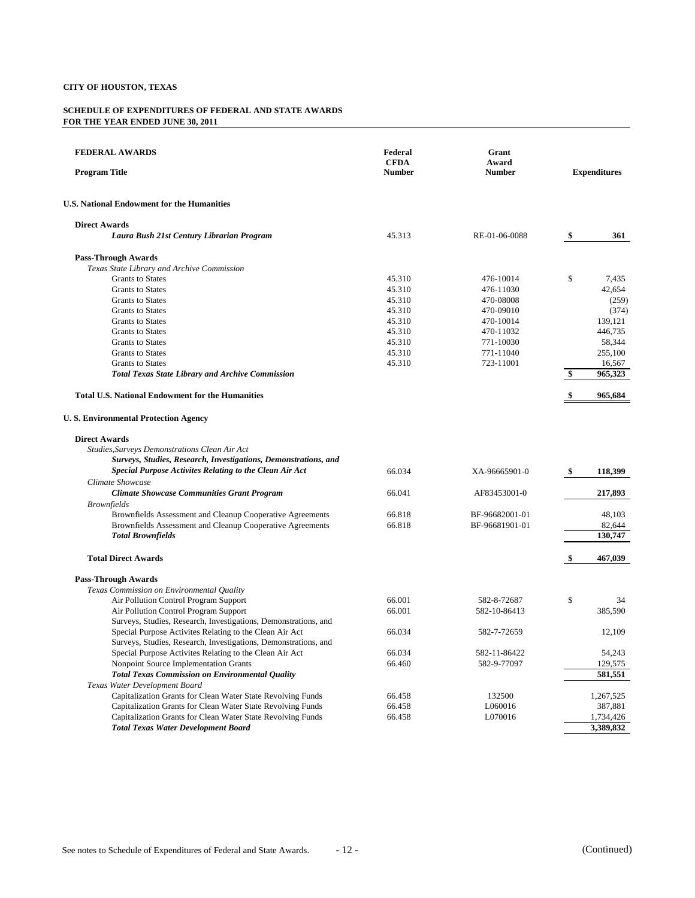**CITY OF HOUSTON, TEXAS**

**SCHEDULE OF EXPENDITURES OF FEDERAL AND STATE AWARDS**
**FOR THE YEAR ENDED JUNE 30, 2011**

| **FEDERAL AWARDS**<br>**Program Title** | **Federal CFDA Number** | **Grant Award Number** | **Expenditures** |
|---|---|---|---|
| **U.S. National Endowment for the Humanities** | | | |
| **Direct Awards** | | | |
| ***Laura Bush 21st Century Librarian Program*** | 45.313 | RE-01-06-0088 | **$ 361** |
| **Pass-Through Awards** | | | |
| *Texas State Library and Archive Commission* | | | |
| Grants to States | 45.310 | 476-10014 | $ 7,435 |
| Grants to States | 45.310 | 476-11030 | 42,654 |
| Grants to States | 45.310 | 470-08008 | (259) |
| Grants to States | 45.310 | 470-09010 | (374) |
| Grants to States | 45.310 | 470-10014 | 139,121 |
| Grants to States | 45.310 | 470-11032 | 446,735 |
| Grants to States | 45.310 | 771-10030 | 58,344 |
| Grants to States | 45.310 | 771-11040 | 255,100 |
| Grants to States | 45.310 | 723-11001 | 16,567 |
| ***Total Texas State Library and Archive Commission*** | | | **$ 965,323** |
| **Total U.S. National Endowment for the Humanities** | | | **$ 965,684** |
| **U. S. Environmental Protection Agency** | | | |
| **Direct Awards** | | | |
| *Studies,Surveys Demonstrations Clean Air Act* | | | |
| ***Surveys, Studies, Research, Investigations, Demonstrations, and Special Purpose Activites Relating to the Clean Air Act*** | 66.034 | XA-96665901-0 | **$ 118,399** |
| *Climate Showcase* | | | |
| ***Climate Showcase Communities Grant Program*** | 66.041 | AF83453001-0 | **217,893** |
| *Brownfields* | | | |
| Brownfields Assessment and Cleanup Cooperative Agreements | 66.818 | BF-96682001-01 | 48,103 |
| Brownfields Assessment and Cleanup Cooperative Agreements | 66.818 | BF-96681901-01 | 82,644 |
| ***Total Brownfields*** | | | **130,747** |
| **Total Direct Awards** | | | **$ 467,039** |
| **Pass-Through Awards** | | | |
| *Texas Commission on Environmental Quality* | | | |
| Air Pollution Control Program Support | 66.001 | 582-8-72687 | $ 34 |
| Air Pollution Control Program Support | 66.001 | 582-10-86413 | 385,590 |
| Surveys, Studies, Research, Investigations, Demonstrations, and Special Purpose Activites Relating to the Clean Air Act | 66.034 | 582-7-72659 | 12,109 |
| Surveys, Studies, Research, Investigations, Demonstrations, and Special Purpose Activites Relating to the Clean Air Act | 66.034 | 582-11-86422 | 54,243 |
| Nonpoint Source Implementation Grants | 66.460 | 582-9-77097 | 129,575 |
| ***Total Texas Commission on Environmental Quality*** | | | **581,551** |
| *Texas Water Development Board* | | | |
| Capitalization Grants for Clean Water State Revolving Funds | 66.458 | 132500 | 1,267,525 |
| Capitalization Grants for Clean Water State Revolving Funds | 66.458 | L060016 | 387,881 |
| Capitalization Grants for Clean Water State Revolving Funds | 66.458 | L070016 | 1,734,426 |
| ***Total Texas Water Development Board*** | | | **3,389,832** |

See notes to Schedule of Expenditures of Federal and State Awards. (Continued)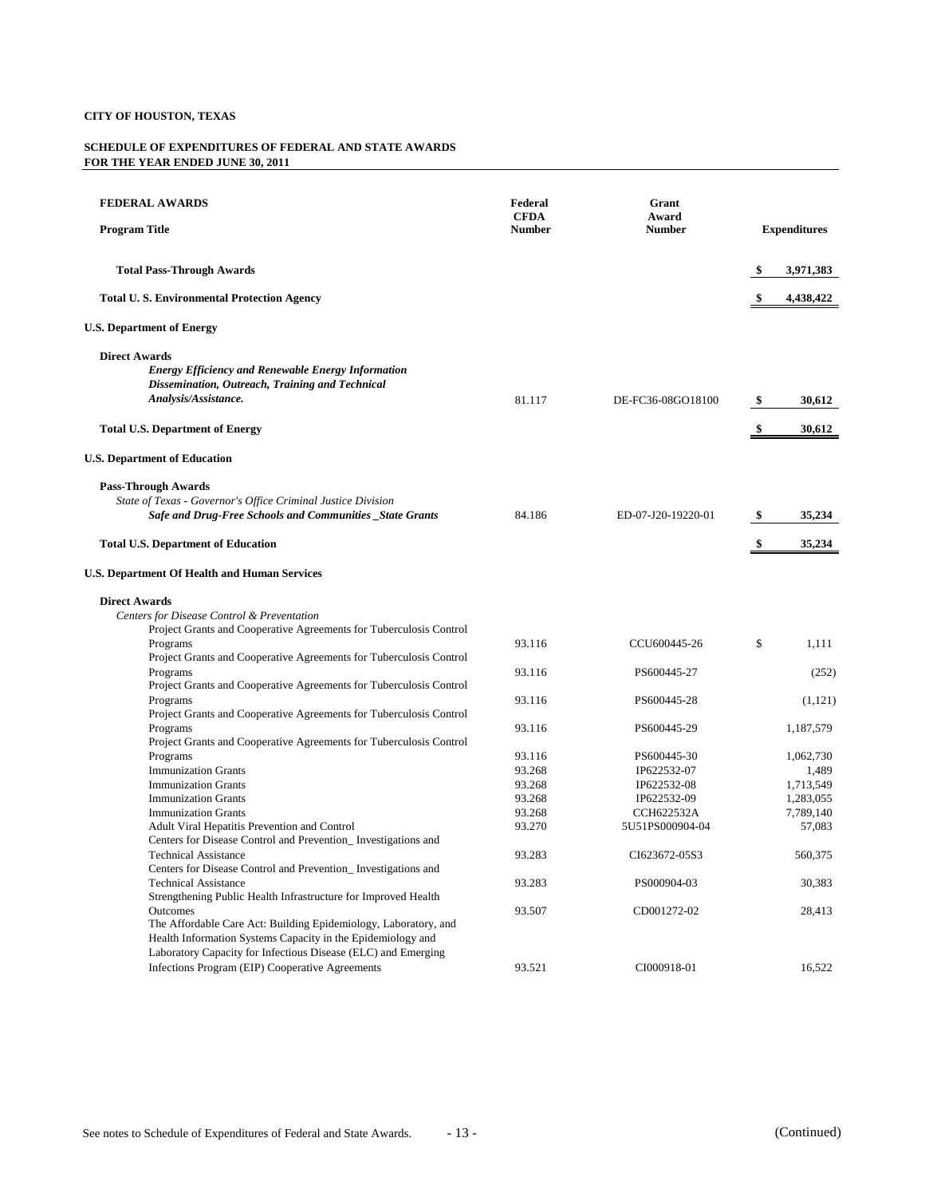**CITY OF HOUSTON, TEXAS**

**SCHEDULE OF EXPENDITURES OF FEDERAL AND STATE AWARDS**
**FOR THE YEAR ENDED JUNE 30, 2011**

| **FEDERAL AWARDS**<br>**Program Title** | **Federal CFDA Number** | **Grant Award Number** | **Expenditures** |
|---|---|---|---|
| **Total Pass-Through Awards** | | | $ 3,971,383 |
| **Total U. S. Environmental Protection Agency** | | | $ 4,438,422 |
| **U.S. Department of Energy** | | | |
| **Direct Awards** | | | |
| ***Energy Efficiency and Renewable Energy Information Dissemination, Outreach, Training and Technical Analysis/Assistance.*** | 81.117 | DE-FC36-08GO18100 | $ 30,612 |
| **Total U.S. Department of Energy** | | | $ 30,612 |
| **U.S. Department of Education** | | | |
| **Pass-Through Awards** | | | |
| *State of Texas - Governor's Office Criminal Justice Division* | | | |
| ***Safe and Drug-Free Schools and Communities _State Grants*** | 84.186 | ED-07-J20-19220-01 | $ 35,234 |
| **Total U.S. Department of Education** | | | $ 35,234 |
| **U.S. Department Of Health and Human Services** | | | |
| **Direct Awards** | | | |
| *Centers for Disease Control & Preventation* | | | |
| Project Grants and Cooperative Agreements for Tuberculosis Control Programs | 93.116 | CCU600445-26 | $ 1,111 |
| Project Grants and Cooperative Agreements for Tuberculosis Control Programs | 93.116 | PS600445-27 | (252) |
| Project Grants and Cooperative Agreements for Tuberculosis Control Programs | 93.116 | PS600445-28 | (1,121) |
| Project Grants and Cooperative Agreements for Tuberculosis Control Programs | 93.116 | PS600445-29 | 1,187,579 |
| Project Grants and Cooperative Agreements for Tuberculosis Control Programs | 93.116 | PS600445-30 | 1,062,730 |
| Immunization Grants | 93.268 | IP622532-07 | 1,489 |
| Immunization Grants | 93.268 | IP622532-08 | 1,713,549 |
| Immunization Grants | 93.268 | IP622532-09 | 1,283,055 |
| Immunization Grants | 93.268 | CCH622532A | 7,789,140 |
| Adult Viral Hepatitis Prevention and Control | 93.270 | 5U51PS000904-04 | 57,083 |
| Centers for Disease Control and Prevention_ Investigations and Technical Assistance | 93.283 | CI623672-05S3 | 560,375 |
| Centers for Disease Control and Prevention_ Investigations and Technical Assistance | 93.283 | PS000904-03 | 30,383 |
| Strengthening Public Health Infrastructure for Improved Health Outcomes | 93.507 | CD001272-02 | 28,413 |
| The Affordable Care Act: Building Epidemiology, Laboratory, and Health Information Systems Capacity in the Epidemiology and Laboratory Capacity for Infectious Disease (ELC) and Emerging Infections Program (EIP) Cooperative Agreements | 93.521 | CI000918-01 | 16,522 |

See notes to Schedule of Expenditures of Federal and State Awards. (Continued)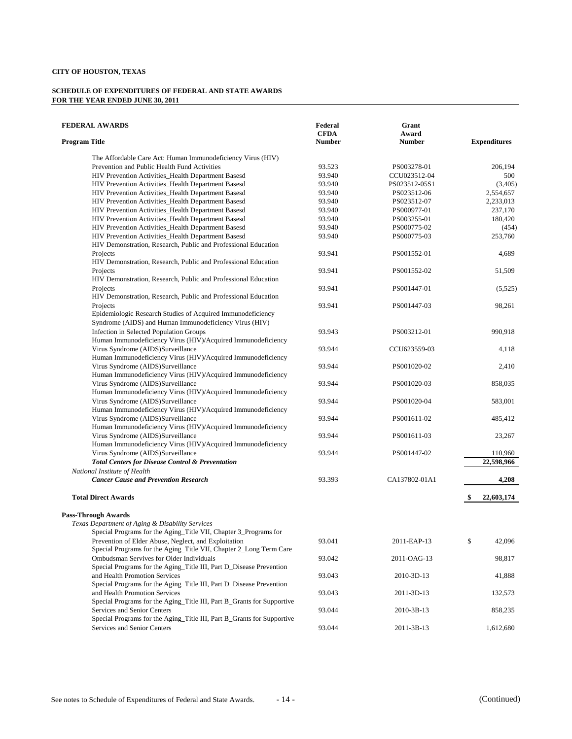**CITY OF HOUSTON, TEXAS**

**SCHEDULE OF EXPENDITURES OF FEDERAL AND STATE AWARDS**
**FOR THE YEAR ENDED JUNE 30, 2011**

| **FEDERAL AWARDS**<br>**Program Title** | **Federal CFDA Number** | **Grant Award Number** | **Expenditures** |
|---|---|---|---|
| The Affordable Care Act: Human Immunodeficiency Virus (HIV) Prevention and Public Health Fund Activities | 93.523 | PS003278-01 | 206,194 |
| HIV Prevention Activities_Health Department Basesd | 93.940 | CCU023512-04 | 500 |
| HIV Prevention Activities_Health Department Basesd | 93.940 | PS023512-05S1 | (3,405) |
| HIV Prevention Activities_Health Department Basesd | 93.940 | PS023512-06 | 2,554,657 |
| HIV Prevention Activities_Health Department Basesd | 93.940 | PS023512-07 | 2,233,013 |
| HIV Prevention Activities_Health Department Basesd | 93.940 | PS000977-01 | 237,170 |
| HIV Prevention Activities_Health Department Basesd | 93.940 | PS003255-01 | 180,420 |
| HIV Prevention Activities_Health Department Basesd | 93.940 | PS000775-02 | (454) |
| HIV Prevention Activities_Health Department Basesd | 93.940 | PS000775-03 | 253,760 |
| HIV Demonstration, Research, Public and Professional Education Projects | 93.941 | PS001552-01 | 4,689 |
| HIV Demonstration, Research, Public and Professional Education Projects | 93.941 | PS001552-02 | 51,509 |
| HIV Demonstration, Research, Public and Professional Education Projects | 93.941 | PS001447-01 | (5,525) |
| HIV Demonstration, Research, Public and Professional Education Projects | 93.941 | PS001447-03 | 98,261 |
| Epidemiologic Research Studies of Acquired Immunodeficiency Syndrome (AIDS) and Human Immunodeficiency Virus (HIV) Infection in Selected Population Groups | 93.943 | PS003212-01 | 990,918 |
| Human Immunodeficiency Virus (HIV)/Acquired Immunodeficiency Virus Syndrome (AIDS)Surveillance | 93.944 | CCU623559-03 | 4,118 |
| Human Immunodeficiency Virus (HIV)/Acquired Immunodeficiency Virus Syndrome (AIDS)Surveillance | 93.944 | PS001020-02 | 2,410 |
| Human Immunodeficiency Virus (HIV)/Acquired Immunodeficiency Virus Syndrome (AIDS)Surveillance | 93.944 | PS001020-03 | 858,035 |
| Human Immunodeficiency Virus (HIV)/Acquired Immunodeficiency Virus Syndrome (AIDS)Surveillance | 93.944 | PS001020-04 | 583,001 |
| Human Immunodeficiency Virus (HIV)/Acquired Immunodeficiency Virus Syndrome (AIDS)Surveillance | 93.944 | PS001611-02 | 485,412 |
| Human Immunodeficiency Virus (HIV)/Acquired Immunodeficiency Virus Syndrome (AIDS)Surveillance | 93.944 | PS001611-03 | 23,267 |
| Human Immunodeficiency Virus (HIV)/Acquired Immunodeficiency Virus Syndrome (AIDS)Surveillance | 93.944 | PS001447-02 | 110,960 |
| ***Total Centers for Disease Control & Preventation*** | | | **22,598,966** |
| *National Institute of Health* | | | |
| ***Cancer Cause and Prevention Research*** | 93.393 | CA137802-01A1 | **4,208** |
| **Total Direct Awards** | | | **$ 22,603,174** |
| **Pass-Through Awards** | | | |
| *Texas Department of Aging & Disability Services* | | | |
| Special Programs for the Aging_Title VII, Chapter 3_Programs for Prevention of Elder Abuse, Neglect, and Exploitation | 93.041 | 2011-EAP-13 | $ 42,096 |
| Special Programs for the Aging_Title VII, Chapter 2_Long Term Care Ombudsman Servives for Older Individuals | 93.042 | 2011-OAG-13 | 98,817 |
| Special Programs for the Aging_Title III, Part D_Disease Prevention and Health Promotion Services | 93.043 | 2010-3D-13 | 41,888 |
| Special Programs for the Aging_Title III, Part D_Disease Prevention and Health Promotion Services | 93.043 | 2011-3D-13 | 132,573 |
| Special Programs for the Aging_Title III, Part B_Grants for Supportive Services and Senior Centers | 93.044 | 2010-3B-13 | 858,235 |
| Special Programs for the Aging_Title III, Part B_Grants for Supportive Services and Senior Centers | 93.044 | 2011-3B-13 | 1,612,680 |

See notes to Schedule of Expenditures of Federal and State Awards.

(Continued)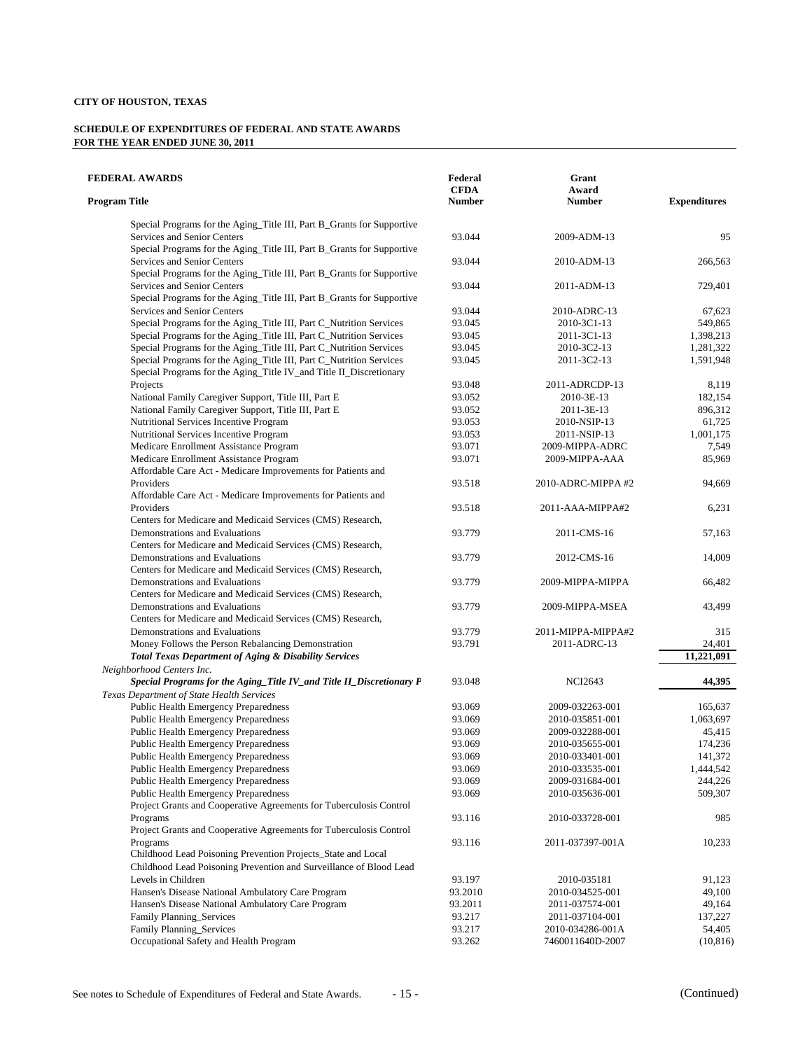**CITY OF HOUSTON, TEXAS**

**SCHEDULE OF EXPENDITURES OF FEDERAL AND STATE AWARDS**
**FOR THE YEAR ENDED JUNE 30, 2011**

| **FEDERAL AWARDS**<br>**Program Title** | **Federal CFDA Number** | **Grant Award Number** | **Expenditures** |
|---|---|---|---|
| Special Programs for the Aging_Title III, Part B_Grants for Supportive Services and Senior Centers | 93.044 | 2009-ADM-13 | 95 |
| Special Programs for the Aging_Title III, Part B_Grants for Supportive Services and Senior Centers | 93.044 | 2010-ADM-13 | 266,563 |
| Special Programs for the Aging_Title III, Part B_Grants for Supportive Services and Senior Centers | 93.044 | 2011-ADM-13 | 729,401 |
| Special Programs for the Aging_Title III, Part B_Grants for Supportive Services and Senior Centers | 93.044 | 2010-ADRC-13 | 67,623 |
| Special Programs for the Aging_Title III, Part C_Nutrition Services | 93.045 | 2010-3C1-13 | 549,865 |
| Special Programs for the Aging_Title III, Part C_Nutrition Services | 93.045 | 2011-3C1-13 | 1,398,213 |
| Special Programs for the Aging_Title III, Part C_Nutrition Services | 93.045 | 2010-3C2-13 | 1,281,322 |
| Special Programs for the Aging_Title III, Part C_Nutrition Services | 93.045 | 2011-3C2-13 | 1,591,948 |
| Special Programs for the Aging_Title IV_and Title II_Discretionary Projects | 93.048 | 2011-ADRCDP-13 | 8,119 |
| National Family Caregiver Support, Title III, Part E | 93.052 | 2010-3E-13 | 182,154 |
| National Family Caregiver Support, Title III, Part E | 93.052 | 2011-3E-13 | 896,312 |
| Nutritional Services Incentive Program | 93.053 | 2010-NSIP-13 | 61,725 |
| Nutritional Services Incentive Program | 93.053 | 2011-NSIP-13 | 1,001,175 |
| Medicare Enrollment Assistance Program | 93.071 | 2009-MIPPA-ADRC | 7,549 |
| Medicare Enrollment Assistance Program | 93.071 | 2009-MIPPA-AAA | 85,969 |
| Affordable Care Act - Medicare Improvements for Patients and Providers | 93.518 | 2010-ADRC-MIPPA #2 | 94,669 |
| Affordable Care Act - Medicare Improvements for Patients and Providers | 93.518 | 2011-AAA-MIPPA#2 | 6,231 |
| Centers for Medicare and Medicaid Services (CMS) Research, Demonstrations and Evaluations | 93.779 | 2011-CMS-16 | 57,163 |
| Centers for Medicare and Medicaid Services (CMS) Research, Demonstrations and Evaluations | 93.779 | 2012-CMS-16 | 14,009 |
| Centers for Medicare and Medicaid Services (CMS) Research, Demonstrations and Evaluations | 93.779 | 2009-MIPPA-MIPPA | 66,482 |
| Centers for Medicare and Medicaid Services (CMS) Research, Demonstrations and Evaluations | 93.779 | 2009-MIPPA-MSEA | 43,499 |
| Centers for Medicare and Medicaid Services (CMS) Research, Demonstrations and Evaluations | 93.779 | 2011-MIPPA-MIPPA#2 | 315 |
| Money Follows the Person Rebalancing Demonstration | 93.791 | 2011-ADRC-13 | 24,401 |
| ***Total Texas Department of Aging & Disability Services*** | | | **11,221,091** |
| *Neighborhood Centers Inc.* | | | |
| ***Special Programs for the Aging_Title IV_and Title II_Discretionary P*** | 93.048 | NCI2643 | **44,395** |
| *Texas Department of State Health Services* | | | |
| Public Health Emergency Preparedness | 93.069 | 2009-032263-001 | 165,637 |
| Public Health Emergency Preparedness | 93.069 | 2010-035851-001 | 1,063,697 |
| Public Health Emergency Preparedness | 93.069 | 2009-032288-001 | 45,415 |
| Public Health Emergency Preparedness | 93.069 | 2010-035655-001 | 174,236 |
| Public Health Emergency Preparedness | 93.069 | 2010-033401-001 | 141,372 |
| Public Health Emergency Preparedness | 93.069 | 2010-033535-001 | 1,444,542 |
| Public Health Emergency Preparedness | 93.069 | 2009-031684-001 | 244,226 |
| Public Health Emergency Preparedness | 93.069 | 2010-035636-001 | 509,307 |
| Project Grants and Cooperative Agreements for Tuberculosis Control Programs | 93.116 | 2010-033728-001 | 985 |
| Project Grants and Cooperative Agreements for Tuberculosis Control Programs | 93.116 | 2011-037397-001A | 10,233 |
| Childhood Lead Poisoning Prevention Projects_State and Local Childhood Lead Poisoning Prevention and Surveillance of Blood Lead Levels in Children | 93.197 | 2010-035181 | 91,123 |
| Hansen's Disease National Ambulatory Care Program | 93.2010 | 2010-034525-001 | 49,100 |
| Hansen's Disease National Ambulatory Care Program | 93.2011 | 2011-037574-001 | 49,164 |
| Family Planning_Services | 93.217 | 2011-037104-001 | 137,227 |
| Family Planning_Services | 93.217 | 2010-034286-001A | 54,405 |
| Occupational Safety and Health Program | 93.262 | 7460011640D-2007 | (10,816) |

See notes to Schedule of Expenditures of Federal and State Awards.

(Continued)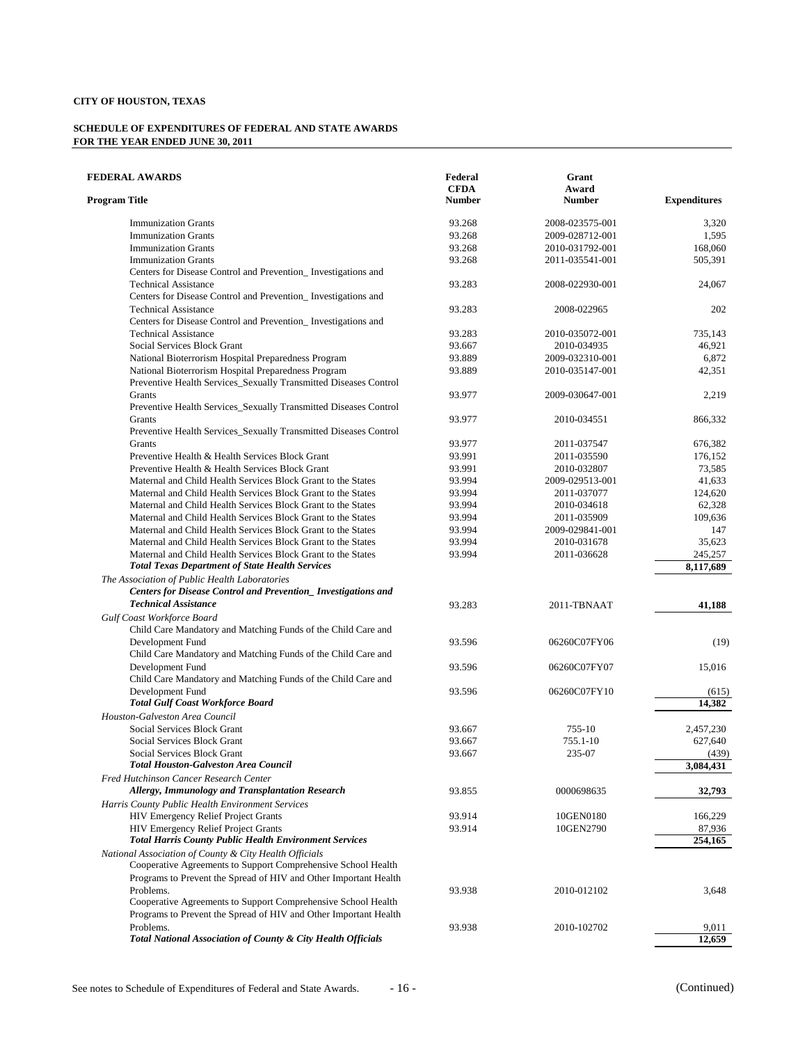**CITY OF HOUSTON, TEXAS**

**SCHEDULE OF EXPENDITURES OF FEDERAL AND STATE AWARDS**
**FOR THE YEAR ENDED JUNE 30, 2011**

| FEDERAL AWARDS<br>Program Title | Federal CFDA Number | Grant Award Number | Expenditures |
|---|---|---|---|
| Immunization Grants | 93.268 | 2008-023575-001 | 3,320 |
| Immunization Grants | 93.268 | 2009-028712-001 | 1,595 |
| Immunization Grants | 93.268 | 2010-031792-001 | 168,060 |
| Immunization Grants | 93.268 | 2011-035541-001 | 505,391 |
| Centers for Disease Control and Prevention_ Investigations and Technical Assistance | 93.283 | 2008-022930-001 | 24,067 |
| Centers for Disease Control and Prevention_ Investigations and Technical Assistance | 93.283 | 2008-022965 | 202 |
| Centers for Disease Control and Prevention_ Investigations and Technical Assistance | 93.283 | 2010-035072-001 | 735,143 |
| Social Services Block Grant | 93.667 | 2010-034935 | 46,921 |
| National Bioterrorism Hospital Preparedness Program | 93.889 | 2009-032310-001 | 6,872 |
| National Bioterrorism Hospital Preparedness Program | 93.889 | 2010-035147-001 | 42,351 |
| Preventive Health Services_Sexually Transmitted Diseases Control Grants | 93.977 | 2009-030647-001 | 2,219 |
| Preventive Health Services_Sexually Transmitted Diseases Control Grants | 93.977 | 2010-034551 | 866,332 |
| Preventive Health Services_Sexually Transmitted Diseases Control Grants | 93.977 | 2011-037547 | 676,382 |
| Preventive Health & Health Services Block Grant | 93.991 | 2011-035590 | 176,152 |
| Preventive Health & Health Services Block Grant | 93.991 | 2010-032807 | 73,585 |
| Maternal and Child Health Services Block Grant to the States | 93.994 | 2009-029513-001 | 41,633 |
| Maternal and Child Health Services Block Grant to the States | 93.994 | 2011-037077 | 124,620 |
| Maternal and Child Health Services Block Grant to the States | 93.994 | 2010-034618 | 62,328 |
| Maternal and Child Health Services Block Grant to the States | 93.994 | 2011-035909 | 109,636 |
| Maternal and Child Health Services Block Grant to the States | 93.994 | 2009-029841-001 | 147 |
| Maternal and Child Health Services Block Grant to the States | 93.994 | 2010-031678 | 35,623 |
| Maternal and Child Health Services Block Grant to the States | 93.994 | 2011-036628 | 245,257 |
| ***Total Texas Department of State Health Services*** | | | **8,117,689** |
| *The Association of Public Health Laboratories* | | | |
| ***Centers for Disease Control and Prevention_ Investigations and Technical Assistance*** | 93.283 | 2011-TBNAAT | **41,188** |
| *Gulf Coast Workforce Board* | | | |
| Child Care Mandatory and Matching Funds of the Child Care and Development Fund | 93.596 | 06260C07FY06 | (19) |
| Child Care Mandatory and Matching Funds of the Child Care and Development Fund | 93.596 | 06260C07FY07 | 15,016 |
| Child Care Mandatory and Matching Funds of the Child Care and Development Fund | 93.596 | 06260C07FY10 | (615) |
| ***Total Gulf Coast Workforce Board*** | | | **14,382** |
| *Houston-Galveston Area Council* | | | |
| Social Services Block Grant | 93.667 | 755-10 | 2,457,230 |
| Social Services Block Grant | 93.667 | 755.1-10 | 627,640 |
| Social Services Block Grant | 93.667 | 235-07 | (439) |
| ***Total Houston-Galveston Area Council*** | | | **3,084,431** |
| *Fred Hutchinson Cancer Research Center* | | | |
| ***Allergy, Immunology and Transplantation Research*** | 93.855 | 0000698635 | **32,793** |
| *Harris County Public Health Environment Services* | | | |
| HIV Emergency Relief Project Grants | 93.914 | 10GEN0180 | 166,229 |
| HIV Emergency Relief Project Grants | 93.914 | 10GEN2790 | 87,936 |
| ***Total Harris County Public Health Environment Services*** | | | **254,165** |
| *National Association of County & City Health Officials* | | | |
| Cooperative Agreements to Support Comprehensive School Health Programs to Prevent the Spread of HIV and Other Important Health Problems. | 93.938 | 2010-012102 | 3,648 |
| Cooperative Agreements to Support Comprehensive School Health Programs to Prevent the Spread of HIV and Other Important Health Problems. | 93.938 | 2010-102702 | 9,011 |
| ***Total National Association of County & City Health Officials*** | | | **12,659** |

See notes to Schedule of Expenditures of Federal and State Awards. (Continued)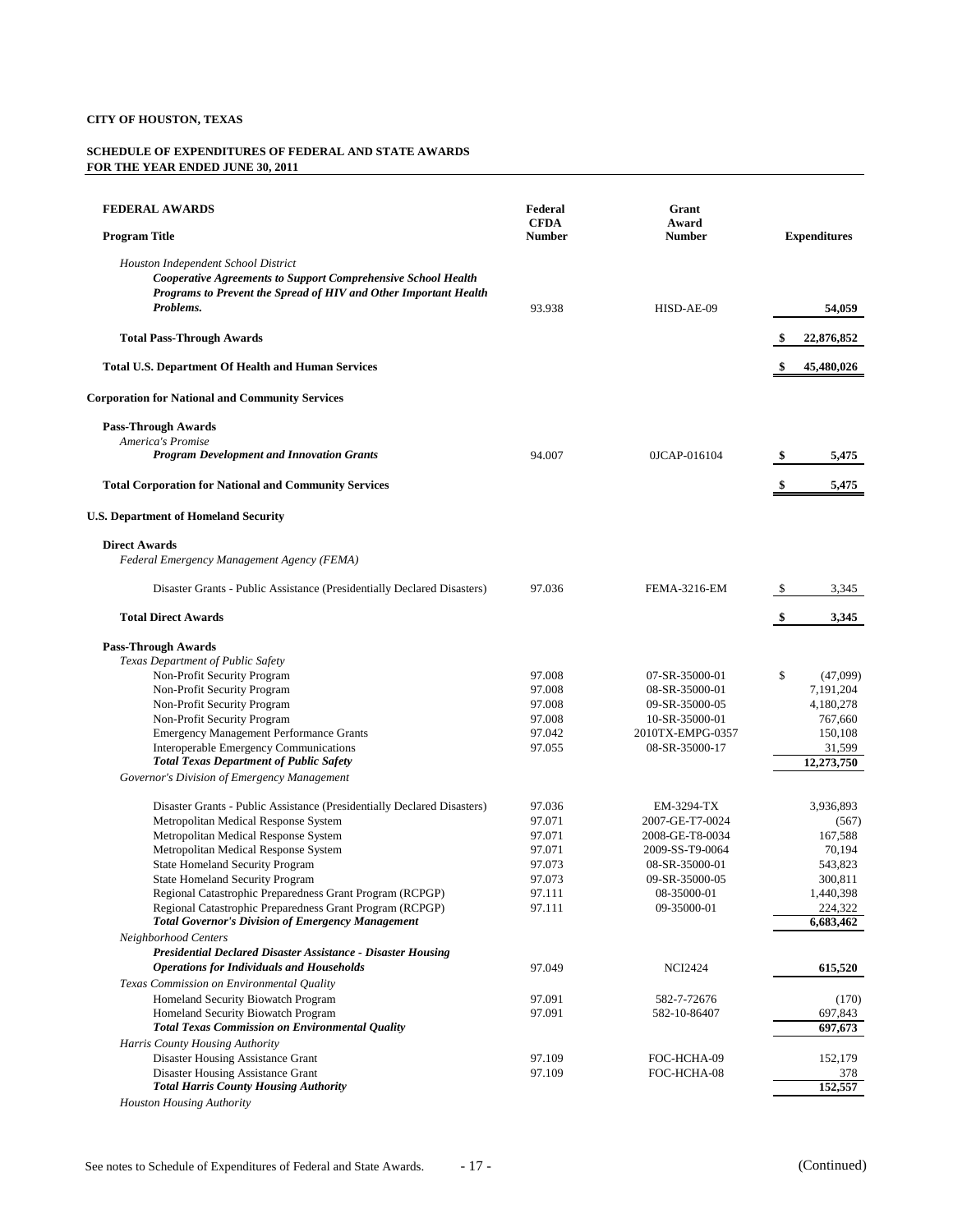**CITY OF HOUSTON, TEXAS**

**SCHEDULE OF EXPENDITURES OF FEDERAL AND STATE AWARDS**
**FOR THE YEAR ENDED JUNE 30, 2011**

| **FEDERAL AWARDS** <br> **Program Title** | **Federal CFDA Number** | **Grant Award Number** | **Expenditures** |
|---|---|---|---|
| *Houston Independent School District* | | | |
| ***Cooperative Agreements to Support Comprehensive School Health Programs to Prevent the Spread of HIV and Other Important Health Problems.*** | 93.938 | HISD-AE-09 | **54,059** |
| **Total Pass-Through Awards** | | | **$ 22,876,852** |
| **Total U.S. Department Of Health and Human Services** | | | **$ 45,480,026** |
| **Corporation for National and Community Services** | | | |
| **Pass-Through Awards** | | | |
| *America's Promise* | | | |
| ***Program Development and Innovation Grants*** | 94.007 | 0JCAP-016104 | **$ 5,475** |
| **Total Corporation for National and Community Services** | | | **$ 5,475** |
| **U.S. Department of Homeland Security** | | | |
| **Direct Awards** | | | |
| *Federal Emergency Management Agency (FEMA)* | | | |
| Disaster Grants - Public Assistance (Presidentially Declared Disasters) | 97.036 | FEMA-3216-EM | $ 3,345 |
| **Total Direct Awards** | | | **$ 3,345** |
| **Pass-Through Awards** | | | |
| *Texas Department of Public Safety* | | | |
| Non-Profit Security Program | 97.008 | 07-SR-35000-01 | $ (47,099) |
| Non-Profit Security Program | 97.008 | 08-SR-35000-01 | 7,191,204 |
| Non-Profit Security Program | 97.008 | 09-SR-35000-05 | 4,180,278 |
| Non-Profit Security Program | 97.008 | 10-SR-35000-01 | 767,660 |
| Emergency Management Performance Grants | 97.042 | 2010TX-EMPG-0357 | 150,108 |
| Interoperable Emergency Communications | 97.055 | 08-SR-35000-17 | 31,599 |
| ***Total Texas Department of Public Safety*** | | | **12,273,750** |
| *Governor's Division of Emergency Management* | | | |
| Disaster Grants - Public Assistance (Presidentially Declared Disasters) | 97.036 | EM-3294-TX | 3,936,893 |
| Metropolitan Medical Response System | 97.071 | 2007-GE-T7-0024 | (567) |
| Metropolitan Medical Response System | 97.071 | 2008-GE-T8-0034 | 167,588 |
| Metropolitan Medical Response System | 97.071 | 2009-SS-T9-0064 | 70,194 |
| State Homeland Security Program | 97.073 | 08-SR-35000-01 | 543,823 |
| State Homeland Security Program | 97.073 | 09-SR-35000-05 | 300,811 |
| Regional Catastrophic Preparedness Grant Program (RCPGP) | 97.111 | 08-35000-01 | 1,440,398 |
| Regional Catastrophic Preparedness Grant Program (RCPGP) | 97.111 | 09-35000-01 | 224,322 |
| ***Total Governor's Division of Emergency Management*** | | | **6,683,462** |
| *Neighborhood Centers* | | | |
| ***Presidential Declared Disaster Assistance - Disaster Housing Operations for Individuals and Households*** | 97.049 | NCI2424 | **615,520** |
| *Texas Commission on Environmental Quality* | | | |
| Homeland Security Biowatch Program | 97.091 | 582-7-72676 | (170) |
| Homeland Security Biowatch Program | 97.091 | 582-10-86407 | 697,843 |
| ***Total Texas Commission on Environmental Quality*** | | | **697,673** |
| *Harris County Housing Authority* | | | |
| Disaster Housing Assistance Grant | 97.109 | FOC-HCHA-09 | 152,179 |
| Disaster Housing Assistance Grant | 97.109 | FOC-HCHA-08 | 378 |
| ***Total Harris County Housing Authority*** | | | **152,557** |
| *Houston Housing Authority* | | | |

See notes to Schedule of Expenditures of Federal and State Awards.

(Continued)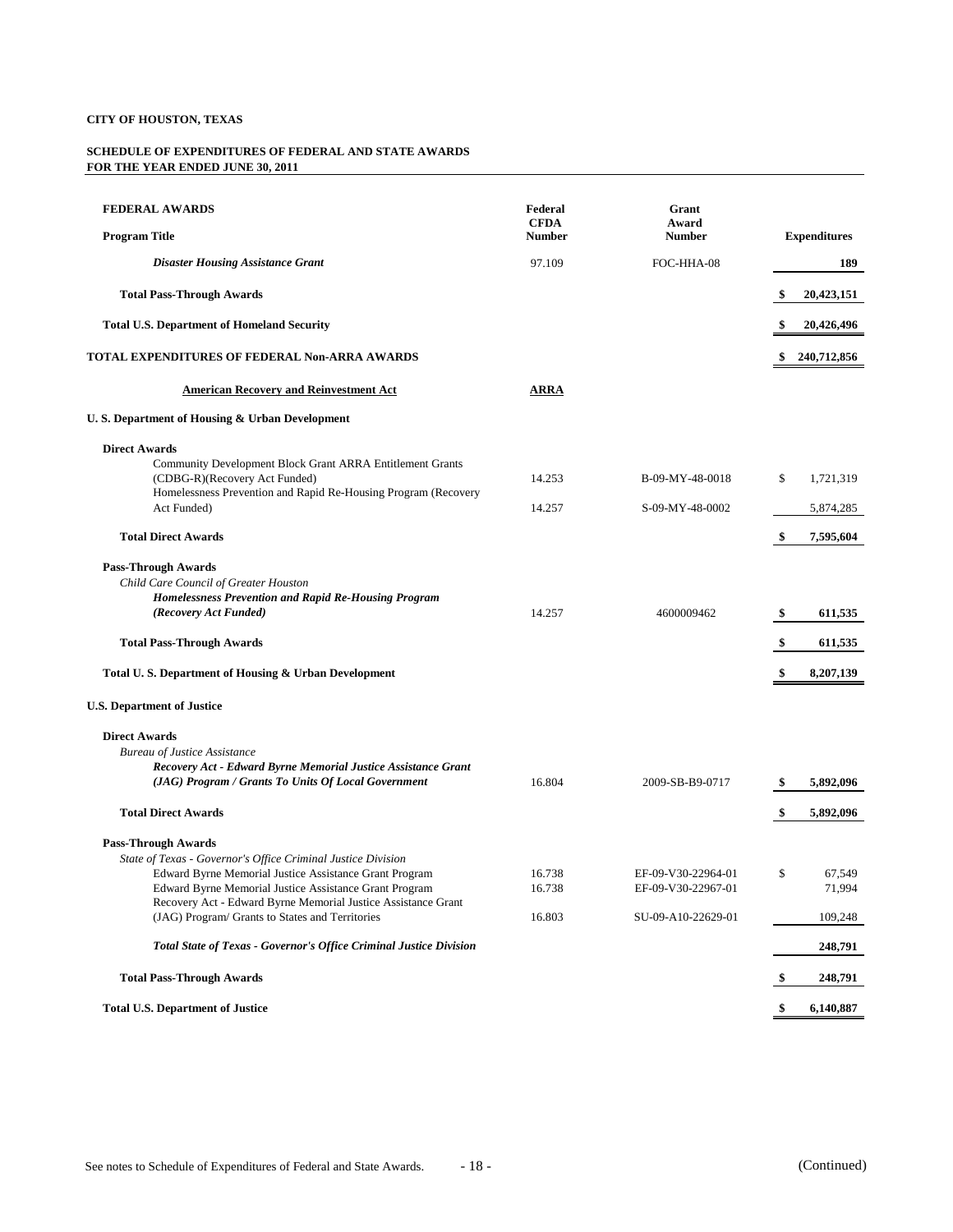**CITY OF HOUSTON, TEXAS**

**SCHEDULE OF EXPENDITURES OF FEDERAL AND STATE AWARDS**
**FOR THE YEAR ENDED JUNE 30, 2011**

| FEDERAL AWARDS<br>Program Title | Federal CFDA Number | Grant Award Number | Expenditures |
|---|---|---|---|
| ***Disaster Housing Assistance Grant*** | 97.109 | FOC-HHA-08 | 189 |
| **Total Pass-Through Awards** | | | **$ 20,423,151** |
| **Total U.S. Department of Homeland Security** | | | **$ 20,426,496** |
| **TOTAL EXPENDITURES OF FEDERAL Non-ARRA AWARDS** | | | **$ 240,712,856** |
| **American Recovery and Reinvestment Act** | **ARRA** | | |
| **U. S. Department of Housing & Urban Development** | | | |
| **Direct Awards** | | | |
| Community Development Block Grant ARRA Entitlement Grants (CDBG-R)(Recovery Act Funded) | 14.253 | B-09-MY-48-0018 | $ 1,721,319 |
| Homelessness Prevention and Rapid Re-Housing Program (Recovery Act Funded) | 14.257 | S-09-MY-48-0002 | 5,874,285 |
| **Total Direct Awards** | | | **$ 7,595,604** |
| **Pass-Through Awards** | | | |
| *Child Care Council of Greater Houston* | | | |
| ***Homelessness Prevention and Rapid Re-Housing Program (Recovery Act Funded)*** | 14.257 | 4600009462 | **$ 611,535** |
| **Total Pass-Through Awards** | | | **$ 611,535** |
| **Total U. S. Department of Housing & Urban Development** | | | **$ 8,207,139** |
| **U.S. Department of Justice** | | | |
| **Direct Awards** | | | |
| *Bureau of Justice Assistance* | | | |
| ***Recovery Act - Edward Byrne Memorial Justice Assistance Grant (JAG) Program / Grants To Units Of Local Government*** | 16.804 | 2009-SB-B9-0717 | **$ 5,892,096** |
| **Total Direct Awards** | | | **$ 5,892,096** |
| **Pass-Through Awards** | | | |
| *State of Texas - Governor's Office Criminal Justice Division* | | | |
| Edward Byrne Memorial Justice Assistance Grant Program | 16.738 | EF-09-V30-22964-01 | $ 67,549 |
| Edward Byrne Memorial Justice Assistance Grant Program | 16.738 | EF-09-V30-22967-01 | 71,994 |
| Recovery Act - Edward Byrne Memorial Justice Assistance Grant (JAG) Program/ Grants to States and Territories | 16.803 | SU-09-A10-22629-01 | 109,248 |
| ***Total State of Texas - Governor's Office Criminal Justice Division*** | | | **248,791** |
| **Total Pass-Through Awards** | | | **$ 248,791** |
| **Total U.S. Department of Justice** | | | **$ 6,140,887** |

See notes to Schedule of Expenditures of Federal and State Awards. (Continued)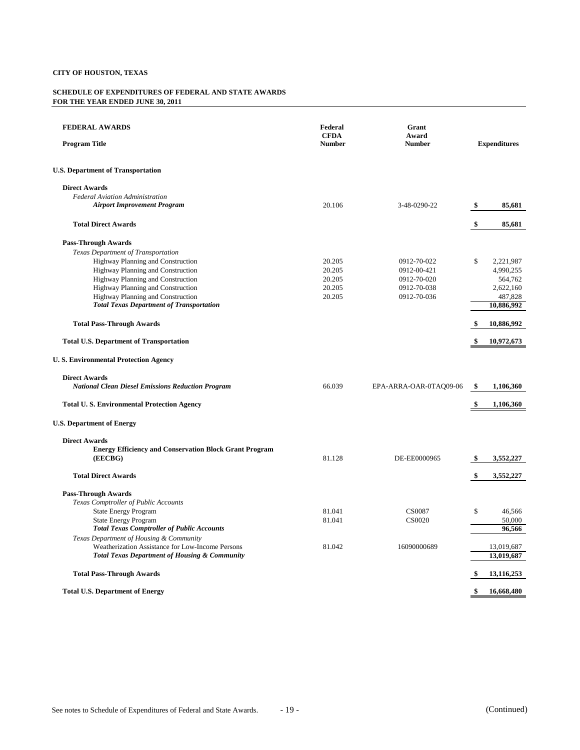**CITY OF HOUSTON, TEXAS**

**SCHEDULE OF EXPENDITURES OF FEDERAL AND STATE AWARDS**
**FOR THE YEAR ENDED JUNE 30, 2011**

| **FEDERAL AWARDS**<br>**Program Title** | **Federal CFDA Number** | **Grant Award Number** | **Expenditures** |
|---|---|---|---|
| **U.S. Department of Transportation** | | | |
| **Direct Awards** | | | |
| *Federal Aviation Administration* | | | |
| ***Airport Improvement Program*** | 20.106 | 3-48-0290-22 | **$ 85,681** |
| **Total Direct Awards** | | | **$ 85,681** |
| **Pass-Through Awards** | | | |
| *Texas Department of Transportation* | | | |
| Highway Planning and Construction | 20.205 | 0912-70-022 | $ 2,221,987 |
| Highway Planning and Construction | 20.205 | 0912-00-421 | 4,990,255 |
| Highway Planning and Construction | 20.205 | 0912-70-020 | 564,762 |
| Highway Planning and Construction | 20.205 | 0912-70-038 | 2,622,160 |
| Highway Planning and Construction | 20.205 | 0912-70-036 | 487,828 |
| ***Total Texas Department of Transportation*** | | | **10,886,992** |
| **Total Pass-Through Awards** | | | **$ 10,886,992** |
| **Total U.S. Department of Transportation** | | | **$ 10,972,673** |
| **U. S. Environmental Protection Agency** | | | |
| **Direct Awards** | | | |
| ***National Clean Diesel Emissions Reduction Program*** | 66.039 | EPA-ARRA-OAR-0TAQ09-06 | **$ 1,106,360** |
| **Total U. S. Environmental Protection Agency** | | | **$ 1,106,360** |
| **U.S. Department of Energy** | | | |
| **Direct Awards** | | | |
| **Energy Efficiency and Conservation Block Grant Program (EECBG)** | 81.128 | DE-EE0000965 | **$ 3,552,227** |
| **Total Direct Awards** | | | **$ 3,552,227** |
| **Pass-Through Awards** | | | |
| *Texas Comptroller of Public Accounts* | | | |
| State Energy Program | 81.041 | CS0087 | $ 46,566 |
| State Energy Program | 81.041 | CS0020 | 50,000 |
| ***Total Texas Comptroller of Public Accounts*** | | | **96,566** |
| *Texas Department of Housing & Community* | | | |
| Weatherization Assistance for Low-Income Persons | 81.042 | 16090000689 | 13,019,687 |
| ***Total Texas Department of Housing & Community*** | | | **13,019,687** |
| **Total Pass-Through Awards** | | | **$ 13,116,253** |
| **Total U.S. Department of Energy** | | | **$ 16,668,480** |

See notes to Schedule of Expenditures of Federal and State Awards. (Continued)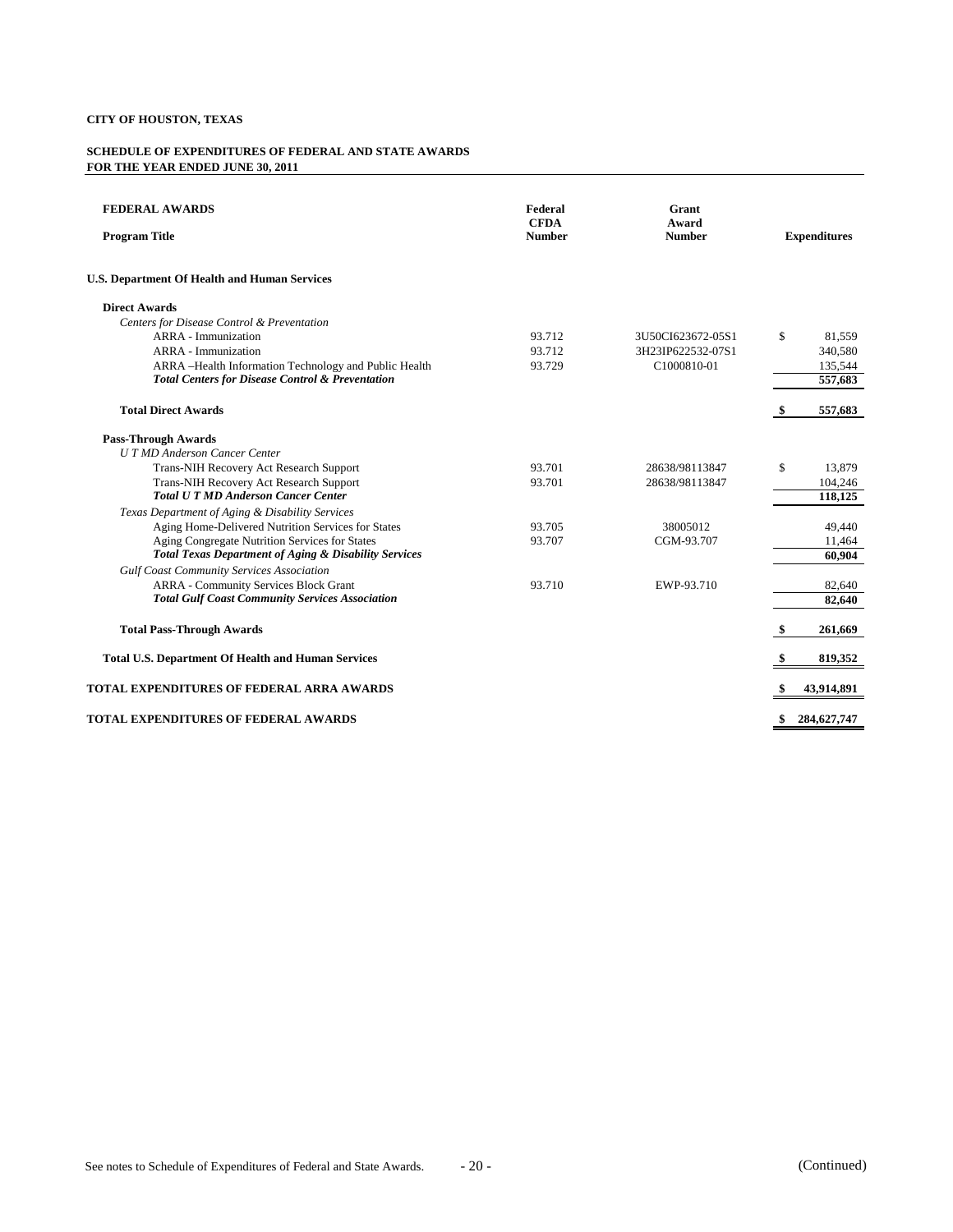**CITY OF HOUSTON, TEXAS**

**SCHEDULE OF EXPENDITURES OF FEDERAL AND STATE AWARDS**
**FOR THE YEAR ENDED JUNE 30, 2011**

| **FEDERAL AWARDS**<br>**Program Title** | **Federal CFDA Number** | **Grant Award Number** | **Expenditures** |
|---|---|---|---|
| **U.S. Department Of Health and Human Services** | | | |
| **Direct Awards** | | | |
| *Centers for Disease Control & Preventation* | | | |
| ARRA - Immunization | 93.712 | 3U50CI623672-05S1 | $ 81,559 |
| ARRA - Immunization | 93.712 | 3H23IP622532-07S1 | 340,580 |
| ARRA –Health Information Technology and Public Health | 93.729 | C1000810-01 | 135,544 |
| ***Total Centers for Disease Control & Preventation*** | | | **557,683** |
| **Total Direct Awards** | | | **$ 557,683** |
| **Pass-Through Awards** | | | |
| *U T MD Anderson Cancer Center* | | | |
| Trans-NIH Recovery Act Research Support | 93.701 | 28638/98113847 | $ 13,879 |
| Trans-NIH Recovery Act Research Support | 93.701 | 28638/98113847 | 104,246 |
| ***Total U T MD Anderson Cancer Center*** | | | **118,125** |
| *Texas Department of Aging & Disability Services* | | | |
| Aging Home-Delivered Nutrition Services for States | 93.705 | 38005012 | 49,440 |
| Aging Congregate Nutrition Services for States | 93.707 | CGM-93.707 | 11,464 |
| ***Total Texas Department of Aging & Disability Services*** | | | **60,904** |
| *Gulf Coast Community Services Association* | | | |
| ARRA - Community Services Block Grant | 93.710 | EWP-93.710 | 82,640 |
| ***Total Gulf Coast Community Services Association*** | | | **82,640** |
| **Total Pass-Through Awards** | | | **$ 261,669** |
| **Total U.S. Department Of Health and Human Services** | | | **$ 819,352** |
| **TOTAL EXPENDITURES OF FEDERAL ARRA AWARDS** | | | **$ 43,914,891** |
| **TOTAL EXPENDITURES OF FEDERAL AWARDS** | | | **$ 284,627,747** |

See notes to Schedule of Expenditures of Federal and State Awards.

(Continued)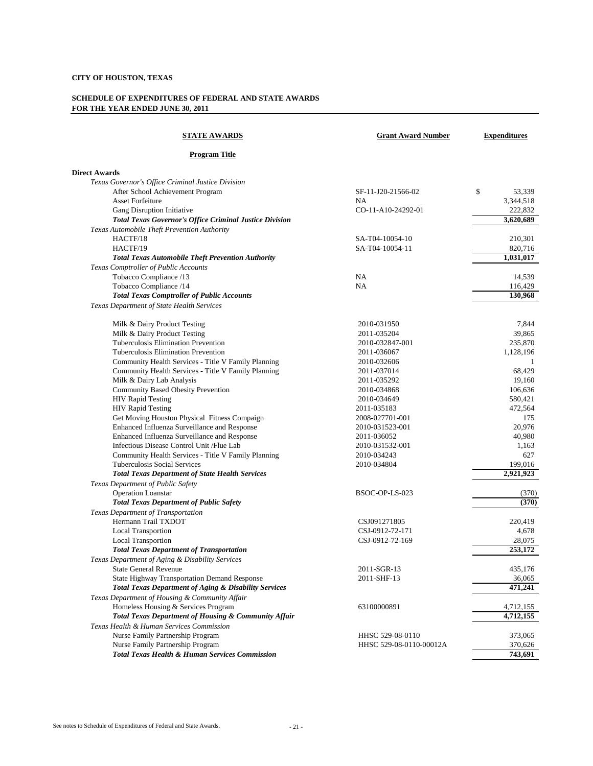**CITY OF HOUSTON, TEXAS**

**SCHEDULE OF EXPENDITURES OF FEDERAL AND STATE AWARDS**
**FOR THE YEAR ENDED JUNE 30, 2011**

| **STATE AWARDS** <br> **Program Title** | **Grant Award Number** | **Expenditures** |
|---|---|---|
| **Direct Awards** | | |
| *Texas Governor's Office Criminal Justice Division* | | |
| After School Achievement Program | SF-11-J20-21566-02 | $ 53,339 |
| Asset Forfeiture | NA | 3,344,518 |
| Gang Disruption Initiative | CO-11-A10-24292-01 | 222,832 |
| ***Total Texas Governor's Office Criminal Justice Division*** | | **3,620,689** |
| *Texas Automobile Theft Prevention Authority* | | |
| HACTF/18 | SA-T04-10054-10 | 210,301 |
| HACTF/19 | SA-T04-10054-11 | 820,716 |
| ***Total Texas Automobile Theft Prevention Authority*** | | **1,031,017** |
| *Texas Comptroller of Public Accounts* | | |
| Tobacco Compliance /13 | NA | 14,539 |
| Tobacco Compliance /14 | NA | 116,429 |
| ***Total Texas Comptroller of Public Accounts*** | | **130,968** |
| *Texas Department of State Health Services* | | |
| Milk & Dairy Product Testing | 2010-031950 | 7,844 |
| Milk & Dairy Product Testing | 2011-035204 | 39,865 |
| Tuberculosis Elimination Prevention | 2010-032847-001 | 235,870 |
| Tuberculosis Elimination Prevention | 2011-036067 | 1,128,196 |
| Community Health Services - Title V Family Planning | 2010-032606 | 1 |
| Community Health Services - Title V Family Planning | 2011-037014 | 68,429 |
| Milk & Dairy Lab Analysis | 2011-035292 | 19,160 |
| Community Based Obesity Prevention | 2010-034868 | 106,636 |
| HIV Rapid Testing | 2010-034649 | 580,421 |
| HIV Rapid Testing | 2011-035183 | 472,564 |
| Get Moving Houston Physical Fitness Compaign | 2008-027701-001 | 175 |
| Enhanced Influenza Surveillance and Response | 2010-031523-001 | 20,976 |
| Enhanced Influenza Surveillance and Response | 2011-036052 | 40,980 |
| Infectious Disease Control Unit /Flue Lab | 2010-031532-001 | 1,163 |
| Community Health Services - Title V Family Planning | 2010-034243 | 627 |
| Tuberculosis Social Services | 2010-034804 | 199,016 |
| ***Total Texas Department of State Health Services*** | | **2,921,923** |
| *Texas Department of Public Safety* | | |
| Operation Loanstar | BSOC-OP-LS-023 | (370) |
| ***Total Texas Department of Public Safety*** | | **(370)** |
| *Texas Department of Transportation* | | |
| Hermann Trail TXDOT | CSJ091271805 | 220,419 |
| Local Transportion | CSJ-0912-72-171 | 4,678 |
| Local Transportion | CSJ-0912-72-169 | 28,075 |
| ***Total Texas Department of Transportation*** | | **253,172** |
| *Texas Department of Aging & Disability Services* | | |
| State General Revenue | 2011-SGR-13 | 435,176 |
| State Highway Transportation Demand Response | 2011-SHF-13 | 36,065 |
| ***Total Texas Department of Aging & Disability Services*** | | **471,241** |
| *Texas Department of Housing & Community Affair* | | |
| Homeless Housing & Services Program | 63100000891 | 4,712,155 |
| ***Total Texas Department of Housing & Community Affair*** | | **4,712,155** |
| *Texas Health & Human Services Commission* | | |
| Nurse Family Partnership Program | HHSC 529-08-0110 | 373,065 |
| Nurse Family Partnership Program | HHSC 529-08-0110-00012A | 370,626 |
| ***Total Texas Health & Human Services Commission*** | | **743,691** |

See notes to Schedule of Expenditures of Federal and State Awards.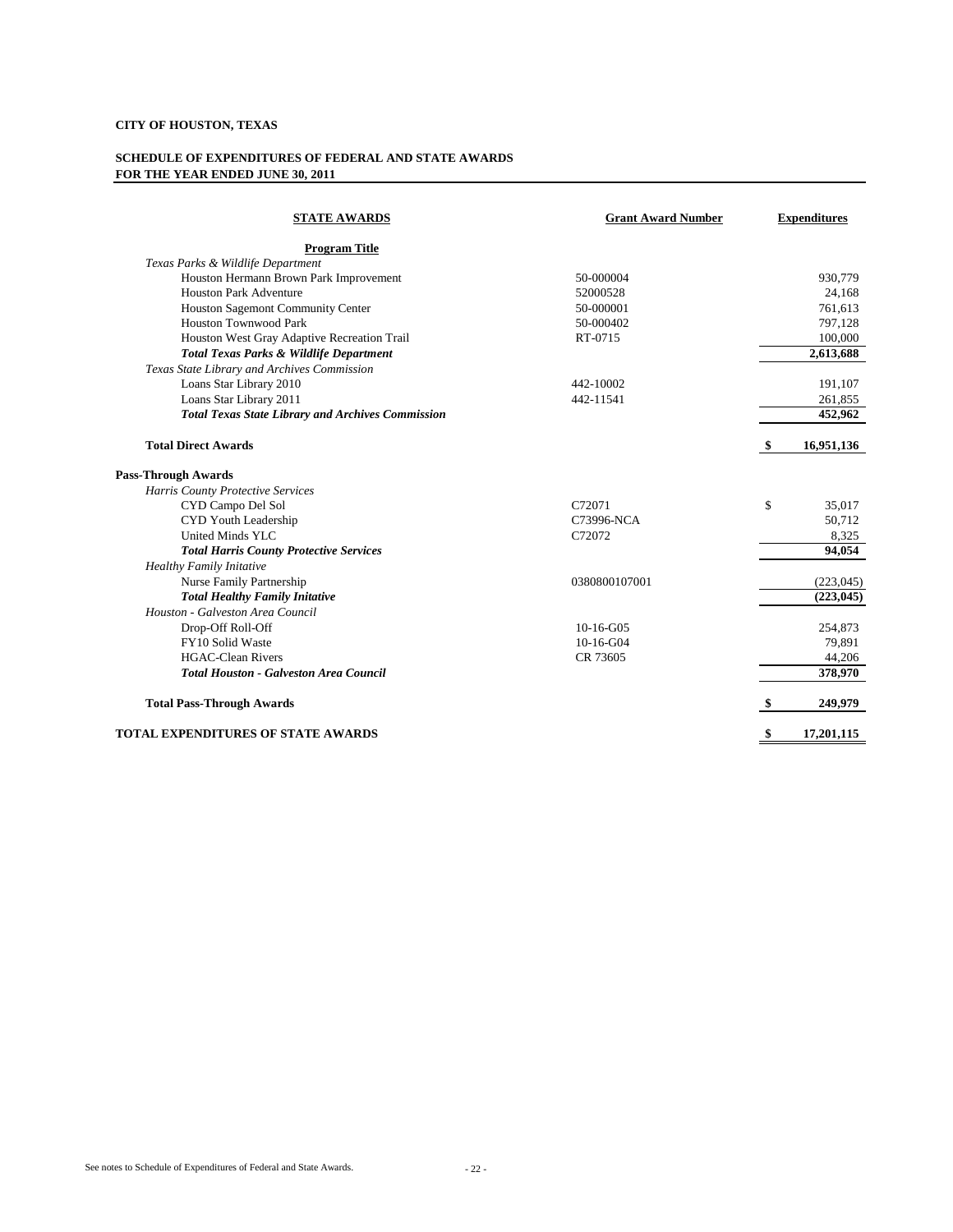**CITY OF HOUSTON, TEXAS**

**SCHEDULE OF EXPENDITURES OF FEDERAL AND STATE AWARDS**
**FOR THE YEAR ENDED JUNE 30, 2011**

| STATE AWARDS | Grant Award Number | Expenditures |
|---|---|---|
| **Program Title** | | |
| *Texas Parks & Wildlife Department* | | |
| Houston Hermann Brown Park Improvement | 50-000004 | 930,779 |
| Houston Park Adventure | 52000528 | 24,168 |
| Houston Sagemont Community Center | 50-000001 | 761,613 |
| Houston Townwood Park | 50-000402 | 797,128 |
| Houston West Gray Adaptive Recreation Trail | RT-0715 | 100,000 |
| ***Total Texas Parks & Wildlife Department*** | | **2,613,688** |
| *Texas State Library and Archives Commission* | | |
| Loans Star Library 2010 | 442-10002 | 191,107 |
| Loans Star Library 2011 | 442-11541 | 261,855 |
| ***Total Texas State Library and Archives Commission*** | | **452,962** |
| **Total Direct Awards** | | **$ 16,951,136** |
| **Pass-Through Awards** | | |
| *Harris County Protective Services* | | |
| CYD Campo Del Sol | C72071 | $ 35,017 |
| CYD Youth Leadership | C73996-NCA | 50,712 |
| United Minds YLC | C72072 | 8,325 |
| ***Total Harris County Protective Services*** | | **94,054** |
| *Healthy Family Initative* | | |
| Nurse Family Partnership | 0380800107001 | (223,045) |
| ***Total Healthy Family Initative*** | | **(223,045)** |
| *Houston - Galveston Area Council* | | |
| Drop-Off Roll-Off | 10-16-G05 | 254,873 |
| FY10 Solid Waste | 10-16-G04 | 79,891 |
| HGAC-Clean Rivers | CR 73605 | 44,206 |
| ***Total Houston - Galveston Area Council*** | | **378,970** |
| **Total Pass-Through Awards** | | **$ 249,979** |
| **TOTAL EXPENDITURES OF STATE AWARDS** | | **$ 17,201,115** |

See notes to Schedule of Expenditures of Federal and State Awards.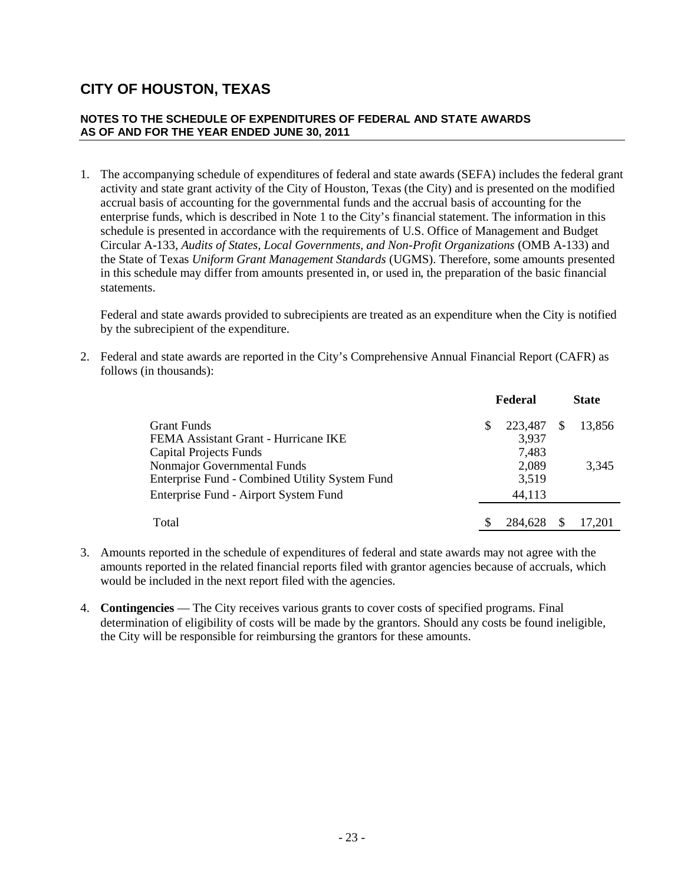# CITY OF HOUSTON, TEXAS

## NOTES TO THE SCHEDULE OF EXPENDITURES OF FEDERAL AND STATE AWARDS AS OF AND FOR THE YEAR ENDED JUNE 30, 2011

1. The accompanying schedule of expenditures of federal and state awards (SEFA) includes the federal grant activity and state grant activity of the City of Houston, Texas (the City) and is presented on the modified accrual basis of accounting for the governmental funds and the accrual basis of accounting for the enterprise funds, which is described in Note 1 to the City's financial statement. The information in this schedule is presented in accordance with the requirements of U.S. Office of Management and Budget Circular A-133, *Audits of States, Local Governments, and Non-Profit Organizations* (OMB A-133) and the State of Texas *Uniform Grant Management Standards* (UGMS). Therefore, some amounts presented in this schedule may differ from amounts presented in, or used in, the preparation of the basic financial statements.

   Federal and state awards provided to subrecipients are treated as an expenditure when the City is notified by the subrecipient of the expenditure.

2. Federal and state awards are reported in the City's Comprehensive Annual Financial Report (CAFR) as follows (in thousands):

| | Federal | State |
|---|---|---|
| Grant Funds | $ 223,487 | $ 13,856 |
| FEMA Assistant Grant - Hurricane IKE | 3,937 | |
| Capital Projects Funds | 7,483 | |
| Nonmajor Governmental Funds | 2,089 | 3,345 |
| Enterprise Fund - Combined Utility System Fund | 3,519 | |
| Enterprise Fund - Airport System Fund | 44,113 | |
| Total | $ 284,628 | $ 17,201 |

3. Amounts reported in the schedule of expenditures of federal and state awards may not agree with the amounts reported in the related financial reports filed with grantor agencies because of accruals, which would be included in the next report filed with the agencies.

4. **Contingencies** — The City receives various grants to cover costs of specified programs. Final determination of eligibility of costs will be made by the grantors. Should any costs be found ineligible, the City will be responsible for reimbursing the grantors for these amounts.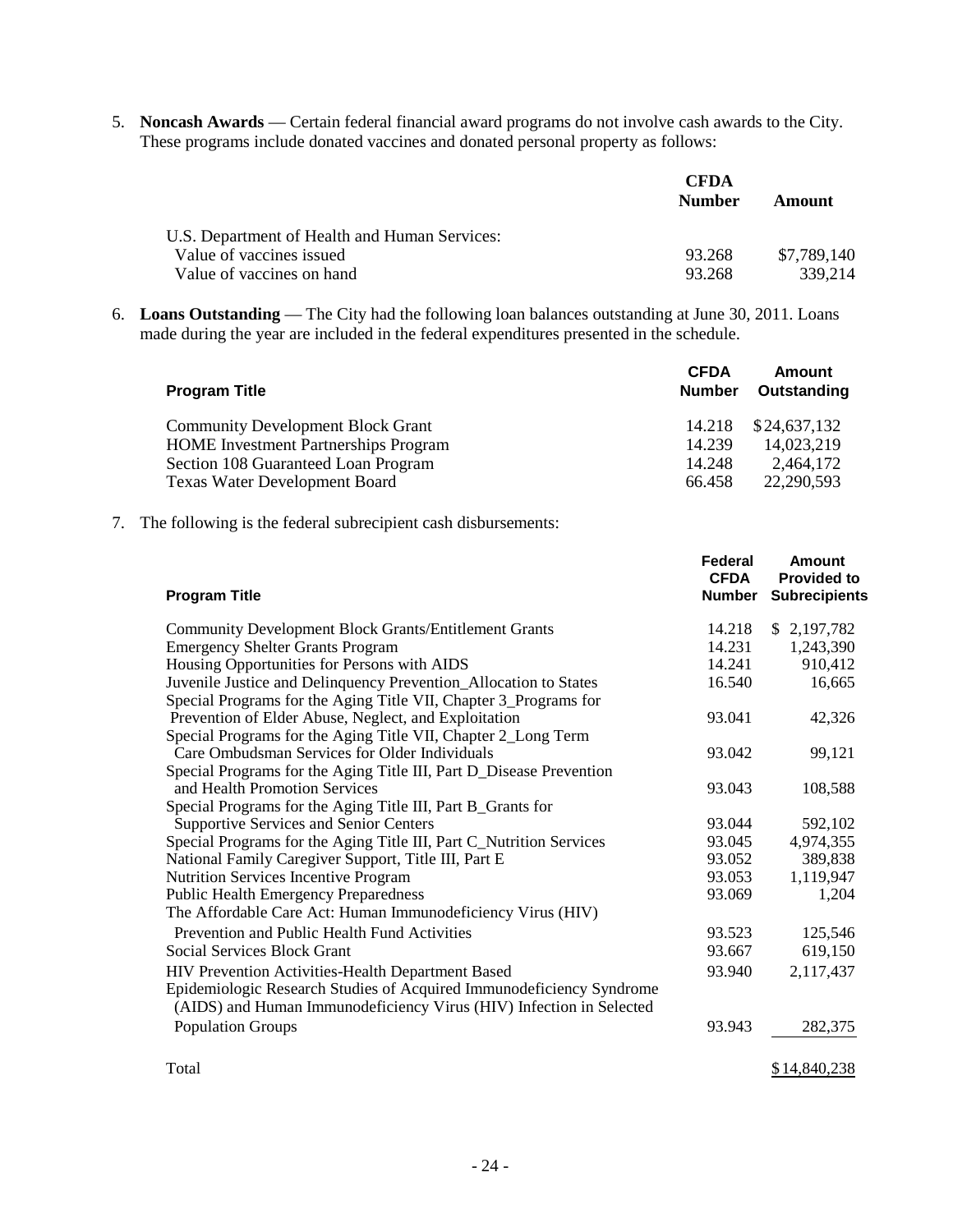5. **Noncash Awards** — Certain federal financial award programs do not involve cash awards to the City. These programs include donated vaccines and donated personal property as follows:

| | CFDA Number | Amount |
|---|---|---|
| U.S. Department of Health and Human Services: | | |
| Value of vaccines issued | 93.268 | $7,789,140 |
| Value of vaccines on hand | 93.268 | 339,214 |

6. **Loans Outstanding** — The City had the following loan balances outstanding at June 30, 2011. Loans made during the year are included in the federal expenditures presented in the schedule.

| Program Title | CFDA Number | Amount Outstanding |
|---|---|---|
| Community Development Block Grant | 14.218 | $24,637,132 |
| HOME Investment Partnerships Program | 14.239 | 14,023,219 |
| Section 108 Guaranteed Loan Program | 14.248 | 2,464,172 |
| Texas Water Development Board | 66.458 | 22,290,593 |

7. The following is the federal subrecipient cash disbursements:

| Program Title | Federal CFDA Number | Amount Provided to Subrecipients |
|---|---|---|
| Community Development Block Grants/Entitlement Grants | 14.218 | $ 2,197,782 |
| Emergency Shelter Grants Program | 14.231 | 1,243,390 |
| Housing Opportunities for Persons with AIDS | 14.241 | 910,412 |
| Juvenile Justice and Delinquency Prevention_Allocation to States | 16.540 | 16,665 |
| Special Programs for the Aging Title VII, Chapter 3_Programs for Prevention of Elder Abuse, Neglect, and Exploitation | 93.041 | 42,326 |
| Special Programs for the Aging Title VII, Chapter 2_Long Term Care Ombudsman Services for Older Individuals | 93.042 | 99,121 |
| Special Programs for the Aging Title III, Part D_Disease Prevention and Health Promotion Services | 93.043 | 108,588 |
| Special Programs for the Aging Title III, Part B_Grants for Supportive Services and Senior Centers | 93.044 | 592,102 |
| Special Programs for the Aging Title III, Part C_Nutrition Services | 93.045 | 4,974,355 |
| National Family Caregiver Support, Title III, Part E | 93.052 | 389,838 |
| Nutrition Services Incentive Program | 93.053 | 1,119,947 |
| Public Health Emergency Preparedness | 93.069 | 1,204 |
| The Affordable Care Act: Human Immunodeficiency Virus (HIV) Prevention and Public Health Fund Activities | 93.523 | 125,546 |
| Social Services Block Grant | 93.667 | 619,150 |
| HIV Prevention Activities-Health Department Based | 93.940 | 2,117,437 |
| Epidemiologic Research Studies of Acquired Immunodeficiency Syndrome (AIDS) and Human Immunodeficiency Virus (HIV) Infection in Selected Population Groups | 93.943 | 282,375 |
| Total | | $14,840,238 |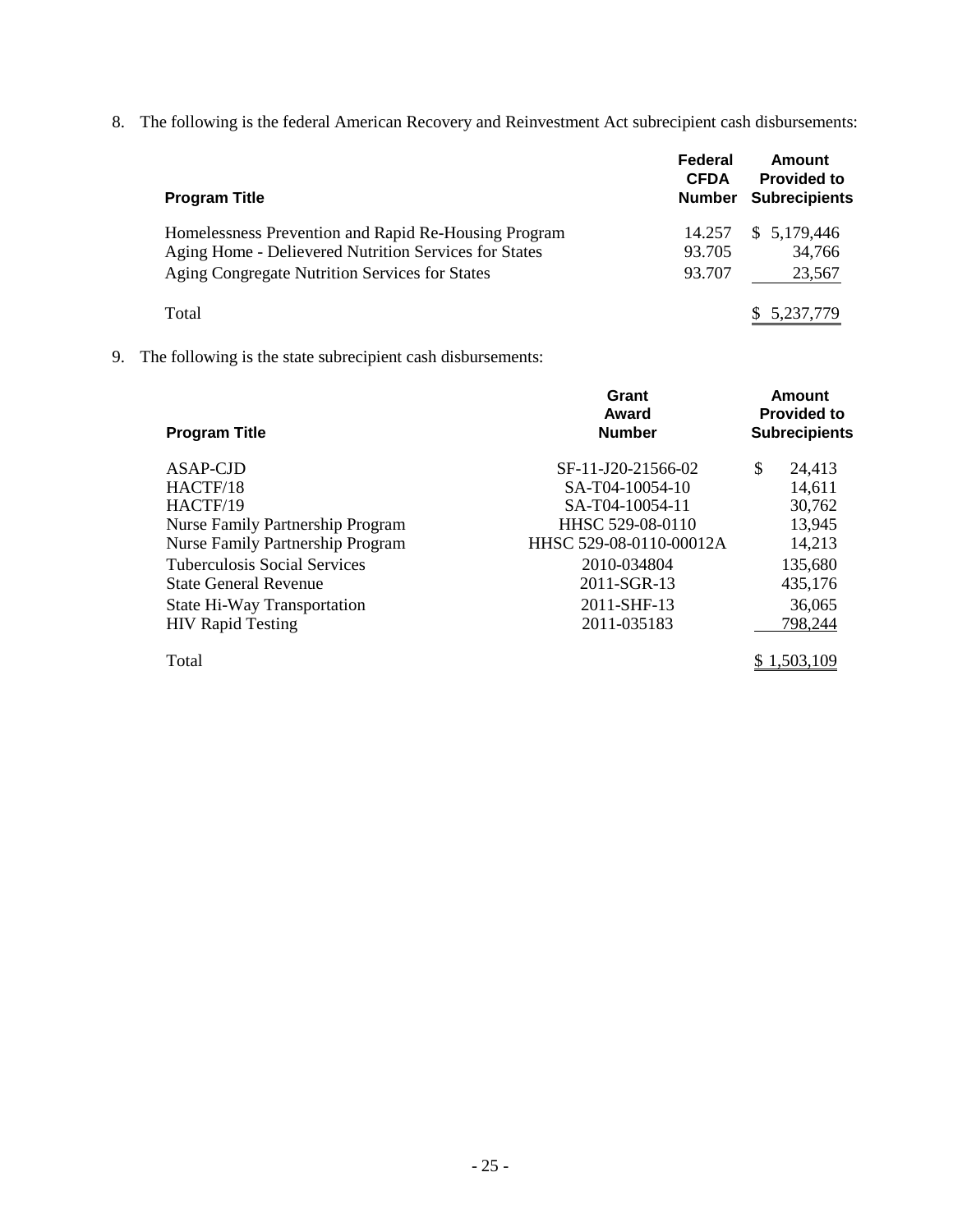8. The following is the federal American Recovery and Reinvestment Act subrecipient cash disbursements:

| Program Title | Federal CFDA Number | Amount Provided to Subrecipients |
|---|---|---|
| Homelessness Prevention and Rapid Re-Housing Program | 14.257 | $ 5,179,446 |
| Aging Home - Delievered Nutrition Services for States | 93.705 | 34,766 |
| Aging Congregate Nutrition Services for States | 93.707 | 23,567 |
| Total | | $ 5,237,779 |

9. The following is the state subrecipient cash disbursements:

| Program Title | Grant Award Number | Amount Provided to Subrecipients |
|---|---|---|
| ASAP-CJD | SF-11-J20-21566-02 | $ 24,413 |
| HACTF/18 | SA-T04-10054-10 | 14,611 |
| HACTF/19 | SA-T04-10054-11 | 30,762 |
| Nurse Family Partnership Program | HHSC 529-08-0110 | 13,945 |
| Nurse Family Partnership Program | HHSC 529-08-0110-00012A | 14,213 |
| Tuberculosis Social Services | 2010-034804 | 135,680 |
| State General Revenue | 2011-SGR-13 | 435,176 |
| State Hi-Way Transportation | 2011-SHF-13 | 36,065 |
| HIV Rapid Testing | 2011-035183 | 798,244 |
| Total | | $ 1,503,109 |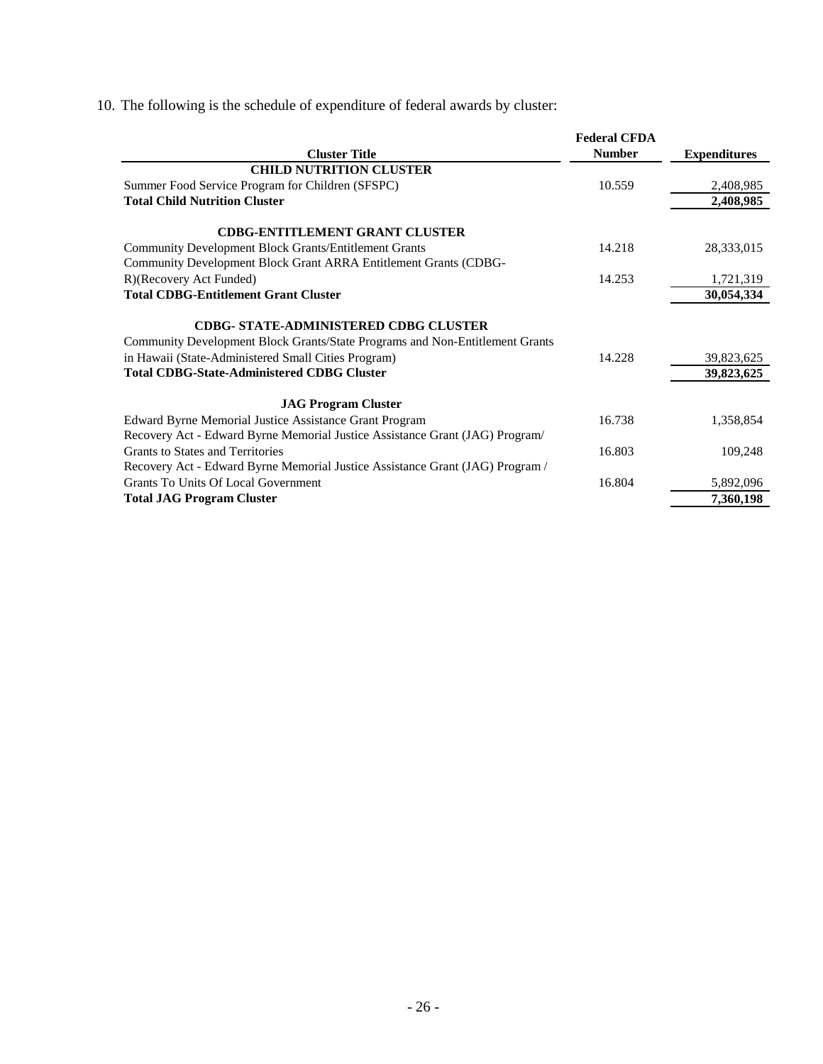10. The following is the schedule of expenditure of federal awards by cluster:

| Cluster Title | Federal CFDA Number | Expenditures |
|---|---|---|
| **CHILD NUTRITION CLUSTER** | | |
| Summer Food Service Program for Children (SFSPC) | 10.559 | 2,408,985 |
| **Total Child Nutrition Cluster** | | **2,408,985** |
| **CDBG-ENTITLEMENT GRANT CLUSTER** | | |
| Community Development Block Grants/Entitlement Grants | 14.218 | 28,333,015 |
| Community Development Block Grant ARRA Entitlement Grants (CDBG-R)(Recovery Act Funded) | 14.253 | 1,721,319 |
| **Total CDBG-Entitlement Grant Cluster** | | **30,054,334** |
| **CDBG- STATE-ADMINISTERED CDBG CLUSTER** | | |
| Community Development Block Grants/State Programs and Non-Entitlement Grants in Hawaii (State-Administered Small Cities Program) | 14.228 | 39,823,625 |
| **Total CDBG-State-Administered CDBG Cluster** | | **39,823,625** |
| **JAG Program Cluster** | | |
| Edward Byrne Memorial Justice Assistance Grant Program | 16.738 | 1,358,854 |
| Recovery Act - Edward Byrne Memorial Justice Assistance Grant (JAG) Program/ Grants to States and Territories | 16.803 | 109,248 |
| Recovery Act - Edward Byrne Memorial Justice Assistance Grant (JAG) Program / Grants To Units Of Local Government | 16.804 | 5,892,096 |
| **Total JAG Program Cluster** | | **7,360,198** |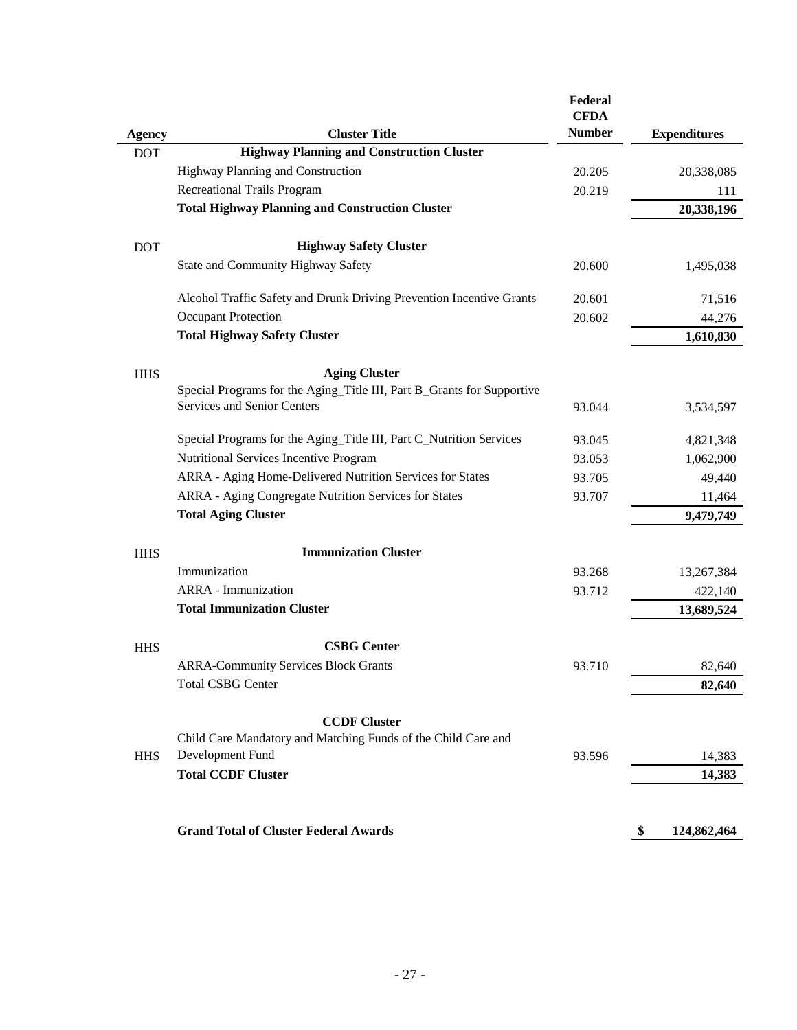| Agency | Cluster Title | Federal CFDA Number | Expenditures |
| --- | --- | --- | --- |
| DOT | **Highway Planning and Construction Cluster** | | |
| | Highway Planning and Construction | 20.205 | 20,338,085 |
| | Recreational Trails Program | 20.219 | 111 |
| | **Total Highway Planning and Construction Cluster** | | **20,338,196** |
| DOT | **Highway Safety Cluster** | | |
| | State and Community Highway Safety | 20.600 | 1,495,038 |
| | Alcohol Traffic Safety and Drunk Driving Prevention Incentive Grants | 20.601 | 71,516 |
| | Occupant Protection | 20.602 | 44,276 |
| | **Total Highway Safety Cluster** | | **1,610,830** |
| HHS | **Aging Cluster** | | |
| | Special Programs for the Aging_Title III, Part B_Grants for Supportive Services and Senior Centers | 93.044 | 3,534,597 |
| | Special Programs for the Aging_Title III, Part C_Nutrition Services | 93.045 | 4,821,348 |
| | Nutritional Services Incentive Program | 93.053 | 1,062,900 |
| | ARRA - Aging Home-Delivered Nutrition Services for States | 93.705 | 49,440 |
| | ARRA - Aging Congregate Nutrition Services for States | 93.707 | 11,464 |
| | **Total Aging Cluster** | | **9,479,749** |
| HHS | **Immunization Cluster** | | |
| | Immunization | 93.268 | 13,267,384 |
| | ARRA - Immunization | 93.712 | 422,140 |
| | **Total Immunization Cluster** | | **13,689,524** |
| HHS | **CSBG Center** | | |
| | ARRA-Community Services Block Grants | 93.710 | 82,640 |
| | Total CSBG Center | | **82,640** |
| | **CCDF Cluster** | | |
| HHS | Child Care Mandatory and Matching Funds of the Child Care and Development Fund | 93.596 | 14,383 |
| | **Total CCDF Cluster** | | **14,383** |
| | **Grand Total of Cluster Federal Awards** | | **$ 124,862,464** |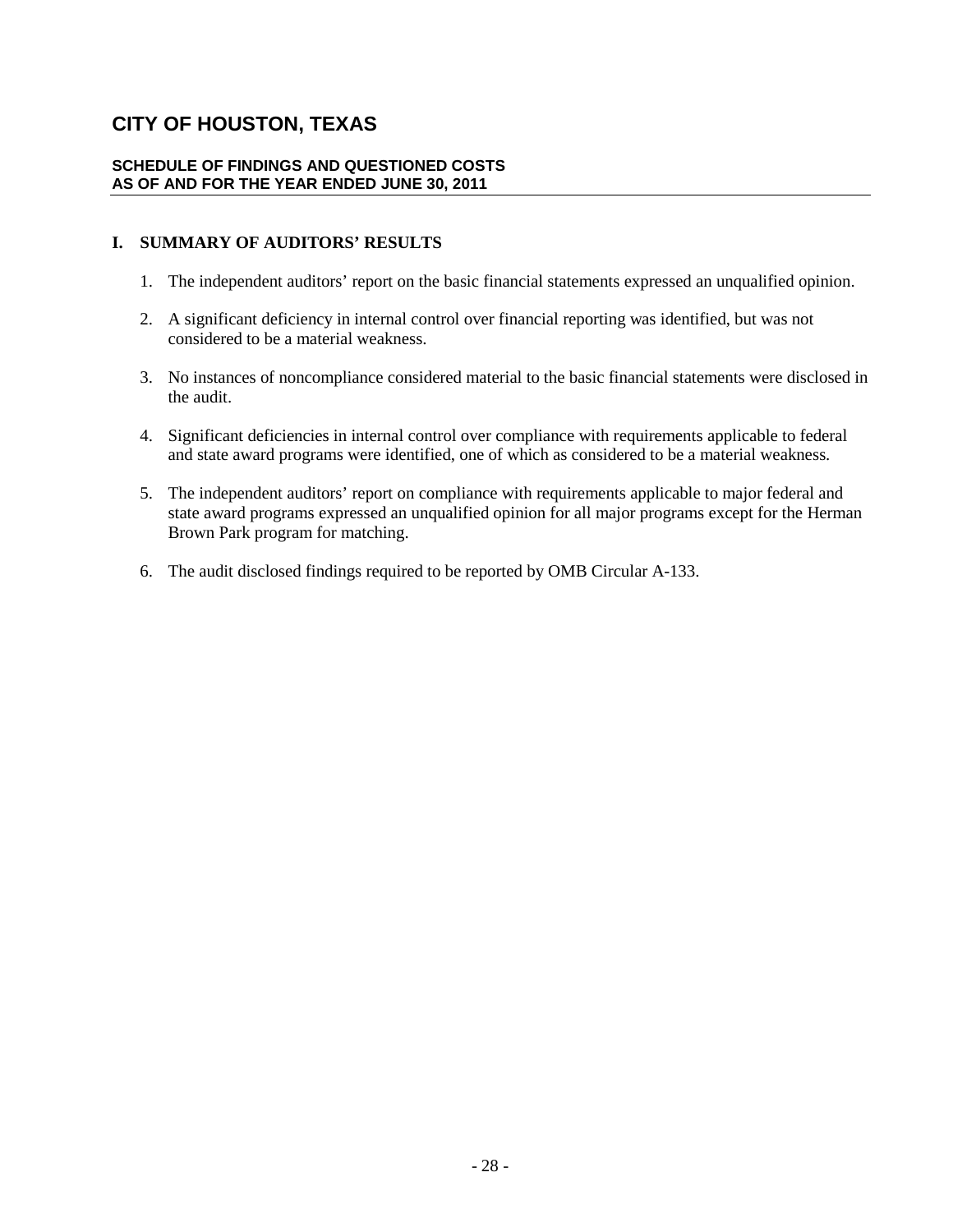# CITY OF HOUSTON, TEXAS

**SCHEDULE OF FINDINGS AND QUESTIONED COSTS**
**AS OF AND FOR THE YEAR ENDED JUNE 30, 2011**

## I. SUMMARY OF AUDITORS' RESULTS

1. The independent auditors' report on the basic financial statements expressed an unqualified opinion.

2. A significant deficiency in internal control over financial reporting was identified, but was not considered to be a material weakness.

3. No instances of noncompliance considered material to the basic financial statements were disclosed in the audit.

4. Significant deficiencies in internal control over compliance with requirements applicable to federal and state award programs were identified, one of which as considered to be a material weakness.

5. The independent auditors' report on compliance with requirements applicable to major federal and state award programs expressed an unqualified opinion for all major programs except for the Herman Brown Park program for matching.

6. The audit disclosed findings required to be reported by OMB Circular A-133.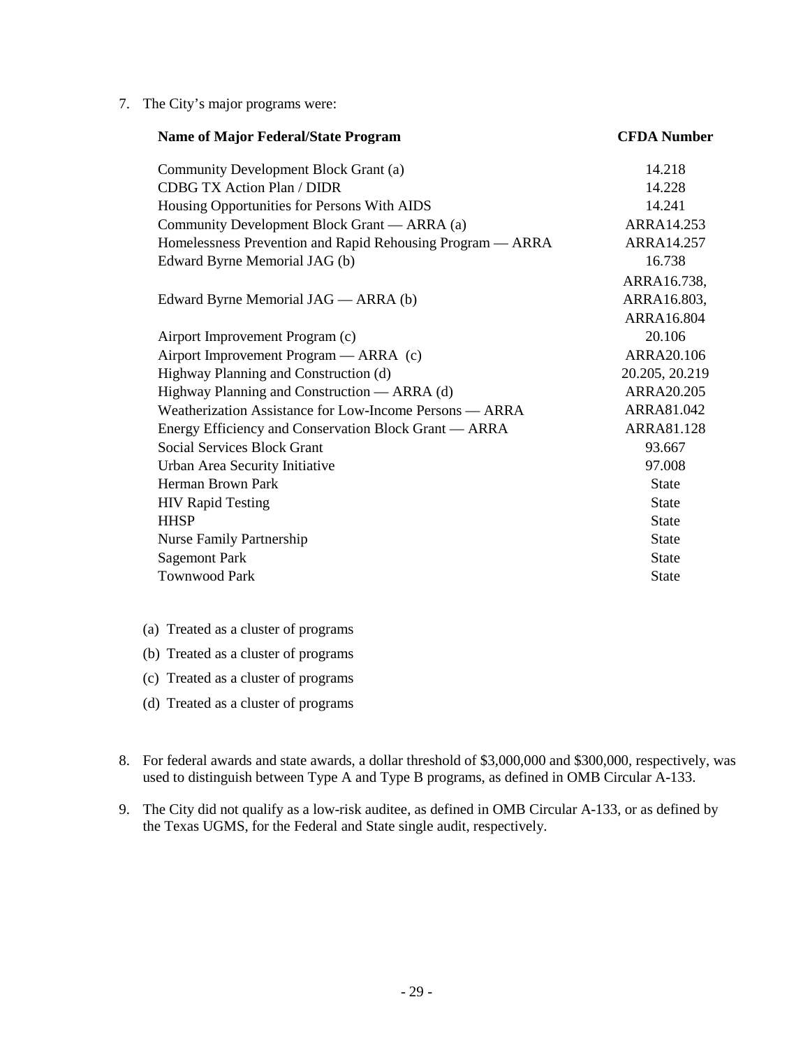7. The City's major programs were:

| Name of Major Federal/State Program | CFDA Number |
|---|---|
| Community Development Block Grant (a) | 14.218 |
| CDBG TX Action Plan / DIDR | 14.228 |
| Housing Opportunities for Persons With AIDS | 14.241 |
| Community Development Block Grant — ARRA (a) | ARRA14.253 |
| Homelessness Prevention and Rapid Rehousing Program — ARRA | ARRA14.257 |
| Edward Byrne Memorial JAG (b) | 16.738 |
| Edward Byrne Memorial JAG — ARRA (b) | ARRA16.738, ARRA16.803, ARRA16.804 |
| Airport Improvement Program (c) | 20.106 |
| Airport Improvement Program — ARRA (c) | ARRA20.106 |
| Highway Planning and Construction (d) | 20.205, 20.219 |
| Highway Planning and Construction — ARRA (d) | ARRA20.205 |
| Weatherization Assistance for Low-Income Persons — ARRA | ARRA81.042 |
| Energy Efficiency and Conservation Block Grant — ARRA | ARRA81.128 |
| Social Services Block Grant | 93.667 |
| Urban Area Security Initiative | 97.008 |
| Herman Brown Park | State |
| HIV Rapid Testing | State |
| HHSP | State |
| Nurse Family Partnership | State |
| Sagemont Park | State |
| Townwood Park | State |

(a) Treated as a cluster of programs

(b) Treated as a cluster of programs

(c) Treated as a cluster of programs

(d) Treated as a cluster of programs

8. For federal awards and state awards, a dollar threshold of $3,000,000 and $300,000, respectively, was used to distinguish between Type A and Type B programs, as defined in OMB Circular A-133.

9. The City did not qualify as a low-risk auditee, as defined in OMB Circular A-133, or as defined by the Texas UGMS, for the Federal and State single audit, respectively.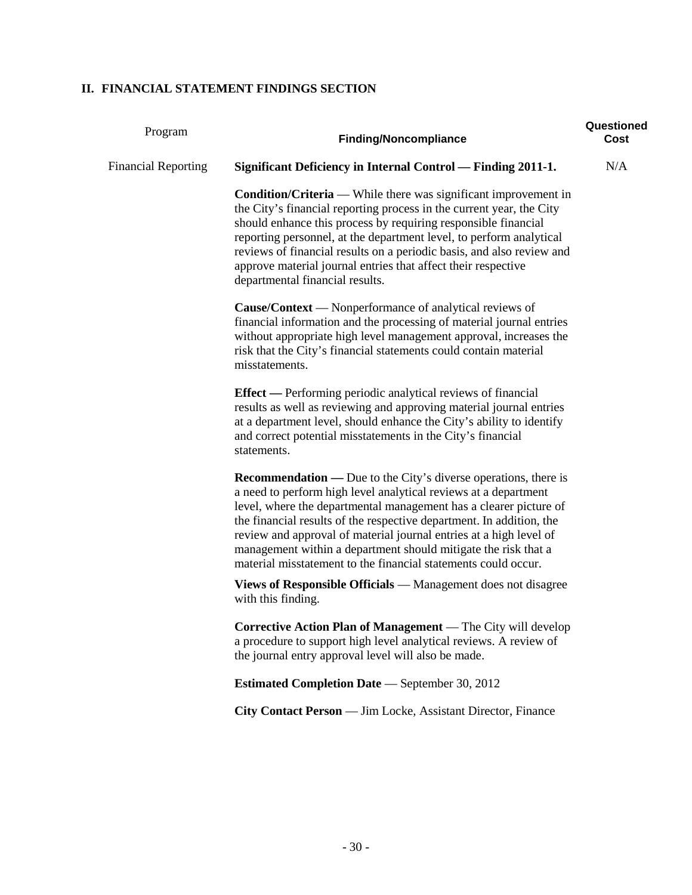## II. FINANCIAL STATEMENT FINDINGS SECTION

| Program | Finding/Noncompliance | Questioned Cost |
|---|---|---|
| Financial Reporting | **Significant Deficiency in Internal Control — Finding 2011-1.** | N/A |

**Condition/Criteria** — While there was significant improvement in the City's financial reporting process in the current year, the City should enhance this process by requiring responsible financial reporting personnel, at the department level, to perform analytical reviews of financial results on a periodic basis, and also review and approve material journal entries that affect their respective departmental financial results.

**Cause/Context** — Nonperformance of analytical reviews of financial information and the processing of material journal entries without appropriate high level management approval, increases the risk that the City's financial statements could contain material misstatements.

**Effect —** Performing periodic analytical reviews of financial results as well as reviewing and approving material journal entries at a department level, should enhance the City's ability to identify and correct potential misstatements in the City's financial statements.

**Recommendation —** Due to the City's diverse operations, there is a need to perform high level analytical reviews at a department level, where the departmental management has a clearer picture of the financial results of the respective department. In addition, the review and approval of material journal entries at a high level of management within a department should mitigate the risk that a material misstatement to the financial statements could occur.

**Views of Responsible Officials** — Management does not disagree with this finding.

**Corrective Action Plan of Management** — The City will develop a procedure to support high level analytical reviews. A review of the journal entry approval level will also be made.

**Estimated Completion Date** — September 30, 2012

**City Contact Person** — Jim Locke, Assistant Director, Finance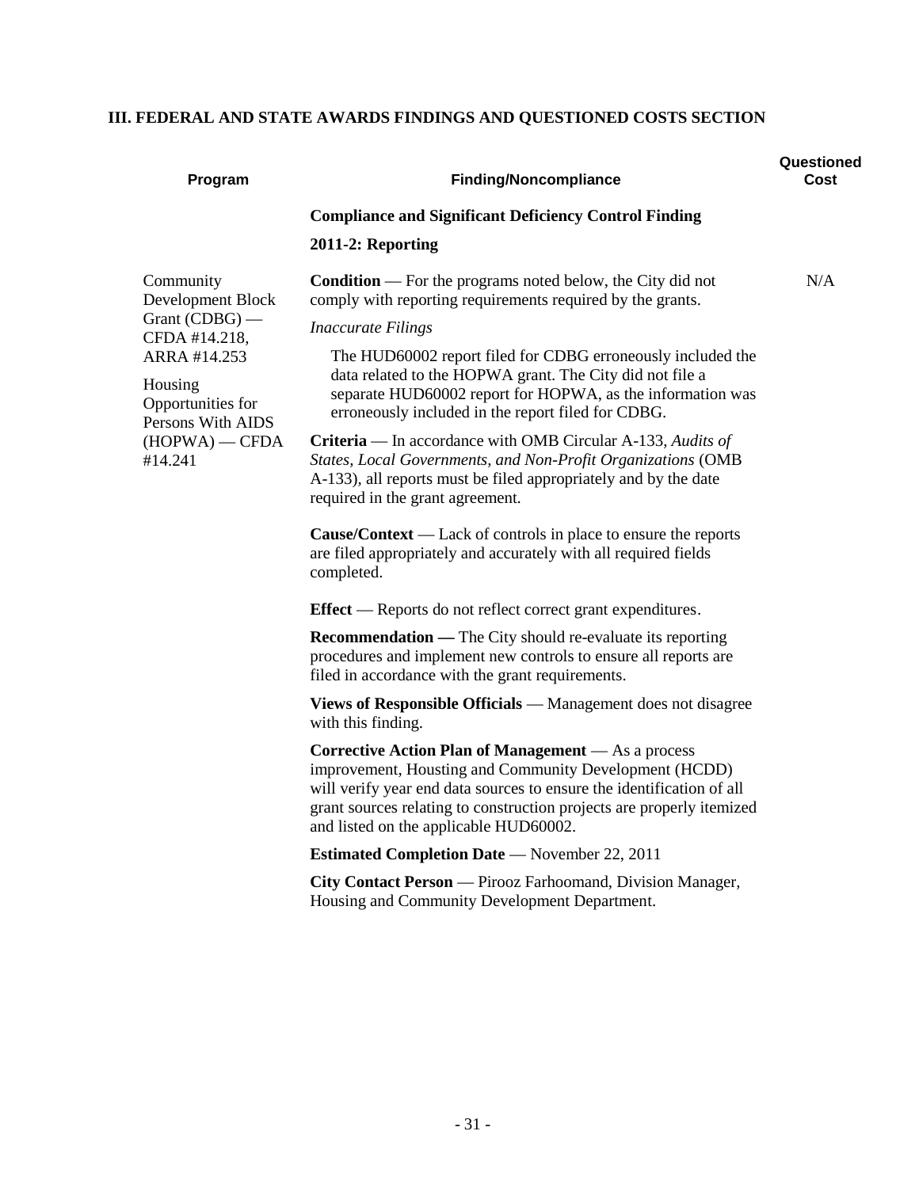## III. FEDERAL AND STATE AWARDS FINDINGS AND QUESTIONED COSTS SECTION

| Program | Finding/Noncompliance | Questioned Cost |
|---|---|---|
| | **Compliance and Significant Deficiency Control Finding** | |
| | **2011-2: Reporting** | |
| Community Development Block Grant (CDBG) — CFDA #14.218, ARRA #14.253<br><br>Housing Opportunities for Persons With AIDS (HOPWA) — CFDA #14.241 | **Condition** — For the programs noted below, the City did not comply with reporting requirements required by the grants.<br><br>*Inaccurate Filings*<br><br>The HUD60002 report filed for CDBG erroneously included the data related to the HOPWA grant. The City did not file a separate HUD60002 report for HOPWA, as the information was erroneously included in the report filed for CDBG.<br><br>**Criteria** — In accordance with OMB Circular A-133, *Audits of States, Local Governments, and Non-Profit Organizations* (OMB A-133), all reports must be filed appropriately and by the date required in the grant agreement.<br><br>**Cause/Context** — Lack of controls in place to ensure the reports are filed appropriately and accurately with all required fields completed.<br><br>**Effect** — Reports do not reflect correct grant expenditures.<br><br>**Recommendation —** The City should re-evaluate its reporting procedures and implement new controls to ensure all reports are filed in accordance with the grant requirements.<br><br>**Views of Responsible Officials** — Management does not disagree with this finding.<br><br>**Corrective Action Plan of Management** — As a process improvement, Housing and Community Development (HCDD) will verify year end data sources to ensure the identification of all grant sources relating to construction projects are properly itemized and listed on the applicable HUD60002.<br><br>**Estimated Completion Date** — November 22, 2011<br><br>**City Contact Person** — Pirooz Farhoomand, Division Manager, Housing and Community Development Department. | N/A |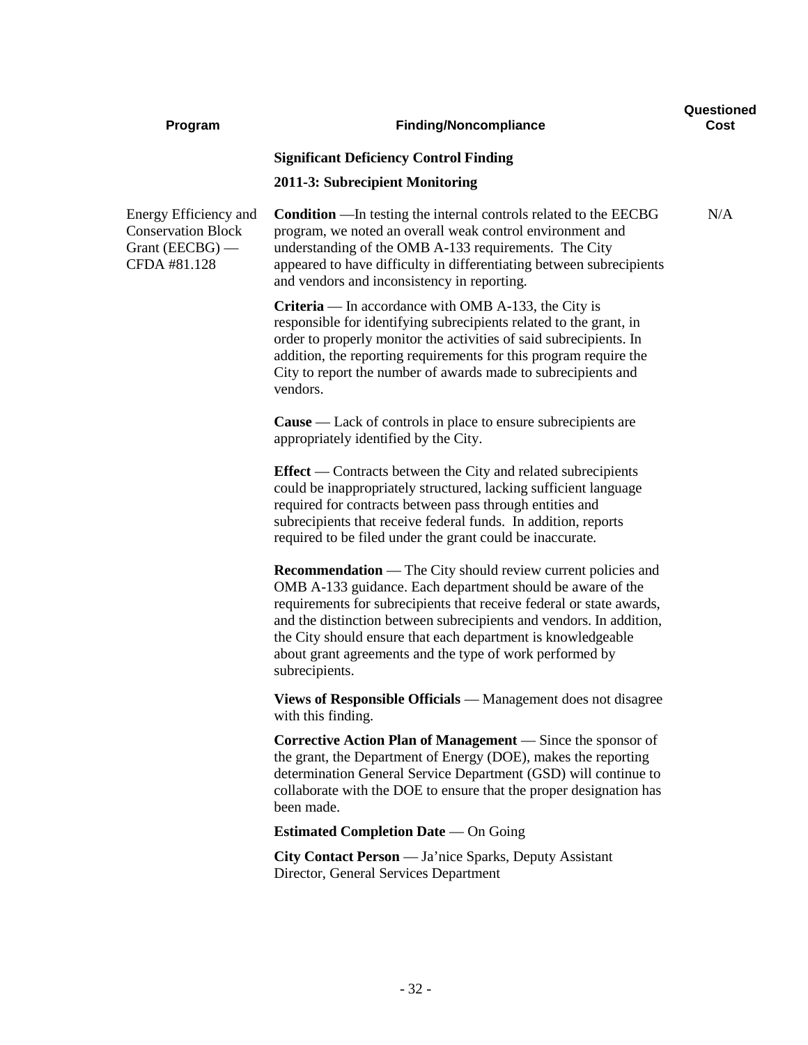| Program | Finding/Noncompliance | Questioned Cost |
|---|---|---|
| | **Significant Deficiency Control Finding** | |
| | **2011-3: Subrecipient Monitoring** | |
| Energy Efficiency and Conservation Block Grant (EECBG) — CFDA #81.128 | **Condition** —In testing the internal controls related to the EECBG program, we noted an overall weak control environment and understanding of the OMB A-133 requirements. The City appeared to have difficulty in differentiating between subrecipients and vendors and inconsistency in reporting. | N/A |
| | **Criteria** — In accordance with OMB A-133, the City is responsible for identifying subrecipients related to the grant, in order to properly monitor the activities of said subrecipients. In addition, the reporting requirements for this program require the City to report the number of awards made to subrecipients and vendors. | |
| | **Cause** — Lack of controls in place to ensure subrecipients are appropriately identified by the City. | |
| | **Effect** — Contracts between the City and related subrecipients could be inappropriately structured, lacking sufficient language required for contracts between pass through entities and subrecipients that receive federal funds. In addition, reports required to be filed under the grant could be inaccurate. | |
| | **Recommendation** — The City should review current policies and OMB A-133 guidance. Each department should be aware of the requirements for subrecipients that receive federal or state awards, and the distinction between subrecipients and vendors. In addition, the City should ensure that each department is knowledgeable about grant agreements and the type of work performed by subrecipients. | |
| | **Views of Responsible Officials** — Management does not disagree with this finding. | |
| | **Corrective Action Plan of Management** — Since the sponsor of the grant, the Department of Energy (DOE), makes the reporting determination General Service Department (GSD) will continue to collaborate with the DOE to ensure that the proper designation has been made. | |
| | **Estimated Completion Date** — On Going | |
| | **City Contact Person** — Ja'nice Sparks, Deputy Assistant Director, General Services Department | |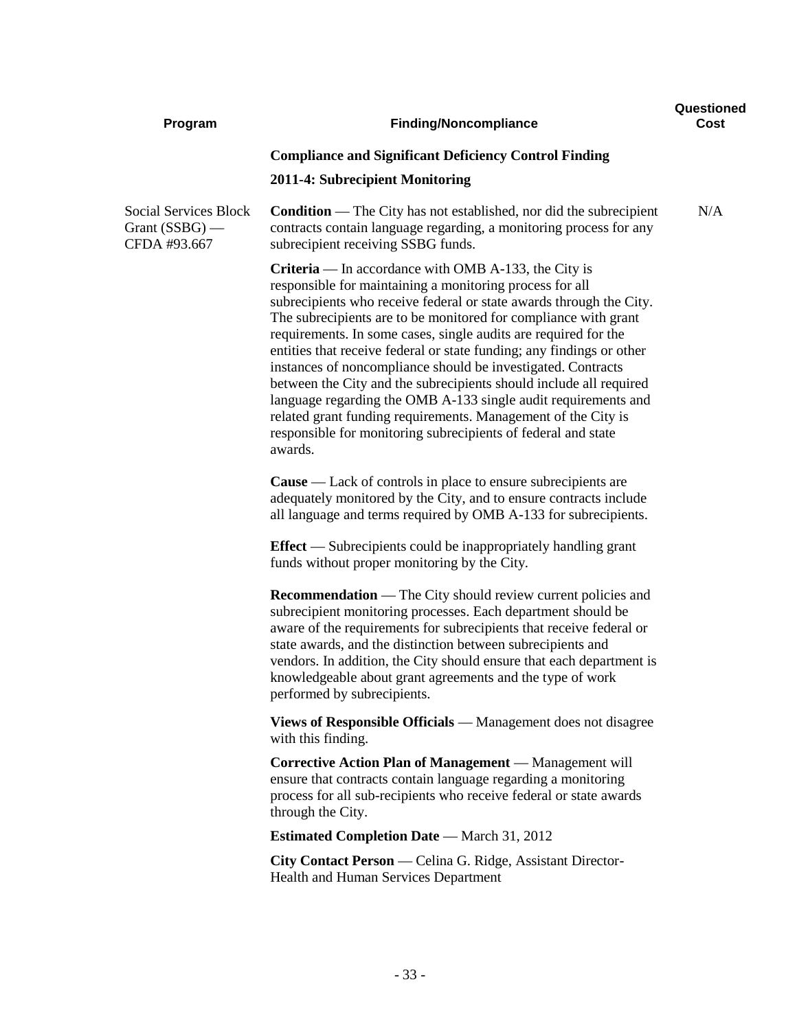| Program | Finding/Noncompliance | Questioned Cost |
|---|---|---|
| | **Compliance and Significant Deficiency Control Finding** | |
| | **2011-4: Subrecipient Monitoring** | |
| Social Services Block Grant (SSBG) — CFDA #93.667 | **Condition** — The City has not established, nor did the subrecipient contracts contain language regarding, a monitoring process for any subrecipient receiving SSBG funds. | N/A |

**Criteria** — In accordance with OMB A-133, the City is responsible for maintaining a monitoring process for all subrecipients who receive federal or state awards through the City. The subrecipients are to be monitored for compliance with grant requirements. In some cases, single audits are required for the entities that receive federal or state funding; any findings or other instances of noncompliance should be investigated. Contracts between the City and the subrecipients should include all required language regarding the OMB A-133 single audit requirements and related grant funding requirements. Management of the City is responsible for monitoring subrecipients of federal and state awards.

**Cause** — Lack of controls in place to ensure subrecipients are adequately monitored by the City, and to ensure contracts include all language and terms required by OMB A-133 for subrecipients.

**Effect** — Subrecipients could be inappropriately handling grant funds without proper monitoring by the City.

**Recommendation** — The City should review current policies and subrecipient monitoring processes. Each department should be aware of the requirements for subrecipients that receive federal or state awards, and the distinction between subrecipients and vendors. In addition, the City should ensure that each department is knowledgeable about grant agreements and the type of work performed by subrecipients.

**Views of Responsible Officials** — Management does not disagree with this finding.

**Corrective Action Plan of Management** — Management will ensure that contracts contain language regarding a monitoring process for all sub-recipients who receive federal or state awards through the City.

**Estimated Completion Date** — March 31, 2012

**City Contact Person** — Celina G. Ridge, Assistant Director-Health and Human Services Department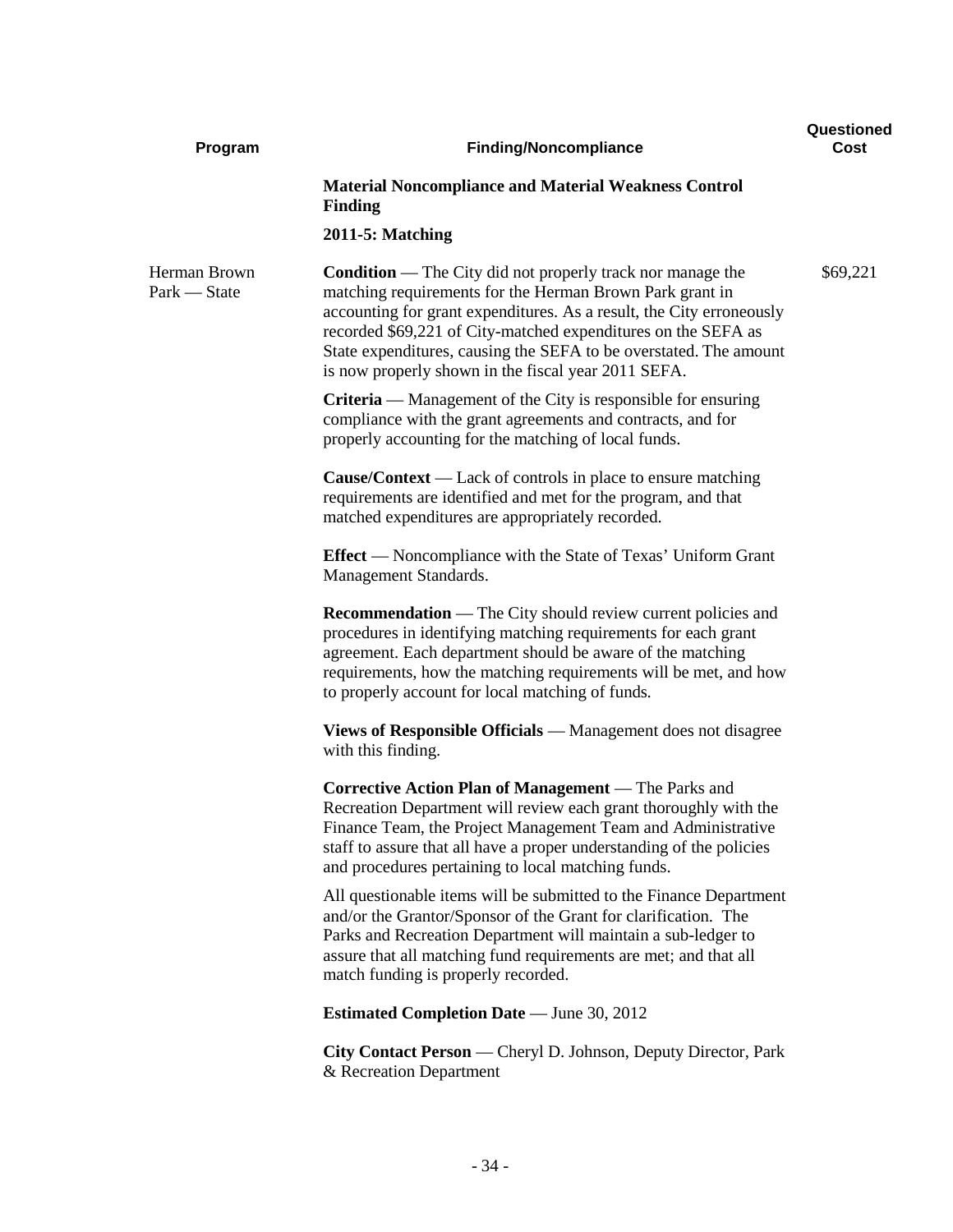| Program | Finding/Noncompliance | Questioned Cost |
|---|---|---|
| | **Material Noncompliance and Material Weakness Control Finding** | |
| | **2011-5: Matching** | |
| Herman Brown Park — State | **Condition** — The City did not properly track nor manage the matching requirements for the Herman Brown Park grant in accounting for grant expenditures. As a result, the City erroneously recorded $69,221 of City-matched expenditures on the SEFA as State expenditures, causing the SEFA to be overstated. The amount is now properly shown in the fiscal year 2011 SEFA. | $69,221 |

**Criteria** — Management of the City is responsible for ensuring compliance with the grant agreements and contracts, and for properly accounting for the matching of local funds.

**Cause/Context** — Lack of controls in place to ensure matching requirements are identified and met for the program, and that matched expenditures are appropriately recorded.

**Effect** — Noncompliance with the State of Texas' Uniform Grant Management Standards.

**Recommendation** — The City should review current policies and procedures in identifying matching requirements for each grant agreement. Each department should be aware of the matching requirements, how the matching requirements will be met, and how to properly account for local matching of funds.

**Views of Responsible Officials** — Management does not disagree with this finding.

**Corrective Action Plan of Management** — The Parks and Recreation Department will review each grant thoroughly with the Finance Team, the Project Management Team and Administrative staff to assure that all have a proper understanding of the policies and procedures pertaining to local matching funds.

All questionable items will be submitted to the Finance Department and/or the Grantor/Sponsor of the Grant for clarification. The Parks and Recreation Department will maintain a sub-ledger to assure that all matching fund requirements are met; and that all match funding is properly recorded.

**Estimated Completion Date** — June 30, 2012

**City Contact Person** — Cheryl D. Johnson, Deputy Director, Park & Recreation Department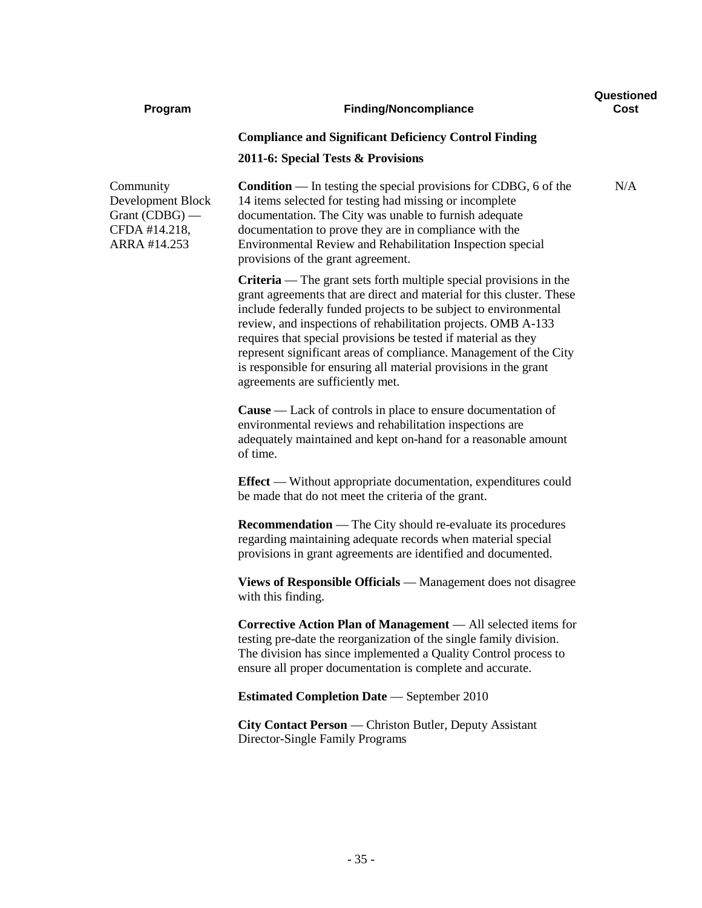| Program | Finding/Noncompliance | Questioned Cost |
|---|---|---|
| | **Compliance and Significant Deficiency Control Finding** | |
| | **2011-6: Special Tests & Provisions** | |
| Community Development Block Grant (CDBG) — CFDA #14.218, ARRA #14.253 | **Condition** — In testing the special provisions for CDBG, 6 of the 14 items selected for testing had missing or incomplete documentation. The City was unable to furnish adequate documentation to prove they are in compliance with the Environmental Review and Rehabilitation Inspection special provisions of the grant agreement. | N/A |

**Criteria** — The grant sets forth multiple special provisions in the grant agreements that are direct and material for this cluster. These include federally funded projects to be subject to environmental review, and inspections of rehabilitation projects. OMB A-133 requires that special provisions be tested if material as they represent significant areas of compliance. Management of the City is responsible for ensuring all material provisions in the grant agreements are sufficiently met.

**Cause** — Lack of controls in place to ensure documentation of environmental reviews and rehabilitation inspections are adequately maintained and kept on-hand for a reasonable amount of time.

**Effect** — Without appropriate documentation, expenditures could be made that do not meet the criteria of the grant.

**Recommendation** — The City should re-evaluate its procedures regarding maintaining adequate records when material special provisions in grant agreements are identified and documented.

**Views of Responsible Officials** — Management does not disagree with this finding.

**Corrective Action Plan of Management** — All selected items for testing pre-date the reorganization of the single family division. The division has since implemented a Quality Control process to ensure all proper documentation is complete and accurate.

**Estimated Completion Date** — September 2010

**City Contact Person** — Christon Butler, Deputy Assistant Director-Single Family Programs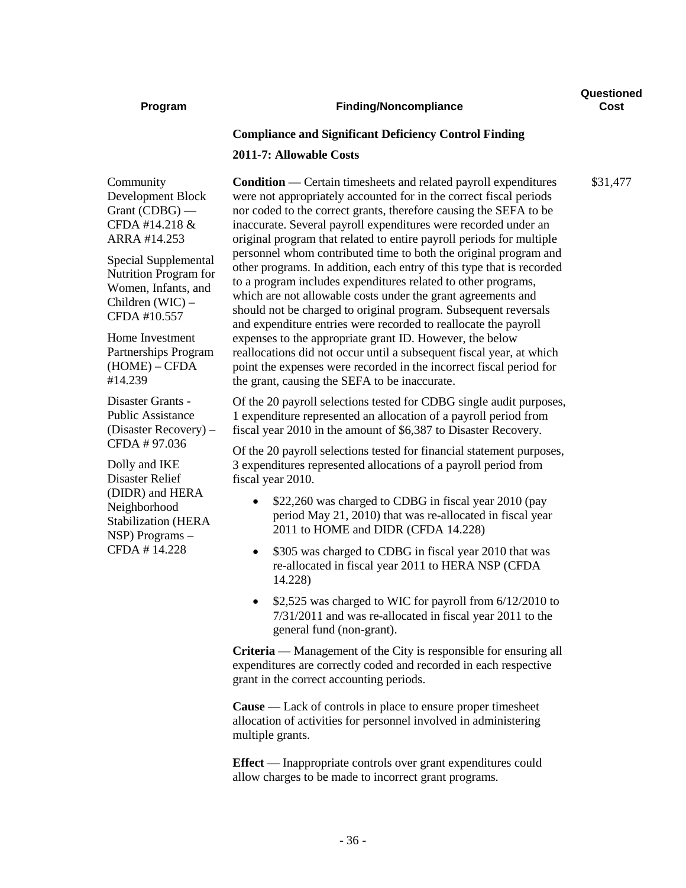| Program | Finding/Noncompliance | Questioned Cost |
|---|---|---|
| | **Compliance and Significant Deficiency Control Finding** | |
| | **2011-7: Allowable Costs** | |
| Community Development Block Grant (CDBG) — CFDA #14.218 & ARRA #14.253<br><br>Special Supplemental Nutrition Program for Women, Infants, and Children (WIC) – CFDA #10.557<br><br>Home Investment Partnerships Program (HOME) – CFDA #14.239<br><br>Disaster Grants - Public Assistance (Disaster Recovery) – CFDA # 97.036<br><br>Dolly and IKE Disaster Relief (DIDR) and HERA Neighborhood Stabilization (HERA NSP) Programs – CFDA # 14.228 | **Condition** — Certain timesheets and related payroll expenditures were not appropriately accounted for in the correct fiscal periods nor coded to the correct grants, therefore causing the SEFA to be inaccurate. Several payroll expenditures were recorded under an original program that related to entire payroll periods for multiple personnel whom contributed time to both the original program and other programs. In addition, each entry of this type that is recorded to a program includes expenditures related to other programs, which are not allowable costs under the grant agreements and should not be charged to original program. Subsequent reversals and expenditure entries were recorded to reallocate the payroll expenses to the appropriate grant ID. However, the below reallocations did not occur until a subsequent fiscal year, at which point the expenses were recorded in the incorrect fiscal period for the grant, causing the SEFA to be inaccurate. | $31,477 |

Of the 20 payroll selections tested for CDBG single audit purposes, 1 expenditure represented an allocation of a payroll period from fiscal year 2010 in the amount of $6,387 to Disaster Recovery.

Of the 20 payroll selections tested for financial statement purposes, 3 expenditures represented allocations of a payroll period from fiscal year 2010.

- $22,260 was charged to CDBG in fiscal year 2010 (pay period May 21, 2010) that was re-allocated in fiscal year 2011 to HOME and DIDR (CFDA 14.228)
- $305 was charged to CDBG in fiscal year 2010 that was re-allocated in fiscal year 2011 to HERA NSP (CFDA 14.228)
- $2,525 was charged to WIC for payroll from 6/12/2010 to 7/31/2011 and was re-allocated in fiscal year 2011 to the general fund (non-grant).

**Criteria** — Management of the City is responsible for ensuring all expenditures are correctly coded and recorded in each respective grant in the correct accounting periods.

**Cause** — Lack of controls in place to ensure proper timesheet allocation of activities for personnel involved in administering multiple grants.

**Effect** — Inappropriate controls over grant expenditures could allow charges to be made to incorrect grant programs.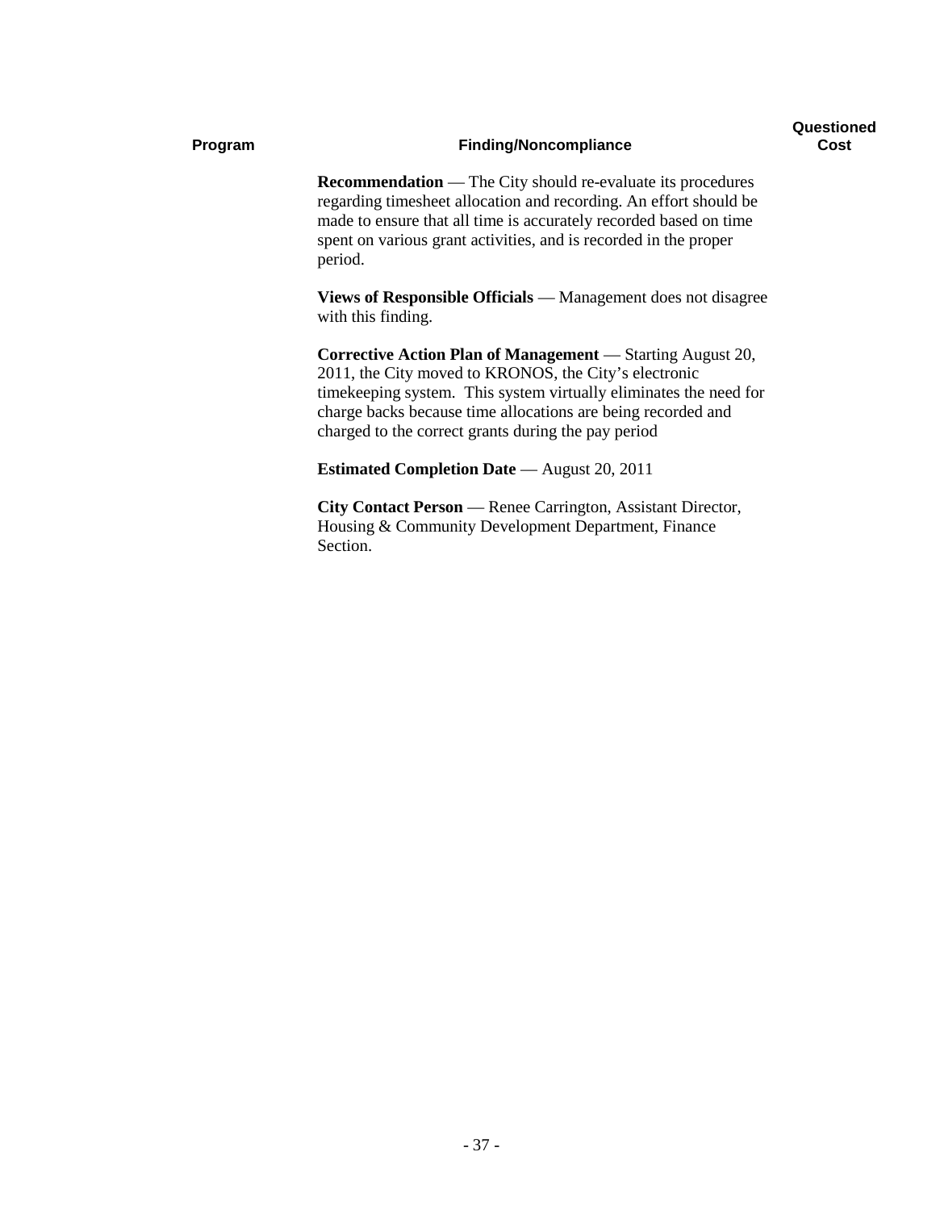| Program | Finding/Noncompliance | Questioned Cost |
|---|---|---|
| | **Recommendation** — The City should re-evaluate its procedures regarding timesheet allocation and recording. An effort should be made to ensure that all time is accurately recorded based on time spent on various grant activities, and is recorded in the proper period. | |

**Views of Responsible Officials** — Management does not disagree with this finding.

**Corrective Action Plan of Management** — Starting August 20, 2011, the City moved to KRONOS, the City's electronic timekeeping system. This system virtually eliminates the need for charge backs because time allocations are being recorded and charged to the correct grants during the pay period

**Estimated Completion Date** — August 20, 2011

**City Contact Person** — Renee Carrington, Assistant Director, Housing & Community Development Department, Finance Section.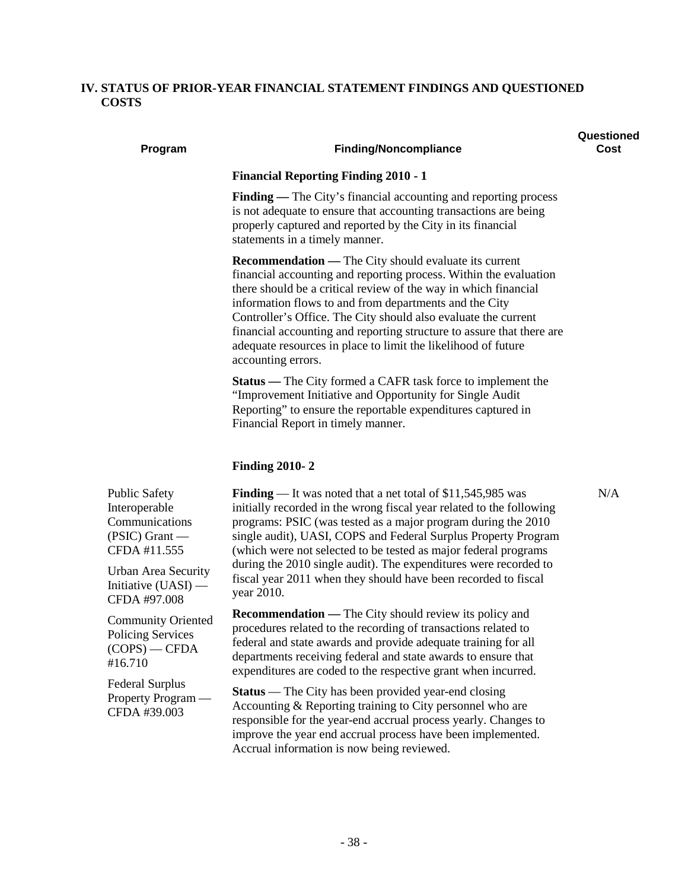## IV. STATUS OF PRIOR-YEAR FINANCIAL STATEMENT FINDINGS AND QUESTIONED COSTS

| Program | Finding/Noncompliance | Questioned Cost |
|---|---|---|
| | **Financial Reporting Finding 2010 - 1** | |
| | **Finding —** The City's financial accounting and reporting process is not adequate to ensure that accounting transactions are being properly captured and reported by the City in its financial statements in a timely manner. | |
| | **Recommendation —** The City should evaluate its current financial accounting and reporting process. Within the evaluation there should be a critical review of the way in which financial information flows to and from departments and the City Controller's Office. The City should also evaluate the current financial accounting and reporting structure to assure that there are adequate resources in place to limit the likelihood of future accounting errors. | |
| | **Status —** The City formed a CAFR task force to implement the "Improvement Initiative and Opportunity for Single Audit Reporting" to ensure the reportable expenditures captured in Financial Report in timely manner. | |
| | **Finding 2010- 2** | |
| Public Safety Interoperable Communications (PSIC) Grant — CFDA #11.555<br><br>Urban Area Security Initiative (UASI) — CFDA #97.008<br><br>Community Oriented Policing Services (COPS) — CFDA #16.710<br><br>Federal Surplus Property Program — CFDA #39.003 | **Finding** — It was noted that a net total of $11,545,985 was initially recorded in the wrong fiscal year related to the following programs: PSIC (was tested as a major program during the 2010 single audit), UASI, COPS and Federal Surplus Property Program (which were not selected to be tested as major federal programs during the 2010 single audit). The expenditures were recorded to fiscal year 2011 when they should have been recorded to fiscal year 2010.<br><br>**Recommendation —** The City should review its policy and procedures related to the recording of transactions related to federal and state awards and provide adequate training for all departments receiving federal and state awards to ensure that expenditures are coded to the respective grant when incurred.<br><br>**Status** — The City has been provided year-end closing Accounting & Reporting training to City personnel who are responsible for the year-end accrual process yearly. Changes to improve the year end accrual process have been implemented. Accrual information is now being reviewed. | N/A |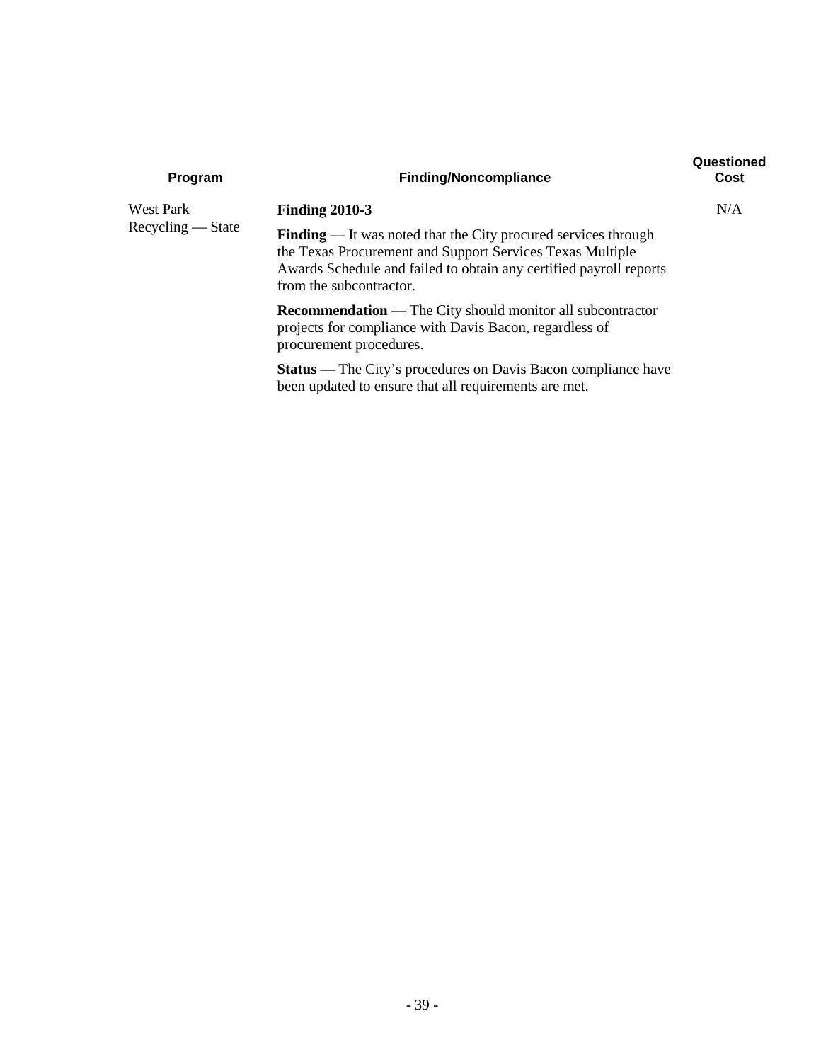| Program | Finding/Noncompliance | Questioned Cost |
|---|---|---|
| West Park Recycling — State | **Finding 2010-3**<br><br>**Finding** — It was noted that the City procured services through the Texas Procurement and Support Services Texas Multiple Awards Schedule and failed to obtain any certified payroll reports from the subcontractor.<br><br>**Recommendation —** The City should monitor all subcontractor projects for compliance with Davis Bacon, regardless of procurement procedures.<br><br>**Status** — The City's procedures on Davis Bacon compliance have been updated to ensure that all requirements are met. | N/A |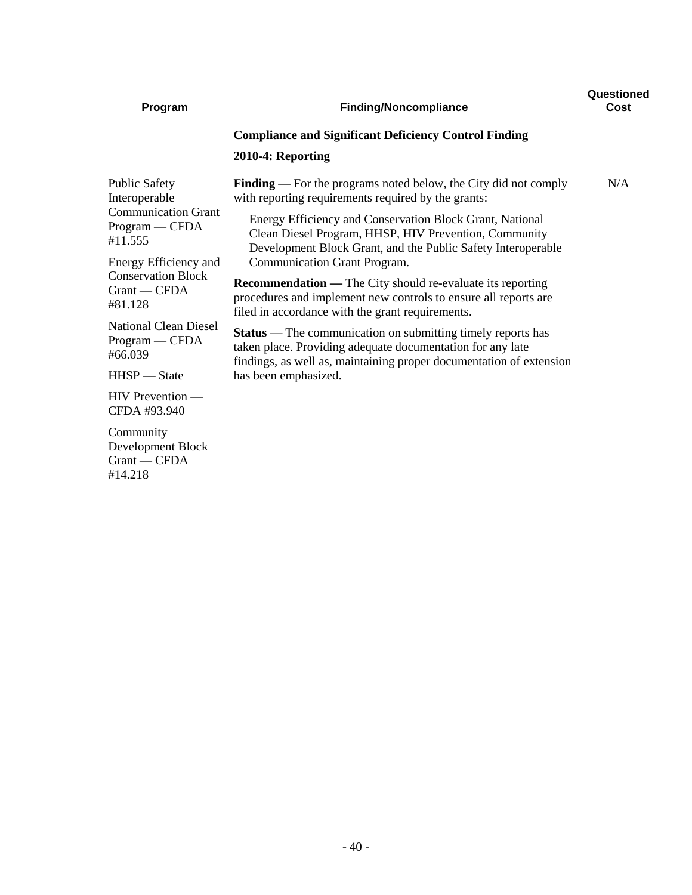| Program | Finding/Noncompliance | Questioned Cost |
|---|---|---|
| | **Compliance and Significant Deficiency Control Finding** | |
| | **2010-4: Reporting** | |
| Public Safety Interoperable Communication Grant Program — CFDA #11.555<br><br>Energy Efficiency and Conservation Block Grant — CFDA #81.128<br><br>National Clean Diesel Program — CFDA #66.039<br><br>HHSP — State<br><br>HIV Prevention — CFDA #93.940<br><br>Community Development Block Grant — CFDA #14.218 | **Finding** — For the programs noted below, the City did not comply with reporting requirements required by the grants:<br><br>Energy Efficiency and Conservation Block Grant, National Clean Diesel Program, HHSP, HIV Prevention, Community Development Block Grant, and the Public Safety Interoperable Communication Grant Program.<br><br>**Recommendation —** The City should re-evaluate its reporting procedures and implement new controls to ensure all reports are filed in accordance with the grant requirements.<br><br>**Status** — The communication on submitting timely reports has taken place. Providing adequate documentation for any late findings, as well as, maintaining proper documentation of extension has been emphasized. | N/A |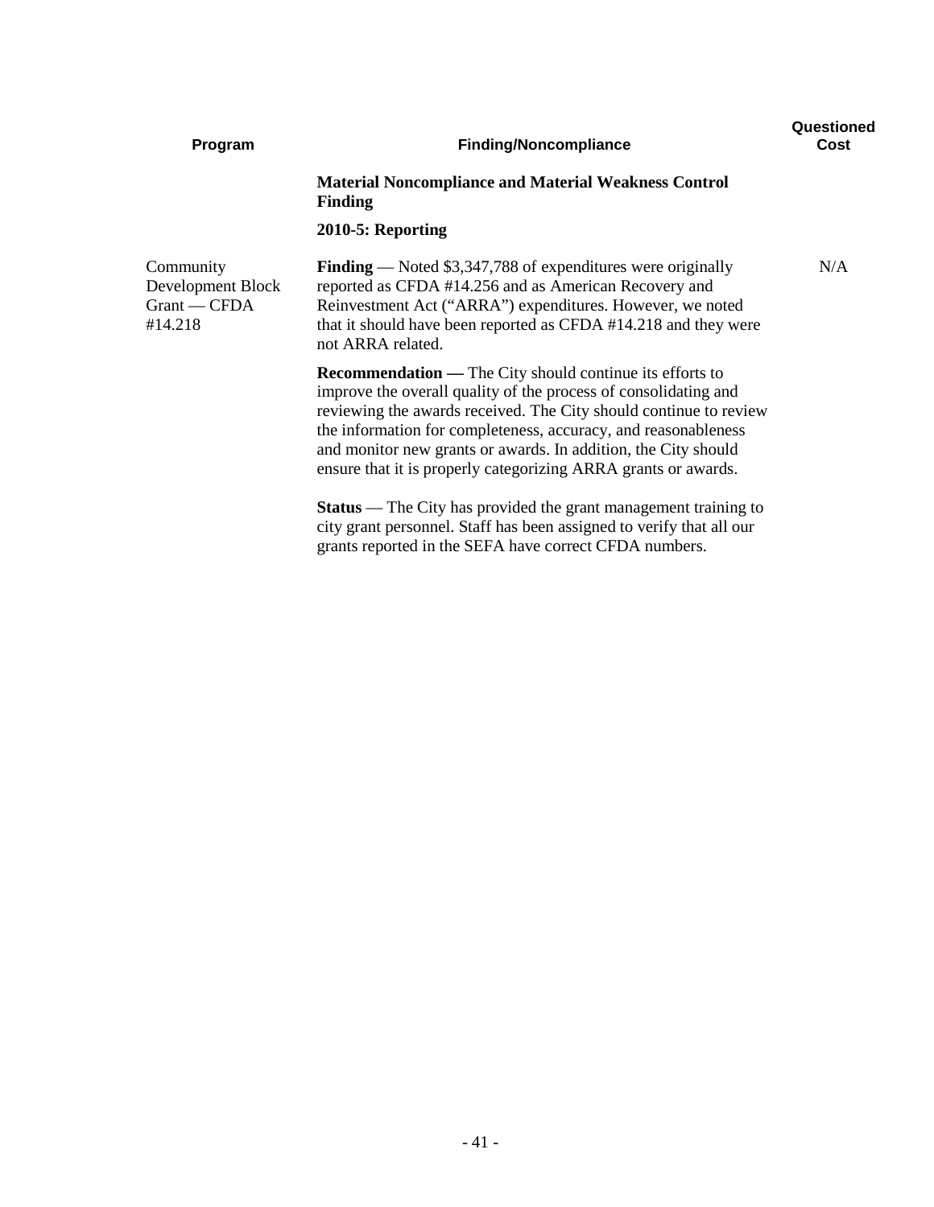| Program | Finding/Noncompliance | Questioned Cost |
|---|---|---|
| | **Material Noncompliance and Material Weakness Control Finding** | |
| | **2010-5: Reporting** | |
| Community Development Block Grant — CFDA #14.218 | **Finding** — Noted $3,347,788 of expenditures were originally reported as CFDA #14.256 and as American Recovery and Reinvestment Act ("ARRA") expenditures. However, we noted that it should have been reported as CFDA #14.218 and they were not ARRA related. | N/A |
| | **Recommendation —** The City should continue its efforts to improve the overall quality of the process of consolidating and reviewing the awards received. The City should continue to review the information for completeness, accuracy, and reasonableness and monitor new grants or awards. In addition, the City should ensure that it is properly categorizing ARRA grants or awards. | |
| | **Status** — The City has provided the grant management training to city grant personnel. Staff has been assigned to verify that all our grants reported in the SEFA have correct CFDA numbers. | |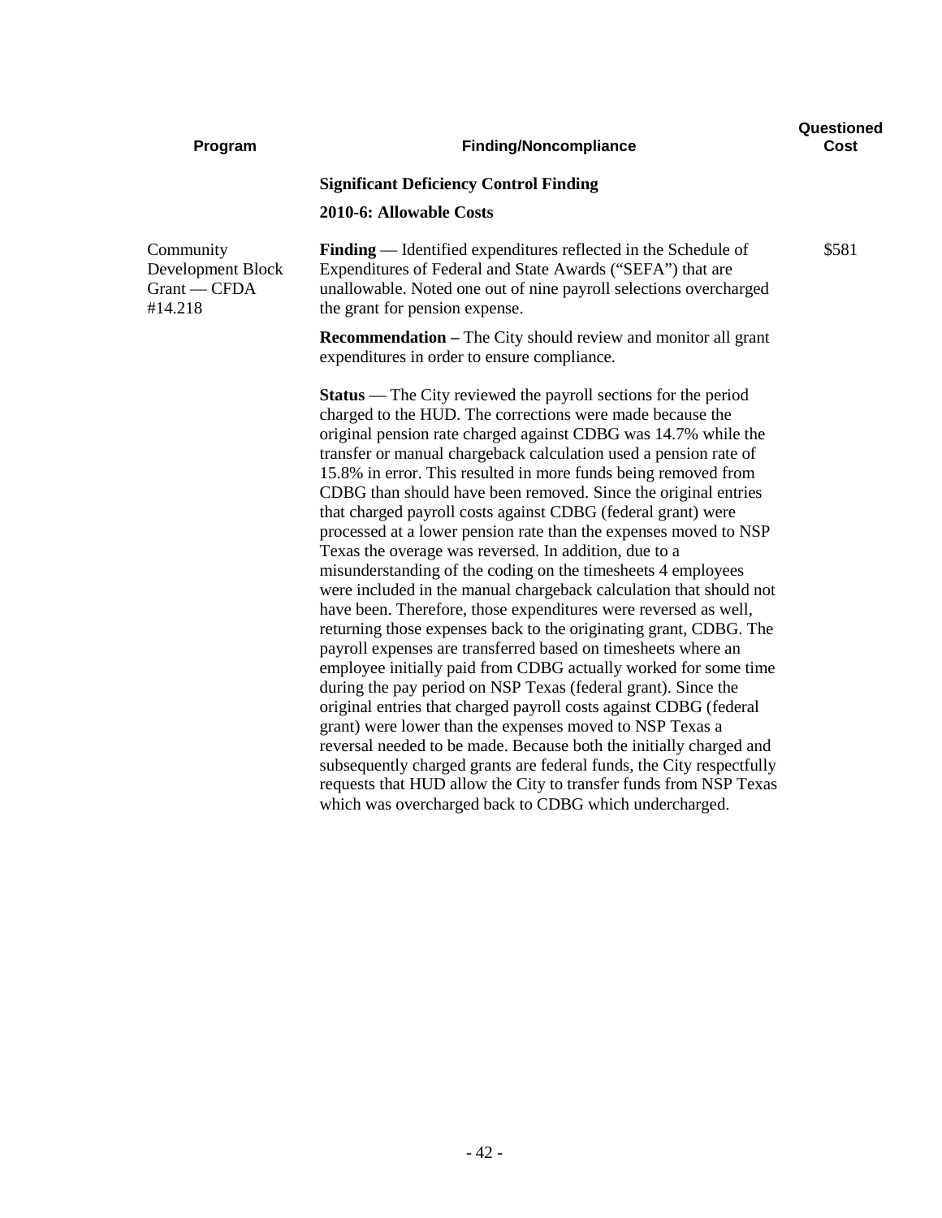| Program | Finding/Noncompliance | Questioned Cost |
|---|---|---|
| | **Significant Deficiency Control Finding** | |
| | **2010-6: Allowable Costs** | |
| Community Development Block Grant — CFDA #14.218 | **Finding** — Identified expenditures reflected in the Schedule of Expenditures of Federal and State Awards ("SEFA") that are unallowable. Noted one out of nine payroll selections overcharged the grant for pension expense. | $581 |
| | **Recommendation –** The City should review and monitor all grant expenditures in order to ensure compliance. | |
| | **Status** — The City reviewed the payroll sections for the period charged to the HUD. The corrections were made because the original pension rate charged against CDBG was 14.7% while the transfer or manual chargeback calculation used a pension rate of 15.8% in error. This resulted in more funds being removed from CDBG than should have been removed. Since the original entries that charged payroll costs against CDBG (federal grant) were processed at a lower pension rate than the expenses moved to NSP Texas the overage was reversed. In addition, due to a misunderstanding of the coding on the timesheets 4 employees were included in the manual chargeback calculation that should not have been. Therefore, those expenditures were reversed as well, returning those expenses back to the originating grant, CDBG. The payroll expenses are transferred based on timesheets where an employee initially paid from CDBG actually worked for some time during the pay period on NSP Texas (federal grant). Since the original entries that charged payroll costs against CDBG (federal grant) were lower than the expenses moved to NSP Texas a reversal needed to be made. Because both the initially charged and subsequently charged grants are federal funds, the City respectfully requests that HUD allow the City to transfer funds from NSP Texas which was overcharged back to CDBG which undercharged. | |